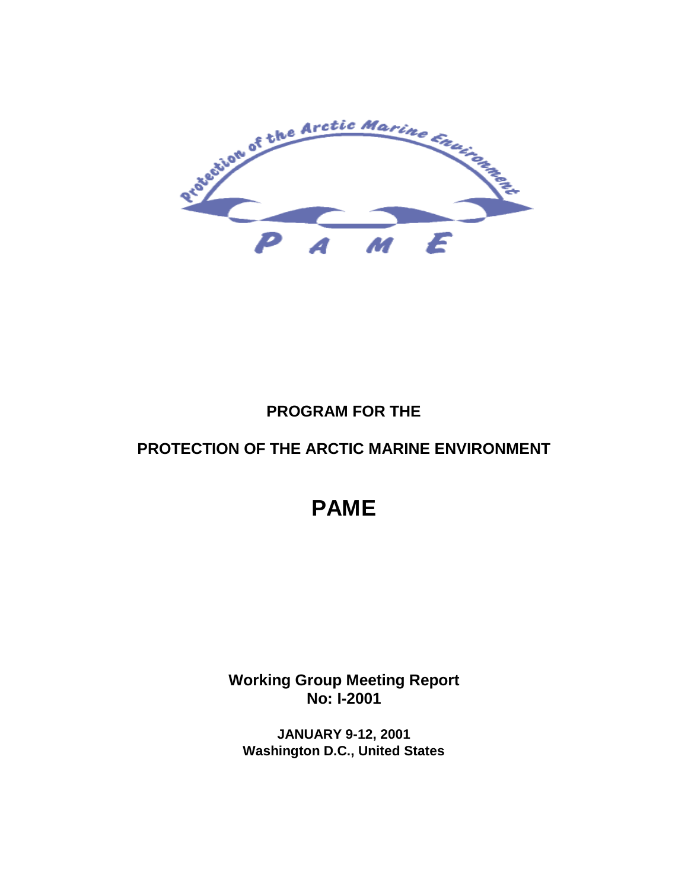PROGRAM FOR THE

PROTECTION OF THE ARCTIC MARINE ENVIRONMENT

# PAME

**Working Group Meeting Report**
**No: I-2001**

**JANUARY 9-12, 2001**
**Washington D.C., United States**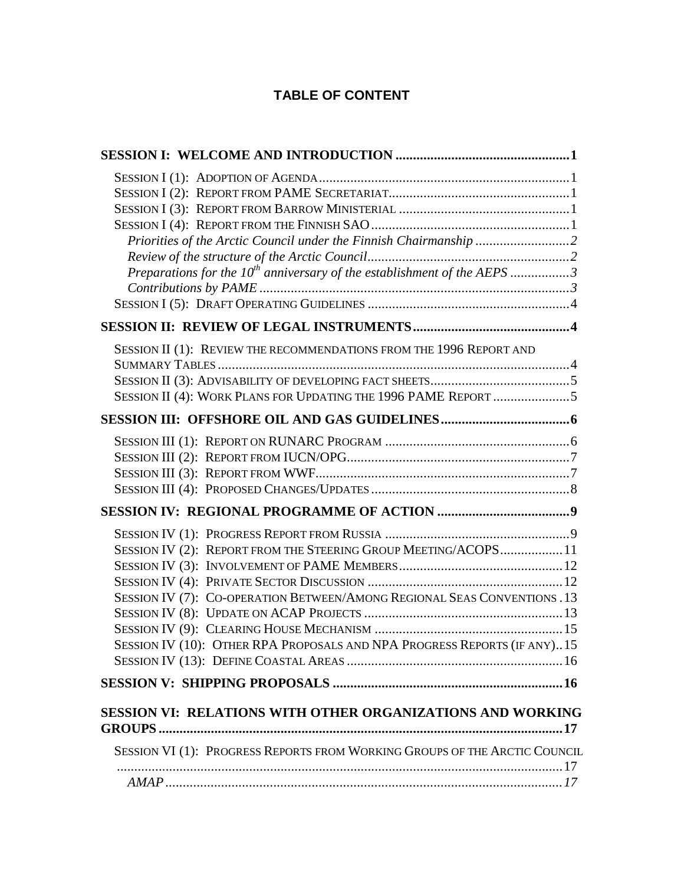# TABLE OF CONTENT

**SESSION I: WELCOME AND INTRODUCTION** .................................................. **1**

- SESSION I (1): ADOPTION OF AGENDA ........................................................................ 1
- SESSION I (2): REPORT FROM PAME SECRETARIAT ................................................... 1
- SESSION I (3): REPORT FROM BARROW MINISTERIAL ................................................ 1
- SESSION I (4): REPORT FROM THE FINNISH SAO ........................................................ 1
  - *Priorities of the Arctic Council under the Finnish Chairmanship* .......................... *2*
  - *Review of the structure of the Arctic Council* ........................................................ *2*
  - *Preparations for the 10th anniversary of the establishment of the AEPS* ................ *3*
  - *Contributions by PAME* ........................................................................................ *3*
- SESSION I (5): DRAFT OPERATING GUIDELINES ......................................................... 4

**SESSION II: REVIEW OF LEGAL INSTRUMENTS** ............................................ **4**

- SESSION II (1): REVIEW THE RECOMMENDATIONS FROM THE 1996 REPORT AND SUMMARY TABLES ..................................................................................................... 4
- SESSION II (3): ADVISABILITY OF DEVELOPING FACT SHEETS ........................................ 5
- SESSION II (4): WORK PLANS FOR UPDATING THE 1996 PAME REPORT ...................... 5

**SESSION III: OFFSHORE OIL AND GAS GUIDELINES** .................................... **6**

- SESSION III (1): REPORT ON RUNARC PROGRAM .................................................... 6
- SESSION III (2): REPORT FROM IUCN/OPG ............................................................... 7
- SESSION III (3): REPORT FROM WWF ........................................................................ 7
- SESSION III (4): PROPOSED CHANGES/UPDATES ........................................................ 8

**SESSION IV: REGIONAL PROGRAMME OF ACTION** ...................................... **9**

- SESSION IV (1): PROGRESS REPORT FROM RUSSIA .................................................... 9
- SESSION IV (2): REPORT FROM THE STEERING GROUP MEETING/ACOPS .................. 11
- SESSION IV (3): INVOLVEMENT OF PAME MEMBERS .............................................. 12
- SESSION IV (4): PRIVATE SECTOR DISCUSSION ....................................................... 12
- SESSION IV (7): CO-OPERATION BETWEEN/AMONG REGIONAL SEAS CONVENTIONS . 13
- SESSION IV (8): UPDATE ON ACAP PROJECTS ......................................................... 13
- SESSION IV (9): CLEARING HOUSE MECHANISM ..................................................... 15
- SESSION IV (10): OTHER RPA PROPOSALS AND NPA PROGRESS REPORTS (IF ANY) .. 15
- SESSION IV (13): DEFINE COASTAL AREAS ............................................................. 16

**SESSION V: SHIPPING PROPOSALS** .................................................................. **16**

**SESSION VI: RELATIONS WITH OTHER ORGANIZATIONS AND WORKING GROUPS** ................................................................................................................... **17**

- SESSION VI (1): PROGRESS REPORTS FROM WORKING GROUPS OF THE ARCTIC COUNCIL ............................................................................................................... 17
  - *AMAP* ................................................................................................................. *17*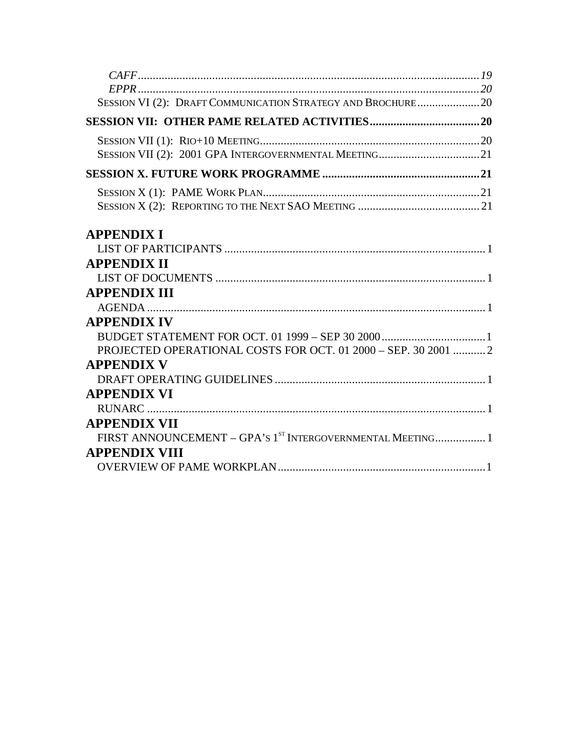*CAFF* ........ *19*
*EPPR* ........ *20*
SESSION VI (2): DRAFT COMMUNICATION STRATEGY AND BROCHURE ........ 20

**SESSION VII: OTHER PAME RELATED ACTIVITIES ........ 20**

SESSION VII (1): RIO+10 MEETING ........ 20
SESSION VII (2): 2001 GPA INTERGOVERNMENTAL MEETING ........ 21

**SESSION X. FUTURE WORK PROGRAMME ........ 21**

SESSION X (1): PAME WORK PLAN ........ 21
SESSION X (2): REPORTING TO THE NEXT SAO MEETING ........ 21

**APPENDIX I**
LIST OF PARTICIPANTS ........ 1
**APPENDIX II**
LIST OF DOCUMENTS ........ 1
**APPENDIX III**
AGENDA ........ 1
**APPENDIX IV**
BUDGET STATEMENT FOR OCT. 01 1999 – SEP 30 2000 ........ 1
PROJECTED OPERATIONAL COSTS FOR OCT. 01 2000 – SEP. 30 2001 ........ 2
**APPENDIX V**
DRAFT OPERATING GUIDELINES ........ 1
**APPENDIX VI**
RUNARC ........ 1
**APPENDIX VII**
FIRST ANNOUNCEMENT – GPA'S 1ST INTERGOVERNMENTAL MEETING ........ 1
**APPENDIX VIII**
OVERVIEW OF PAME WORKPLAN ........ 1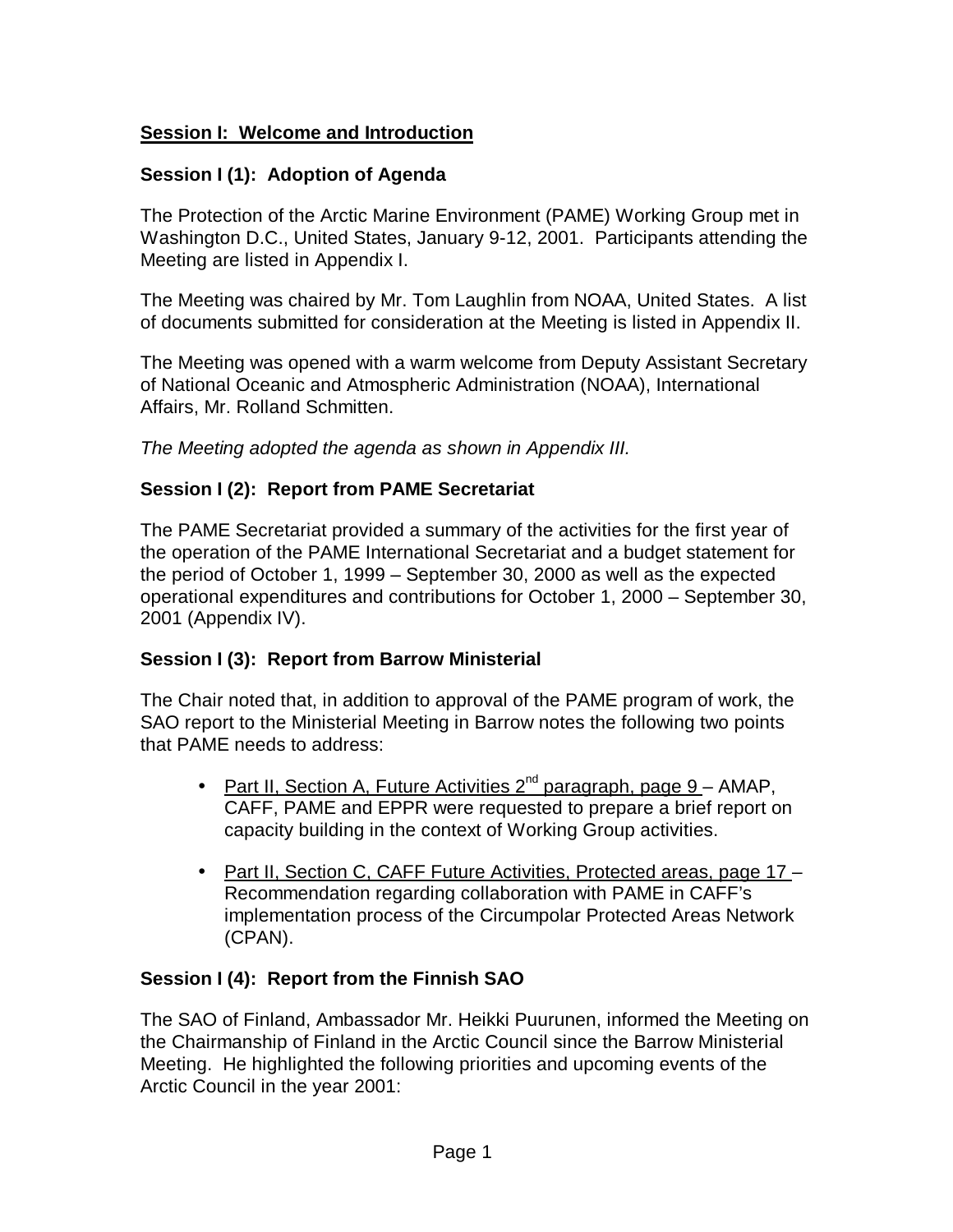## Session I: Welcome and Introduction

### Session I (1): Adoption of Agenda

The Protection of the Arctic Marine Environment (PAME) Working Group met in Washington D.C., United States, January 9-12, 2001. Participants attending the Meeting are listed in Appendix I.

The Meeting was chaired by Mr. Tom Laughlin from NOAA, United States. A list of documents submitted for consideration at the Meeting is listed in Appendix II.

The Meeting was opened with a warm welcome from Deputy Assistant Secretary of National Oceanic and Atmospheric Administration (NOAA), International Affairs, Mr. Rolland Schmitten.

*The Meeting adopted the agenda as shown in Appendix III.*

### Session I (2): Report from PAME Secretariat

The PAME Secretariat provided a summary of the activities for the first year of the operation of the PAME International Secretariat and a budget statement for the period of October 1, 1999 – September 30, 2000 as well as the expected operational expenditures and contributions for October 1, 2000 – September 30, 2001 (Appendix IV).

### Session I (3): Report from Barrow Ministerial

The Chair noted that, in addition to approval of the PAME program of work, the SAO report to the Ministerial Meeting in Barrow notes the following two points that PAME needs to address:

- Part II, Section A, Future Activities 2nd paragraph, page 9 – AMAP, CAFF, PAME and EPPR were requested to prepare a brief report on capacity building in the context of Working Group activities.
- Part II, Section C, CAFF Future Activities, Protected areas, page 17 – Recommendation regarding collaboration with PAME in CAFF's implementation process of the Circumpolar Protected Areas Network (CPAN).

### Session I (4): Report from the Finnish SAO

The SAO of Finland, Ambassador Mr. Heikki Puurunen, informed the Meeting on the Chairmanship of Finland in the Arctic Council since the Barrow Ministerial Meeting. He highlighted the following priorities and upcoming events of the Arctic Council in the year 2001: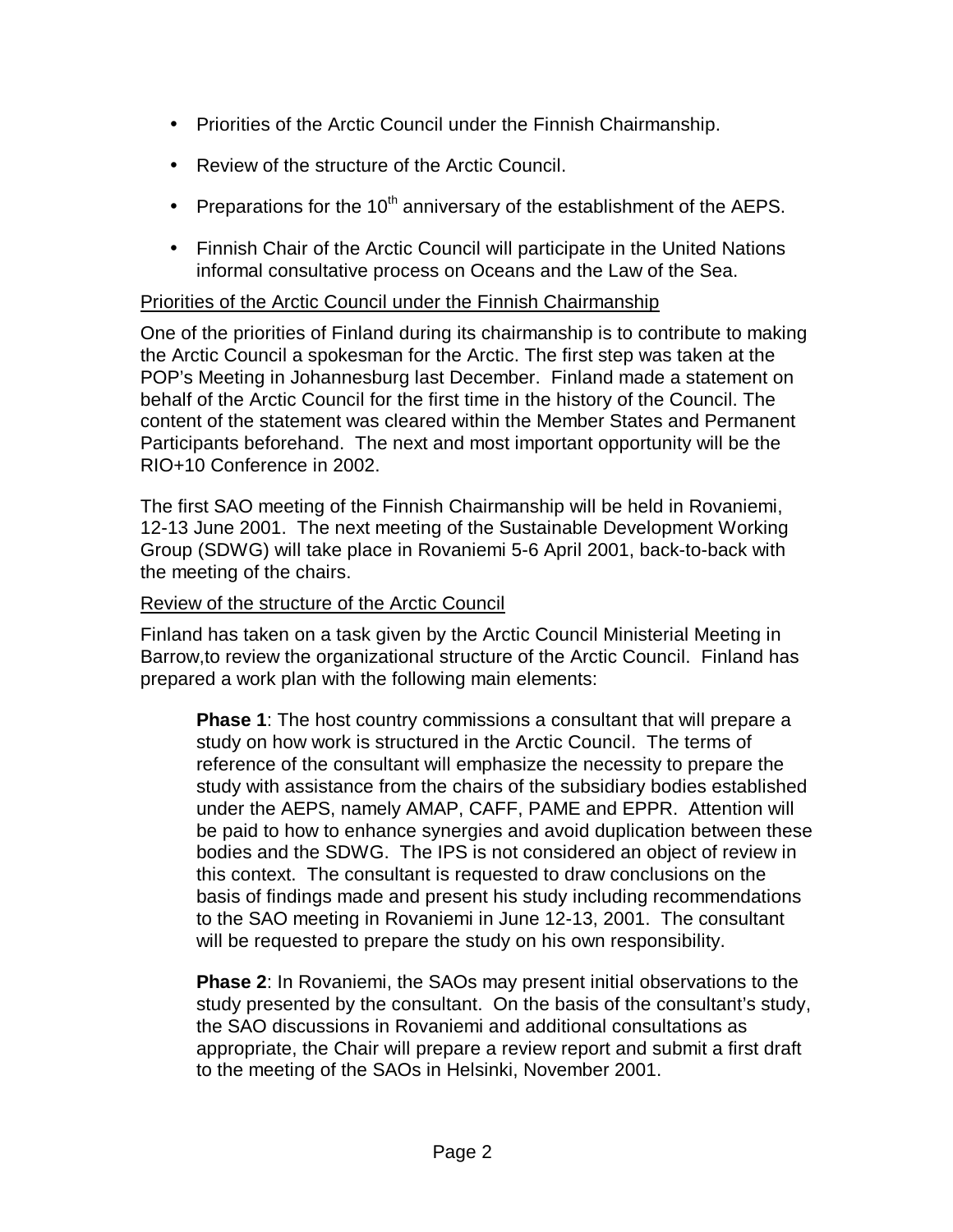- Priorities of the Arctic Council under the Finnish Chairmanship.
- Review of the structure of the Arctic Council.
- Preparations for the 10th anniversary of the establishment of the AEPS.
- Finnish Chair of the Arctic Council will participate in the United Nations informal consultative process on Oceans and the Law of the Sea.

<u>Priorities of the Arctic Council under the Finnish Chairmanship</u>

One of the priorities of Finland during its chairmanship is to contribute to making the Arctic Council a spokesman for the Arctic. The first step was taken at the POP's Meeting in Johannesburg last December. Finland made a statement on behalf of the Arctic Council for the first time in the history of the Council. The content of the statement was cleared within the Member States and Permanent Participants beforehand. The next and most important opportunity will be the RIO+10 Conference in 2002.

The first SAO meeting of the Finnish Chairmanship will be held in Rovaniemi, 12-13 June 2001. The next meeting of the Sustainable Development Working Group (SDWG) will take place in Rovaniemi 5-6 April 2001, back-to-back with the meeting of the chairs.

<u>Review of the structure of the Arctic Council</u>

Finland has taken on a task given by the Arctic Council Ministerial Meeting in Barrow,to review the organizational structure of the Arctic Council. Finland has prepared a work plan with the following main elements:

> **Phase 1**: The host country commissions a consultant that will prepare a study on how work is structured in the Arctic Council. The terms of reference of the consultant will emphasize the necessity to prepare the study with assistance from the chairs of the subsidiary bodies established under the AEPS, namely AMAP, CAFF, PAME and EPPR. Attention will be paid to how to enhance synergies and avoid duplication between these bodies and the SDWG. The IPS is not considered an object of review in this context. The consultant is requested to draw conclusions on the basis of findings made and present his study including recommendations to the SAO meeting in Rovaniemi in June 12-13, 2001. The consultant will be requested to prepare the study on his own responsibility.
>
> **Phase 2**: In Rovaniemi, the SAOs may present initial observations to the study presented by the consultant. On the basis of the consultant's study, the SAO discussions in Rovaniemi and additional consultations as appropriate, the Chair will prepare a review report and submit a first draft to the meeting of the SAOs in Helsinki, November 2001.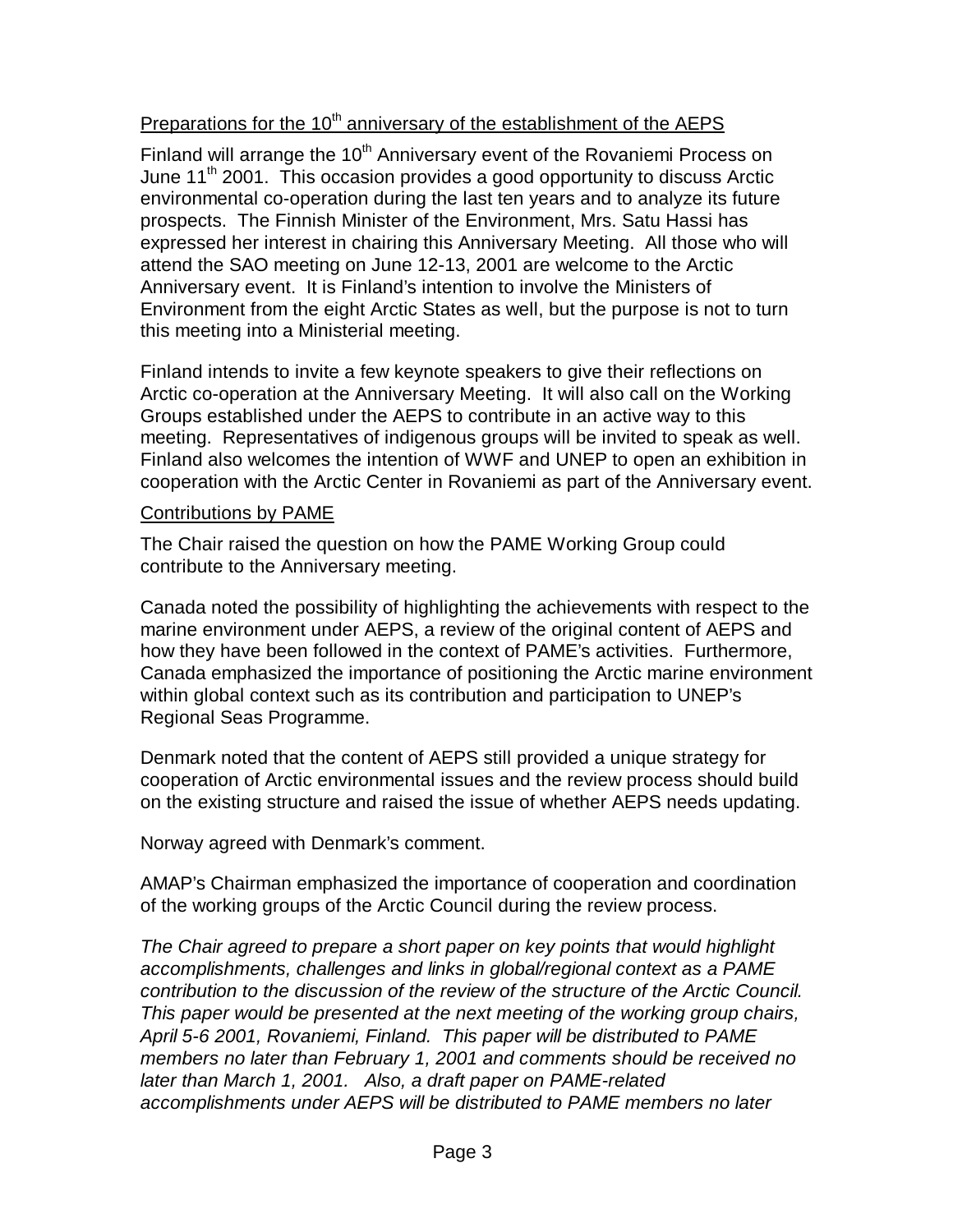<u>Preparations for the 10th anniversary of the establishment of the AEPS</u>

Finland will arrange the 10th Anniversary event of the Rovaniemi Process on June 11th 2001. This occasion provides a good opportunity to discuss Arctic environmental co-operation during the last ten years and to analyze its future prospects. The Finnish Minister of the Environment, Mrs. Satu Hassi has expressed her interest in chairing this Anniversary Meeting. All those who will attend the SAO meeting on June 12-13, 2001 are welcome to the Arctic Anniversary event. It is Finland's intention to involve the Ministers of Environment from the eight Arctic States as well, but the purpose is not to turn this meeting into a Ministerial meeting.

Finland intends to invite a few keynote speakers to give their reflections on Arctic co-operation at the Anniversary Meeting. It will also call on the Working Groups established under the AEPS to contribute in an active way to this meeting. Representatives of indigenous groups will be invited to speak as well. Finland also welcomes the intention of WWF and UNEP to open an exhibition in cooperation with the Arctic Center in Rovaniemi as part of the Anniversary event.

<u>Contributions by PAME</u>

The Chair raised the question on how the PAME Working Group could contribute to the Anniversary meeting.

Canada noted the possibility of highlighting the achievements with respect to the marine environment under AEPS, a review of the original content of AEPS and how they have been followed in the context of PAME's activities. Furthermore, Canada emphasized the importance of positioning the Arctic marine environment within global context such as its contribution and participation to UNEP's Regional Seas Programme.

Denmark noted that the content of AEPS still provided a unique strategy for cooperation of Arctic environmental issues and the review process should build on the existing structure and raised the issue of whether AEPS needs updating.

Norway agreed with Denmark's comment.

AMAP's Chairman emphasized the importance of cooperation and coordination of the working groups of the Arctic Council during the review process.

*The Chair agreed to prepare a short paper on key points that would highlight accomplishments, challenges and links in global/regional context as a PAME contribution to the discussion of the review of the structure of the Arctic Council. This paper would be presented at the next meeting of the working group chairs, April 5-6 2001, Rovaniemi, Finland. This paper will be distributed to PAME members no later than February 1, 2001 and comments should be received no later than March 1, 2001. Also, a draft paper on PAME-related accomplishments under AEPS will be distributed to PAME members no later*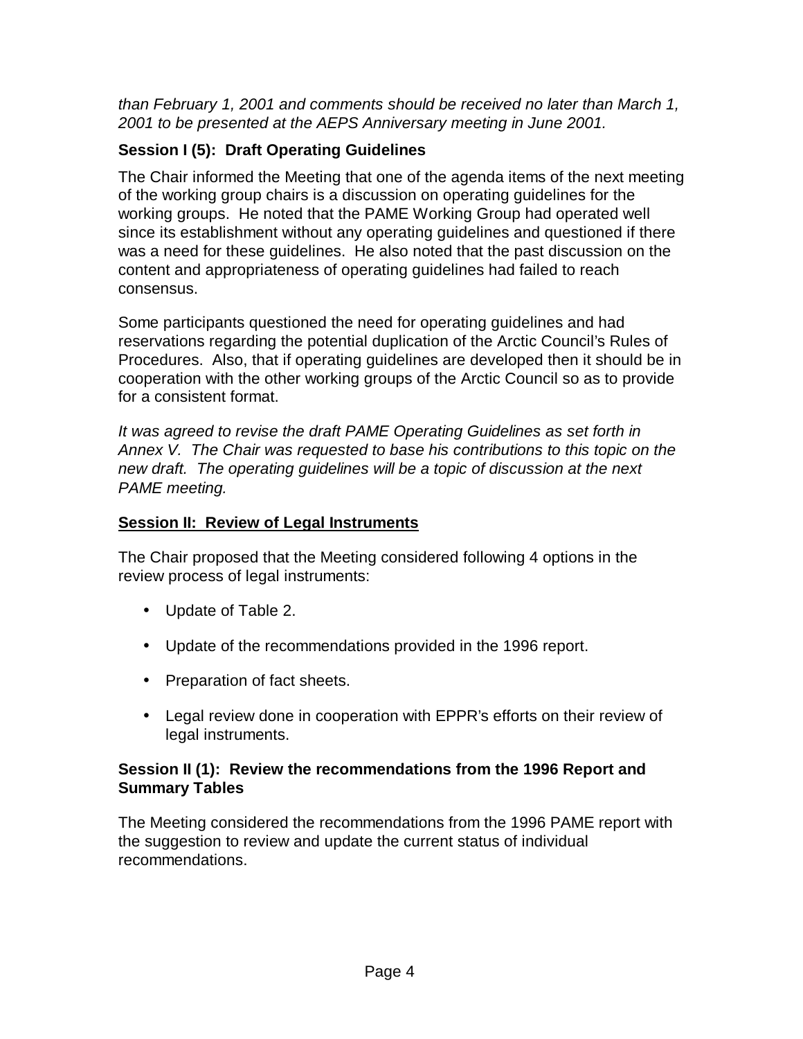*than February 1, 2001 and comments should be received no later than March 1, 2001 to be presented at the AEPS Anniversary meeting in June 2001.*

### Session I (5): Draft Operating Guidelines

The Chair informed the Meeting that one of the agenda items of the next meeting of the working group chairs is a discussion on operating guidelines for the working groups. He noted that the PAME Working Group had operated well since its establishment without any operating guidelines and questioned if there was a need for these guidelines. He also noted that the past discussion on the content and appropriateness of operating guidelines had failed to reach consensus.

Some participants questioned the need for operating guidelines and had reservations regarding the potential duplication of the Arctic Council's Rules of Procedures. Also, that if operating guidelines are developed then it should be in cooperation with the other working groups of the Arctic Council so as to provide for a consistent format.

*It was agreed to revise the draft PAME Operating Guidelines as set forth in Annex V. The Chair was requested to base his contributions to this topic on the new draft. The operating guidelines will be a topic of discussion at the next PAME meeting.*

## Session II: Review of Legal Instruments

The Chair proposed that the Meeting considered following 4 options in the review process of legal instruments:

- Update of Table 2.
- Update of the recommendations provided in the 1996 report.
- Preparation of fact sheets.
- Legal review done in cooperation with EPPR's efforts on their review of legal instruments.

### Session II (1): Review the recommendations from the 1996 Report and Summary Tables

The Meeting considered the recommendations from the 1996 PAME report with the suggestion to review and update the current status of individual recommendations.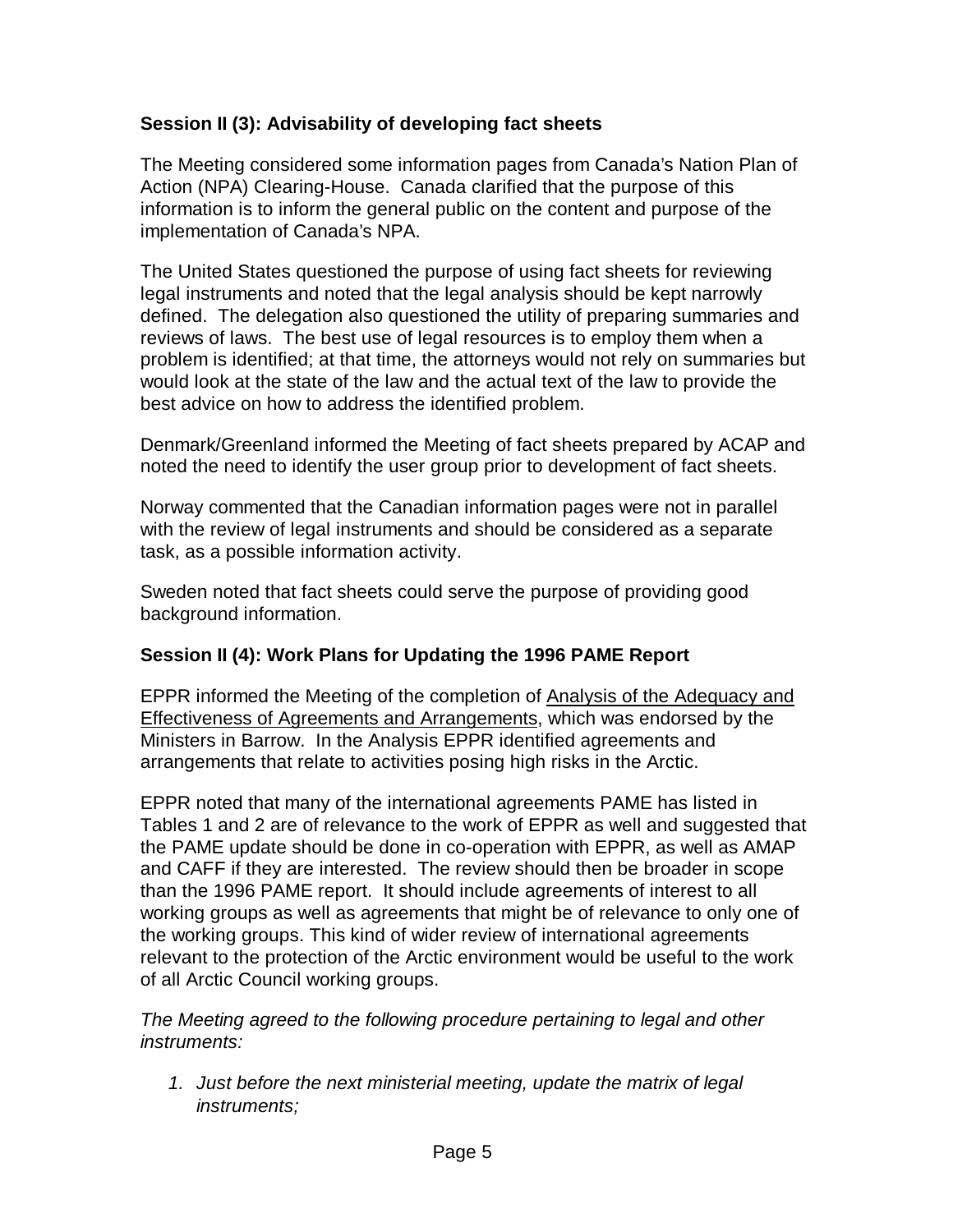**Session II (3): Advisability of developing fact sheets**

The Meeting considered some information pages from Canada's Nation Plan of Action (NPA) Clearing-House. Canada clarified that the purpose of this information is to inform the general public on the content and purpose of the implementation of Canada's NPA.

The United States questioned the purpose of using fact sheets for reviewing legal instruments and noted that the legal analysis should be kept narrowly defined. The delegation also questioned the utility of preparing summaries and reviews of laws. The best use of legal resources is to employ them when a problem is identified; at that time, the attorneys would not rely on summaries but would look at the state of the law and the actual text of the law to provide the best advice on how to address the identified problem.

Denmark/Greenland informed the Meeting of fact sheets prepared by ACAP and noted the need to identify the user group prior to development of fact sheets.

Norway commented that the Canadian information pages were not in parallel with the review of legal instruments and should be considered as a separate task, as a possible information activity.

Sweden noted that fact sheets could serve the purpose of providing good background information.

**Session II (4): Work Plans for Updating the 1996 PAME Report**

EPPR informed the Meeting of the completion of Analysis of the Adequacy and Effectiveness of Agreements and Arrangements, which was endorsed by the Ministers in Barrow. In the Analysis EPPR identified agreements and arrangements that relate to activities posing high risks in the Arctic.

EPPR noted that many of the international agreements PAME has listed in Tables 1 and 2 are of relevance to the work of EPPR as well and suggested that the PAME update should be done in co-operation with EPPR, as well as AMAP and CAFF if they are interested. The review should then be broader in scope than the 1996 PAME report. It should include agreements of interest to all working groups as well as agreements that might be of relevance to only one of the working groups. This kind of wider review of international agreements relevant to the protection of the Arctic environment would be useful to the work of all Arctic Council working groups.

*The Meeting agreed to the following procedure pertaining to legal and other instruments:*

1. *Just before the next ministerial meeting, update the matrix of legal instruments;*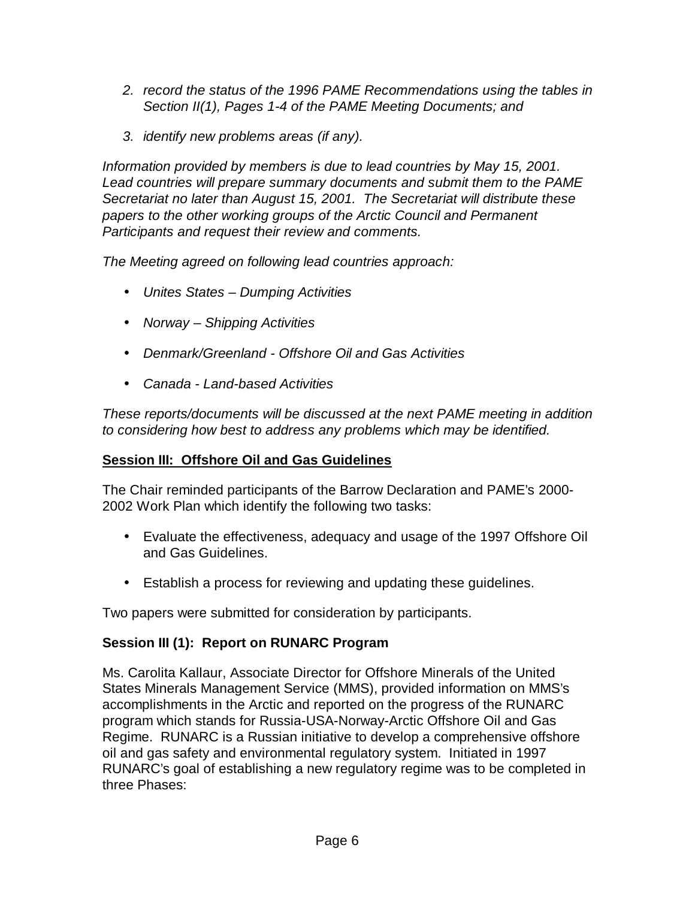2. *record the status of the 1996 PAME Recommendations using the tables in Section II(1), Pages 1-4 of the PAME Meeting Documents; and*

3. *identify new problems areas (if any).*

*Information provided by members is due to lead countries by May 15, 2001. Lead countries will prepare summary documents and submit them to the PAME Secretariat no later than August 15, 2001. The Secretariat will distribute these papers to the other working groups of the Arctic Council and Permanent Participants and request their review and comments.*

*The Meeting agreed on following lead countries approach:*

- *Unites States – Dumping Activities*
- *Norway – Shipping Activities*
- *Denmark/Greenland - Offshore Oil and Gas Activities*
- *Canada - Land-based Activities*

*These reports/documents will be discussed at the next PAME meeting in addition to considering how best to address any problems which may be identified.*

**<u>Session III: Offshore Oil and Gas Guidelines</u>**

The Chair reminded participants of the Barrow Declaration and PAME's 2000-2002 Work Plan which identify the following two tasks:

- Evaluate the effectiveness, adequacy and usage of the 1997 Offshore Oil and Gas Guidelines.
- Establish a process for reviewing and updating these guidelines.

Two papers were submitted for consideration by participants.

**Session III (1): Report on RUNARC Program**

Ms. Carolita Kallaur, Associate Director for Offshore Minerals of the United States Minerals Management Service (MMS), provided information on MMS's accomplishments in the Arctic and reported on the progress of the RUNARC program which stands for Russia-USA-Norway-Arctic Offshore Oil and Gas Regime. RUNARC is a Russian initiative to develop a comprehensive offshore oil and gas safety and environmental regulatory system. Initiated in 1997 RUNARC's goal of establishing a new regulatory regime was to be completed in three Phases: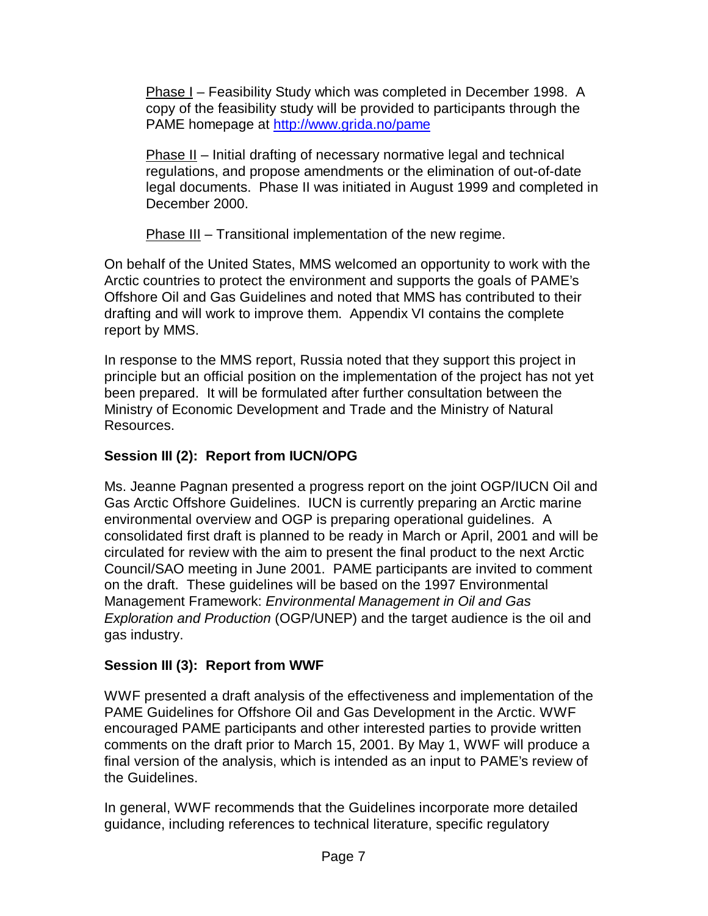Phase I – Feasibility Study which was completed in December 1998. A copy of the feasibility study will be provided to participants through the PAME homepage at http://www.grida.no/pame

Phase II – Initial drafting of necessary normative legal and technical regulations, and propose amendments or the elimination of out-of-date legal documents. Phase II was initiated in August 1999 and completed in December 2000.

Phase III – Transitional implementation of the new regime.

On behalf of the United States, MMS welcomed an opportunity to work with the Arctic countries to protect the environment and supports the goals of PAME's Offshore Oil and Gas Guidelines and noted that MMS has contributed to their drafting and will work to improve them. Appendix VI contains the complete report by MMS.

In response to the MMS report, Russia noted that they support this project in principle but an official position on the implementation of the project has not yet been prepared. It will be formulated after further consultation between the Ministry of Economic Development and Trade and the Ministry of Natural Resources.

**Session III (2): Report from IUCN/OPG**

Ms. Jeanne Pagnan presented a progress report on the joint OGP/IUCN Oil and Gas Arctic Offshore Guidelines. IUCN is currently preparing an Arctic marine environmental overview and OGP is preparing operational guidelines. A consolidated first draft is planned to be ready in March or April, 2001 and will be circulated for review with the aim to present the final product to the next Arctic Council/SAO meeting in June 2001. PAME participants are invited to comment on the draft. These guidelines will be based on the 1997 Environmental Management Framework: *Environmental Management in Oil and Gas Exploration and Production* (OGP/UNEP) and the target audience is the oil and gas industry.

**Session III (3): Report from WWF**

WWF presented a draft analysis of the effectiveness and implementation of the PAME Guidelines for Offshore Oil and Gas Development in the Arctic. WWF encouraged PAME participants and other interested parties to provide written comments on the draft prior to March 15, 2001. By May 1, WWF will produce a final version of the analysis, which is intended as an input to PAME's review of the Guidelines.

In general, WWF recommends that the Guidelines incorporate more detailed guidance, including references to technical literature, specific regulatory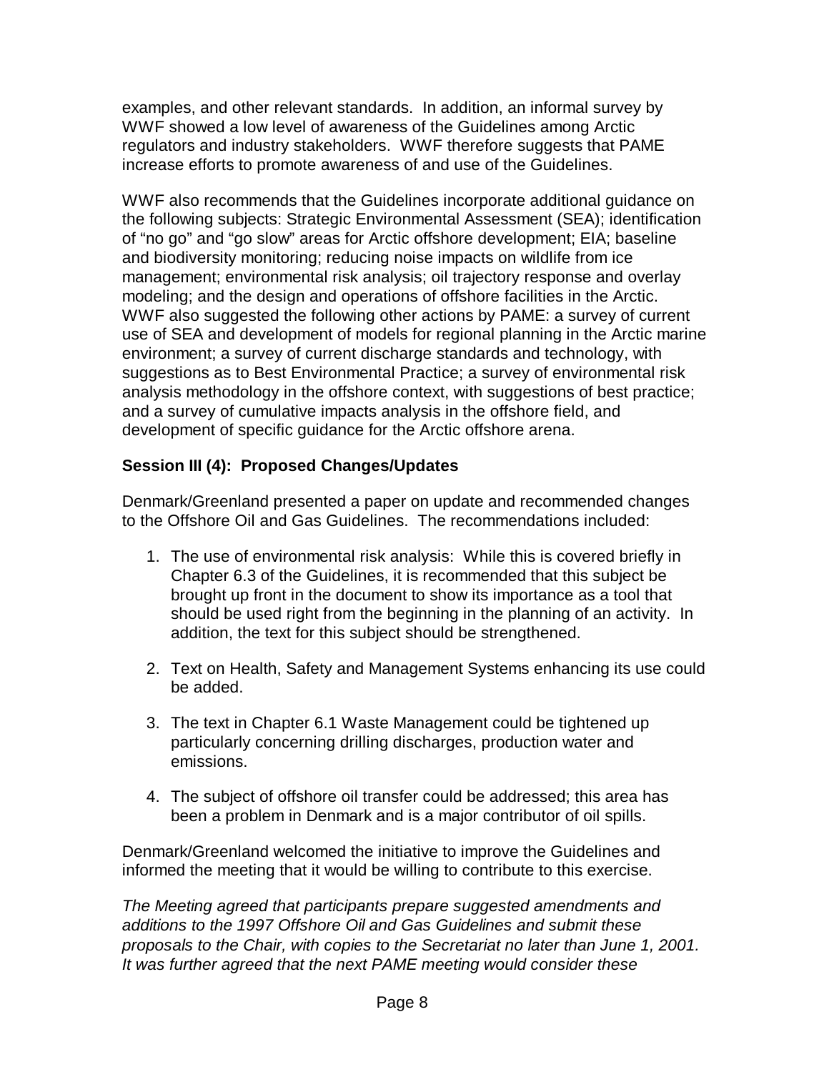examples, and other relevant standards. In addition, an informal survey by WWF showed a low level of awareness of the Guidelines among Arctic regulators and industry stakeholders. WWF therefore suggests that PAME increase efforts to promote awareness of and use of the Guidelines.

WWF also recommends that the Guidelines incorporate additional guidance on the following subjects: Strategic Environmental Assessment (SEA); identification of "no go" and "go slow" areas for Arctic offshore development; EIA; baseline and biodiversity monitoring; reducing noise impacts on wildlife from ice management; environmental risk analysis; oil trajectory response and overlay modeling; and the design and operations of offshore facilities in the Arctic. WWF also suggested the following other actions by PAME: a survey of current use of SEA and development of models for regional planning in the Arctic marine environment; a survey of current discharge standards and technology, with suggestions as to Best Environmental Practice; a survey of environmental risk analysis methodology in the offshore context, with suggestions of best practice; and a survey of cumulative impacts analysis in the offshore field, and development of specific guidance for the Arctic offshore arena.

**Session III (4): Proposed Changes/Updates**

Denmark/Greenland presented a paper on update and recommended changes to the Offshore Oil and Gas Guidelines. The recommendations included:

1. The use of environmental risk analysis: While this is covered briefly in Chapter 6.3 of the Guidelines, it is recommended that this subject be brought up front in the document to show its importance as a tool that should be used right from the beginning in the planning of an activity. In addition, the text for this subject should be strengthened.

2. Text on Health, Safety and Management Systems enhancing its use could be added.

3. The text in Chapter 6.1 Waste Management could be tightened up particularly concerning drilling discharges, production water and emissions.

4. The subject of offshore oil transfer could be addressed; this area has been a problem in Denmark and is a major contributor of oil spills.

Denmark/Greenland welcomed the initiative to improve the Guidelines and informed the meeting that it would be willing to contribute to this exercise.

*The Meeting agreed that participants prepare suggested amendments and additions to the 1997 Offshore Oil and Gas Guidelines and submit these proposals to the Chair, with copies to the Secretariat no later than June 1, 2001. It was further agreed that the next PAME meeting would consider these*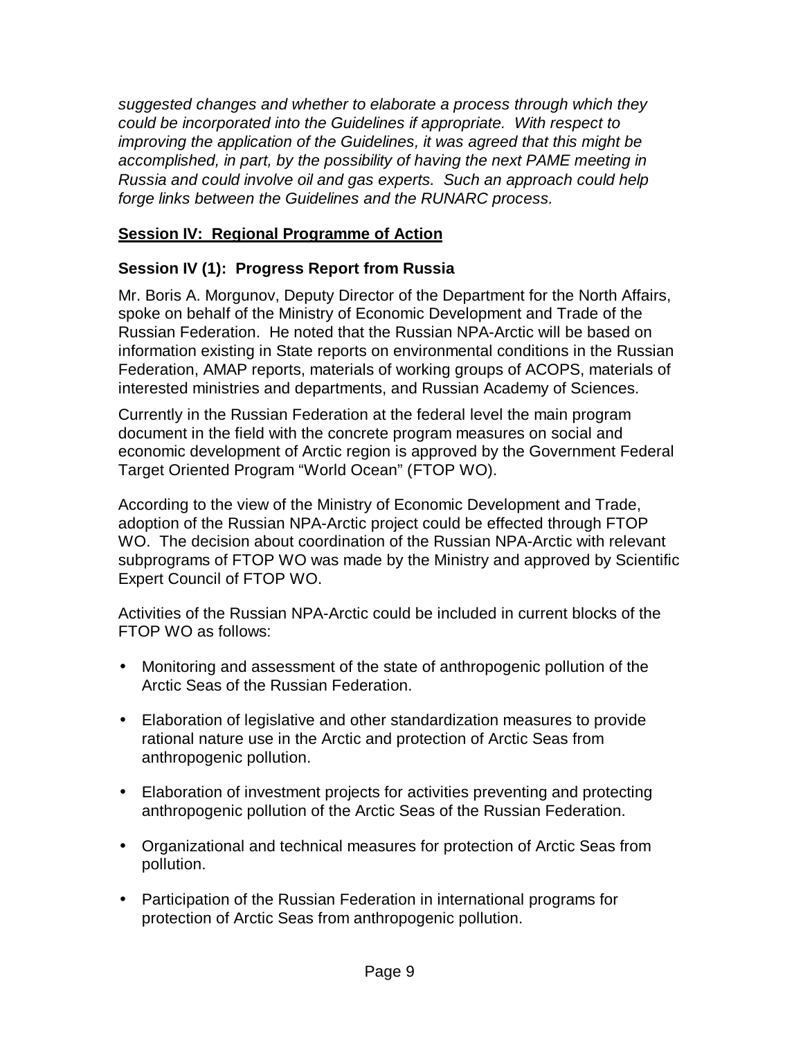*suggested changes and whether to elaborate a process through which they could be incorporated into the Guidelines if appropriate. With respect to improving the application of the Guidelines, it was agreed that this might be accomplished, in part, by the possibility of having the next PAME meeting in Russia and could involve oil and gas experts. Such an approach could help forge links between the Guidelines and the RUNARC process.*

## **Session IV: Regional Programme of Action**

### Session IV (1): Progress Report from Russia

Mr. Boris A. Morgunov, Deputy Director of the Department for the North Affairs, spoke on behalf of the Ministry of Economic Development and Trade of the Russian Federation. He noted that the Russian NPA-Arctic will be based on information existing in State reports on environmental conditions in the Russian Federation, AMAP reports, materials of working groups of ACOPS, materials of interested ministries and departments, and Russian Academy of Sciences.

Currently in the Russian Federation at the federal level the main program document in the field with the concrete program measures on social and economic development of Arctic region is approved by the Government Federal Target Oriented Program "World Ocean" (FTOP WO).

According to the view of the Ministry of Economic Development and Trade, adoption of the Russian NPA-Arctic project could be effected through FTOP WO. The decision about coordination of the Russian NPA-Arctic with relevant subprograms of FTOP WO was made by the Ministry and approved by Scientific Expert Council of FTOP WO.

Activities of the Russian NPA-Arctic could be included in current blocks of the FTOP WO as follows:

- Monitoring and assessment of the state of anthropogenic pollution of the Arctic Seas of the Russian Federation.
- Elaboration of legislative and other standardization measures to provide rational nature use in the Arctic and protection of Arctic Seas from anthropogenic pollution.
- Elaboration of investment projects for activities preventing and protecting anthropogenic pollution of the Arctic Seas of the Russian Federation.
- Organizational and technical measures for protection of Arctic Seas from pollution.
- Participation of the Russian Federation in international programs for protection of Arctic Seas from anthropogenic pollution.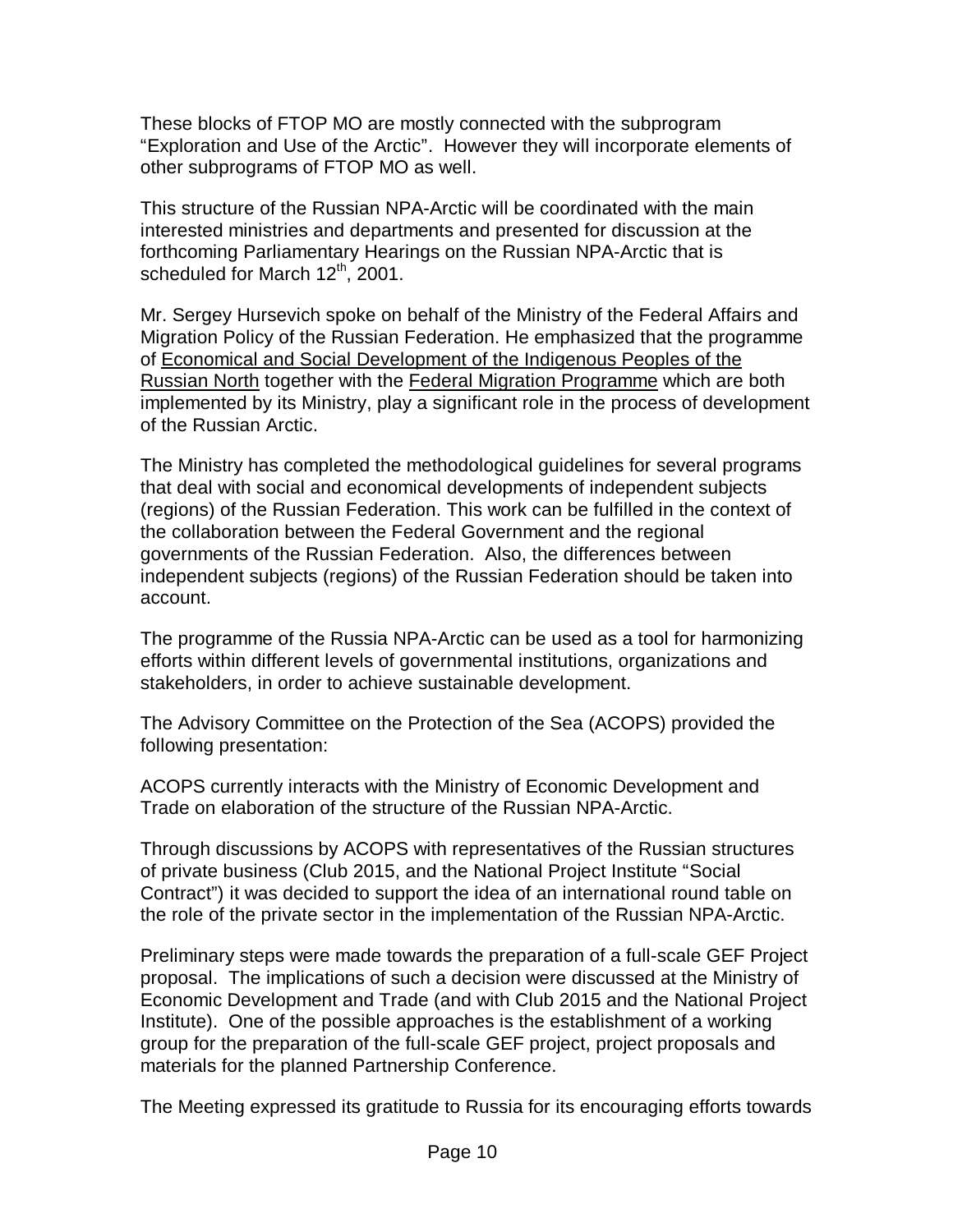These blocks of FTOP MO are mostly connected with the subprogram "Exploration and Use of the Arctic". However they will incorporate elements of other subprograms of FTOP MO as well.

This structure of the Russian NPA-Arctic will be coordinated with the main interested ministries and departments and presented for discussion at the forthcoming Parliamentary Hearings on the Russian NPA-Arctic that is scheduled for March 12th, 2001.

Mr. Sergey Hursevich spoke on behalf of the Ministry of the Federal Affairs and Migration Policy of the Russian Federation. He emphasized that the programme of Economical and Social Development of the Indigenous Peoples of the Russian North together with the Federal Migration Programme which are both implemented by its Ministry, play a significant role in the process of development of the Russian Arctic.

The Ministry has completed the methodological guidelines for several programs that deal with social and economical developments of independent subjects (regions) of the Russian Federation. This work can be fulfilled in the context of the collaboration between the Federal Government and the regional governments of the Russian Federation. Also, the differences between independent subjects (regions) of the Russian Federation should be taken into account.

The programme of the Russia NPA-Arctic can be used as a tool for harmonizing efforts within different levels of governmental institutions, organizations and stakeholders, in order to achieve sustainable development.

The Advisory Committee on the Protection of the Sea (ACOPS) provided the following presentation:

ACOPS currently interacts with the Ministry of Economic Development and Trade on elaboration of the structure of the Russian NPA-Arctic.

Through discussions by ACOPS with representatives of the Russian structures of private business (Club 2015, and the National Project Institute "Social Contract") it was decided to support the idea of an international round table on the role of the private sector in the implementation of the Russian NPA-Arctic.

Preliminary steps were made towards the preparation of a full-scale GEF Project proposal. The implications of such a decision were discussed at the Ministry of Economic Development and Trade (and with Club 2015 and the National Project Institute). One of the possible approaches is the establishment of a working group for the preparation of the full-scale GEF project, project proposals and materials for the planned Partnership Conference.

The Meeting expressed its gratitude to Russia for its encouraging efforts towards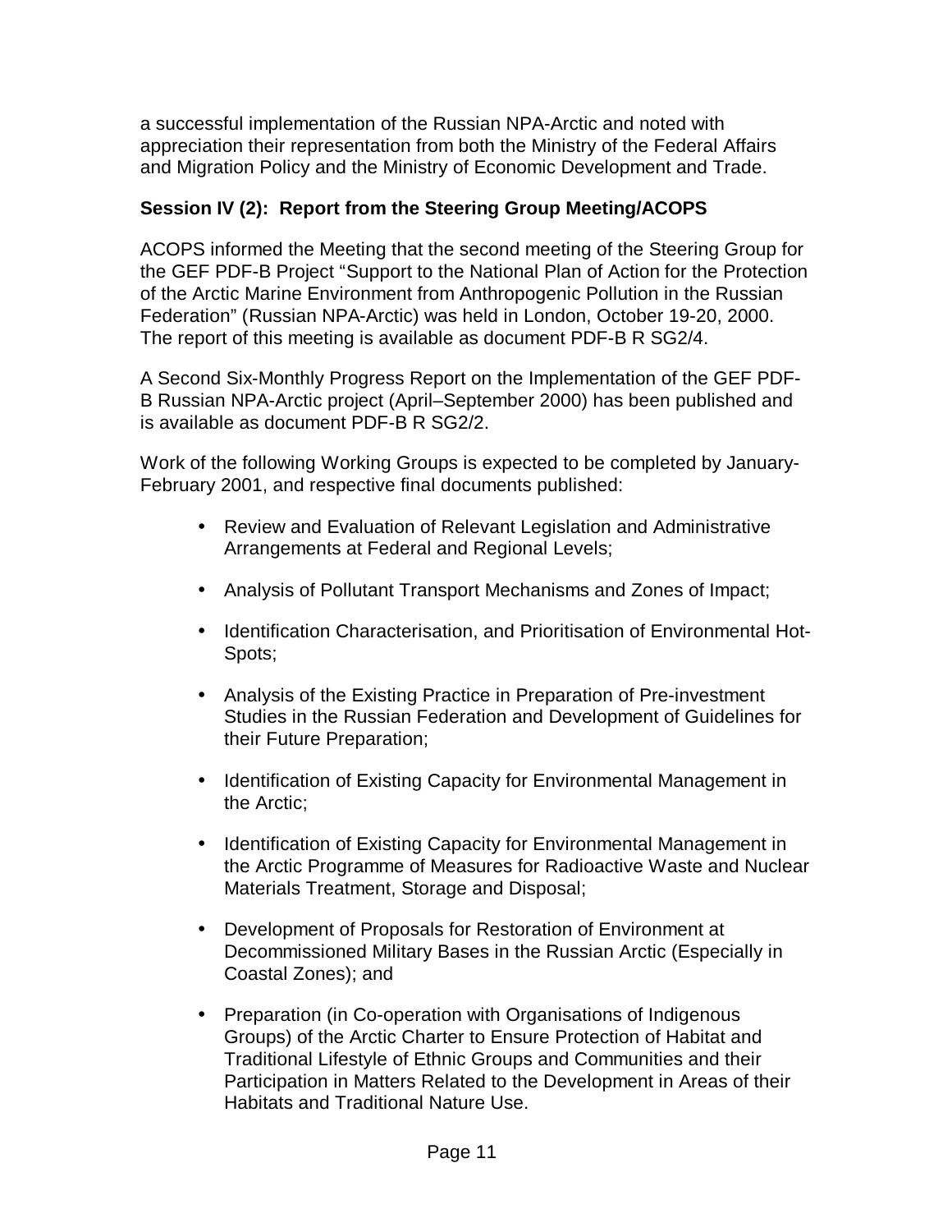a successful implementation of the Russian NPA-Arctic and noted with appreciation their representation from both the Ministry of the Federal Affairs and Migration Policy and the Ministry of Economic Development and Trade.

**Session IV (2): Report from the Steering Group Meeting/ACOPS**

ACOPS informed the Meeting that the second meeting of the Steering Group for the GEF PDF-B Project "Support to the National Plan of Action for the Protection of the Arctic Marine Environment from Anthropogenic Pollution in the Russian Federation" (Russian NPA-Arctic) was held in London, October 19-20, 2000. The report of this meeting is available as document PDF-B R SG2/4.

A Second Six-Monthly Progress Report on the Implementation of the GEF PDF-B Russian NPA-Arctic project (April–September 2000) has been published and is available as document PDF-B R SG2/2.

Work of the following Working Groups is expected to be completed by January-February 2001, and respective final documents published:

- Review and Evaluation of Relevant Legislation and Administrative Arrangements at Federal and Regional Levels;
- Analysis of Pollutant Transport Mechanisms and Zones of Impact;
- Identification Characterisation, and Prioritisation of Environmental Hot-Spots;
- Analysis of the Existing Practice in Preparation of Pre-investment Studies in the Russian Federation and Development of Guidelines for their Future Preparation;
- Identification of Existing Capacity for Environmental Management in the Arctic;
- Identification of Existing Capacity for Environmental Management in the Arctic Programme of Measures for Radioactive Waste and Nuclear Materials Treatment, Storage and Disposal;
- Development of Proposals for Restoration of Environment at Decommissioned Military Bases in the Russian Arctic (Especially in Coastal Zones); and
- Preparation (in Co-operation with Organisations of Indigenous Groups) of the Arctic Charter to Ensure Protection of Habitat and Traditional Lifestyle of Ethnic Groups and Communities and their Participation in Matters Related to the Development in Areas of their Habitats and Traditional Nature Use.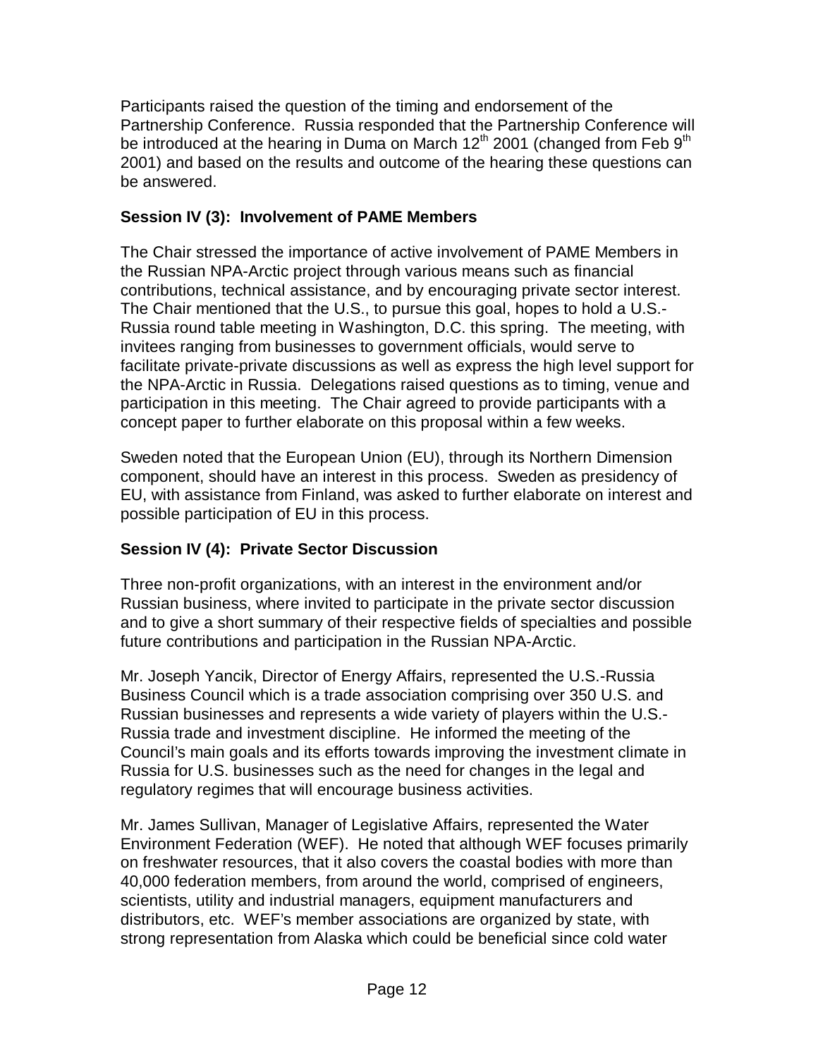Participants raised the question of the timing and endorsement of the Partnership Conference. Russia responded that the Partnership Conference will be introduced at the hearing in Duma on March 12th 2001 (changed from Feb 9th 2001) and based on the results and outcome of the hearing these questions can be answered.

**Session IV (3): Involvement of PAME Members**

The Chair stressed the importance of active involvement of PAME Members in the Russian NPA-Arctic project through various means such as financial contributions, technical assistance, and by encouraging private sector interest. The Chair mentioned that the U.S., to pursue this goal, hopes to hold a U.S.-Russia round table meeting in Washington, D.C. this spring. The meeting, with invitees ranging from businesses to government officials, would serve to facilitate private-private discussions as well as express the high level support for the NPA-Arctic in Russia. Delegations raised questions as to timing, venue and participation in this meeting. The Chair agreed to provide participants with a concept paper to further elaborate on this proposal within a few weeks.

Sweden noted that the European Union (EU), through its Northern Dimension component, should have an interest in this process. Sweden as presidency of EU, with assistance from Finland, was asked to further elaborate on interest and possible participation of EU in this process.

**Session IV (4): Private Sector Discussion**

Three non-profit organizations, with an interest in the environment and/or Russian business, where invited to participate in the private sector discussion and to give a short summary of their respective fields of specialties and possible future contributions and participation in the Russian NPA-Arctic.

Mr. Joseph Yancik, Director of Energy Affairs, represented the U.S.-Russia Business Council which is a trade association comprising over 350 U.S. and Russian businesses and represents a wide variety of players within the U.S.-Russia trade and investment discipline. He informed the meeting of the Council's main goals and its efforts towards improving the investment climate in Russia for U.S. businesses such as the need for changes in the legal and regulatory regimes that will encourage business activities.

Mr. James Sullivan, Manager of Legislative Affairs, represented the Water Environment Federation (WEF). He noted that although WEF focuses primarily on freshwater resources, that it also covers the coastal bodies with more than 40,000 federation members, from around the world, comprised of engineers, scientists, utility and industrial managers, equipment manufacturers and distributors, etc. WEF's member associations are organized by state, with strong representation from Alaska which could be beneficial since cold water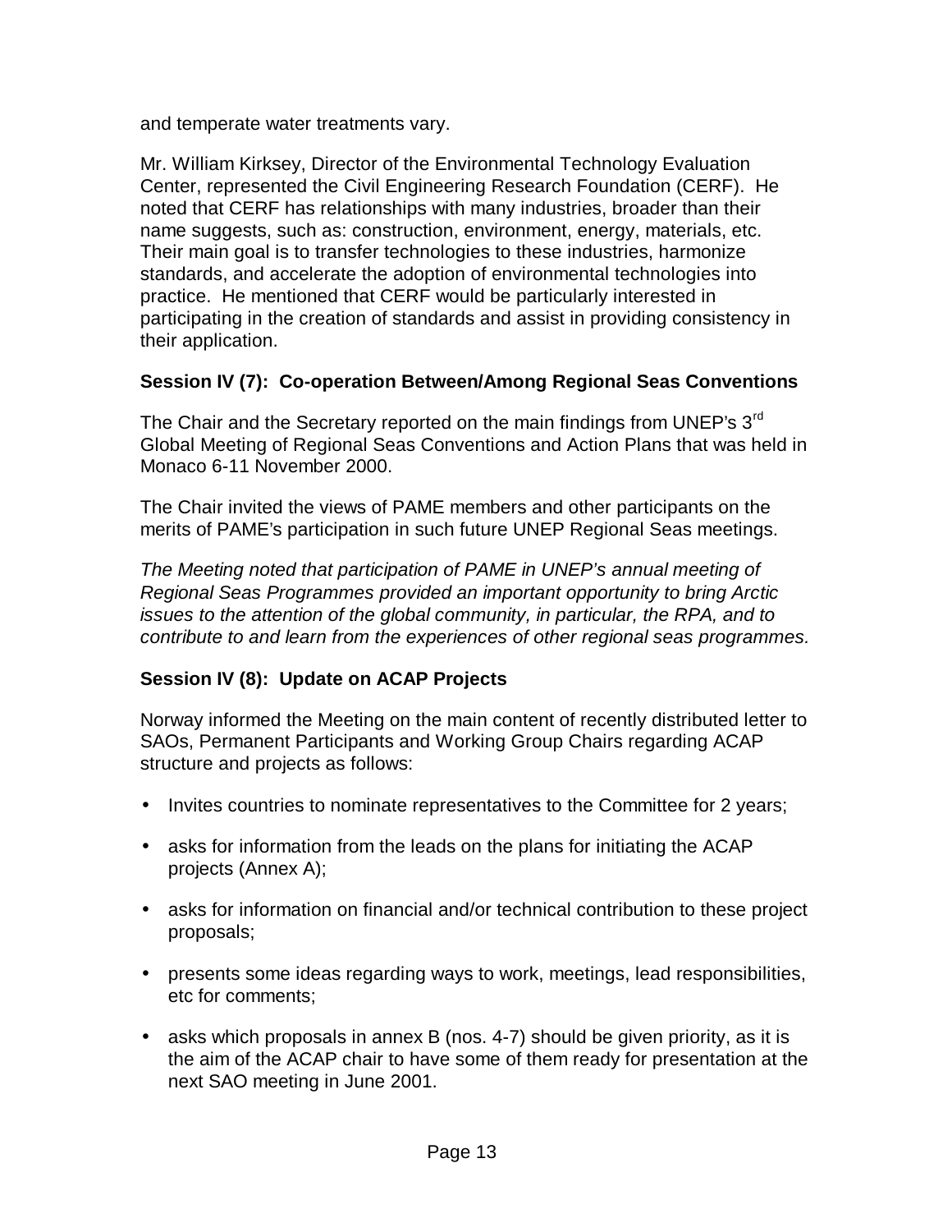and temperate water treatments vary.

Mr. William Kirksey, Director of the Environmental Technology Evaluation Center, represented the Civil Engineering Research Foundation (CERF). He noted that CERF has relationships with many industries, broader than their name suggests, such as: construction, environment, energy, materials, etc. Their main goal is to transfer technologies to these industries, harmonize standards, and accelerate the adoption of environmental technologies into practice. He mentioned that CERF would be particularly interested in participating in the creation of standards and assist in providing consistency in their application.

### Session IV (7): Co-operation Between/Among Regional Seas Conventions

The Chair and the Secretary reported on the main findings from UNEP's 3rd Global Meeting of Regional Seas Conventions and Action Plans that was held in Monaco 6-11 November 2000.

The Chair invited the views of PAME members and other participants on the merits of PAME's participation in such future UNEP Regional Seas meetings.

*The Meeting noted that participation of PAME in UNEP's annual meeting of Regional Seas Programmes provided an important opportunity to bring Arctic issues to the attention of the global community, in particular, the RPA, and to contribute to and learn from the experiences of other regional seas programmes.*

### Session IV (8): Update on ACAP Projects

Norway informed the Meeting on the main content of recently distributed letter to SAOs, Permanent Participants and Working Group Chairs regarding ACAP structure and projects as follows:

- Invites countries to nominate representatives to the Committee for 2 years;
- asks for information from the leads on the plans for initiating the ACAP projects (Annex A);
- asks for information on financial and/or technical contribution to these project proposals;
- presents some ideas regarding ways to work, meetings, lead responsibilities, etc for comments;
- asks which proposals in annex B (nos. 4-7) should be given priority, as it is the aim of the ACAP chair to have some of them ready for presentation at the next SAO meeting in June 2001.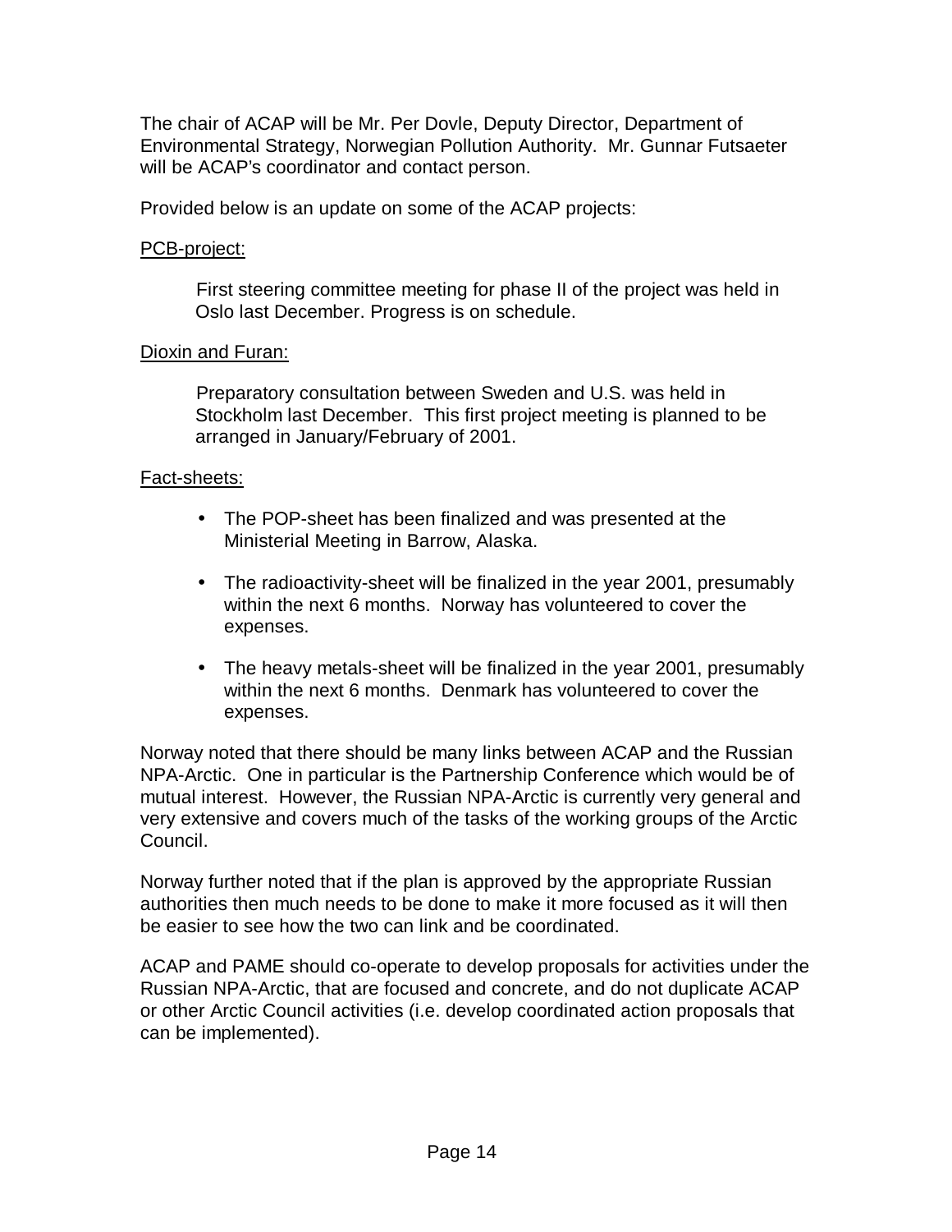The chair of ACAP will be Mr. Per Dovle, Deputy Director, Department of Environmental Strategy, Norwegian Pollution Authority. Mr. Gunnar Futsaeter will be ACAP's coordinator and contact person.

Provided below is an update on some of the ACAP projects:

PCB-project:

First steering committee meeting for phase II of the project was held in Oslo last December. Progress is on schedule.

Dioxin and Furan:

Preparatory consultation between Sweden and U.S. was held in Stockholm last December. This first project meeting is planned to be arranged in January/February of 2001.

Fact-sheets:

- The POP-sheet has been finalized and was presented at the Ministerial Meeting in Barrow, Alaska.
- The radioactivity-sheet will be finalized in the year 2001, presumably within the next 6 months. Norway has volunteered to cover the expenses.
- The heavy metals-sheet will be finalized in the year 2001, presumably within the next 6 months. Denmark has volunteered to cover the expenses.

Norway noted that there should be many links between ACAP and the Russian NPA-Arctic. One in particular is the Partnership Conference which would be of mutual interest. However, the Russian NPA-Arctic is currently very general and very extensive and covers much of the tasks of the working groups of the Arctic Council.

Norway further noted that if the plan is approved by the appropriate Russian authorities then much needs to be done to make it more focused as it will then be easier to see how the two can link and be coordinated.

ACAP and PAME should co-operate to develop proposals for activities under the Russian NPA-Arctic, that are focused and concrete, and do not duplicate ACAP or other Arctic Council activities (i.e. develop coordinated action proposals that can be implemented).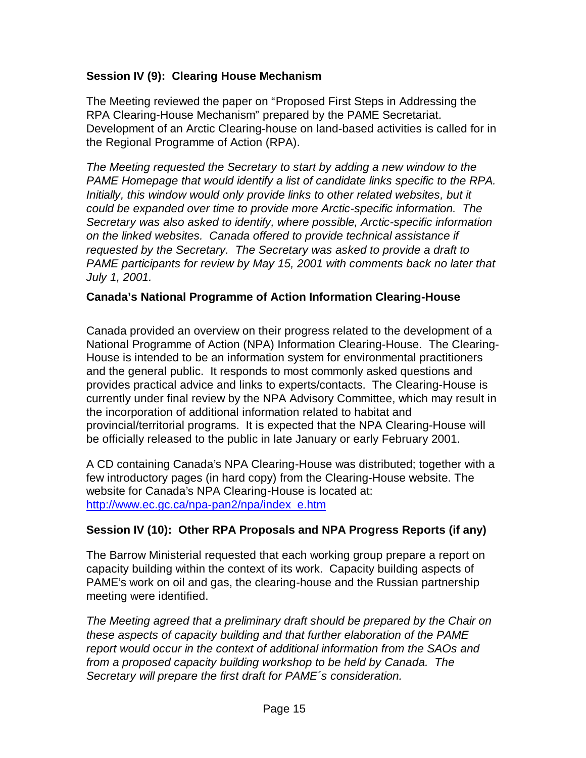### Session IV (9): Clearing House Mechanism

The Meeting reviewed the paper on "Proposed First Steps in Addressing the RPA Clearing-House Mechanism" prepared by the PAME Secretariat. Development of an Arctic Clearing-house on land-based activities is called for in the Regional Programme of Action (RPA).

*The Meeting requested the Secretary to start by adding a new window to the PAME Homepage that would identify a list of candidate links specific to the RPA. Initially, this window would only provide links to other related websites, but it could be expanded over time to provide more Arctic-specific information. The Secretary was also asked to identify, where possible, Arctic-specific information on the linked websites. Canada offered to provide technical assistance if requested by the Secretary. The Secretary was asked to provide a draft to PAME participants for review by May 15, 2001 with comments back no later that July 1, 2001.*

### Canada's National Programme of Action Information Clearing-House

Canada provided an overview on their progress related to the development of a National Programme of Action (NPA) Information Clearing-House. The Clearing-House is intended to be an information system for environmental practitioners and the general public. It responds to most commonly asked questions and provides practical advice and links to experts/contacts. The Clearing-House is currently under final review by the NPA Advisory Committee, which may result in the incorporation of additional information related to habitat and provincial/territorial programs. It is expected that the NPA Clearing-House will be officially released to the public in late January or early February 2001.

A CD containing Canada's NPA Clearing-House was distributed; together with a few introductory pages (in hard copy) from the Clearing-House website. The website for Canada's NPA Clearing-House is located at: http://www.ec.gc.ca/npa-pan2/npa/index_e.htm

### Session IV (10): Other RPA Proposals and NPA Progress Reports (if any)

The Barrow Ministerial requested that each working group prepare a report on capacity building within the context of its work. Capacity building aspects of PAME's work on oil and gas, the clearing-house and the Russian partnership meeting were identified.

*The Meeting agreed that a preliminary draft should be prepared by the Chair on these aspects of capacity building and that further elaboration of the PAME report would occur in the context of additional information from the SAOs and from a proposed capacity building workshop to be held by Canada. The Secretary will prepare the first draft for PAME´s consideration.*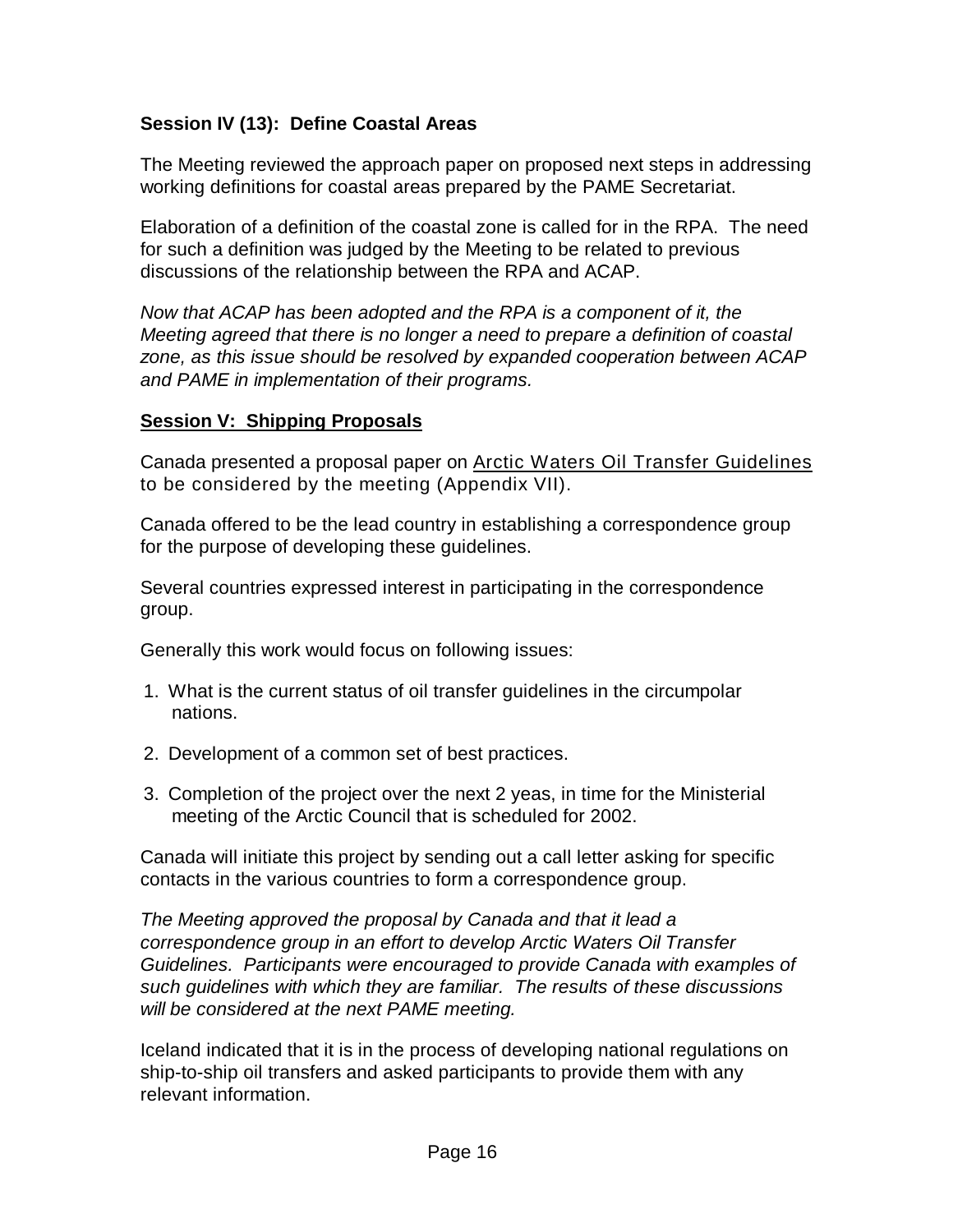**Session IV (13): Define Coastal Areas**

The Meeting reviewed the approach paper on proposed next steps in addressing working definitions for coastal areas prepared by the PAME Secretariat.

Elaboration of a definition of the coastal zone is called for in the RPA. The need for such a definition was judged by the Meeting to be related to previous discussions of the relationship between the RPA and ACAP.

*Now that ACAP has been adopted and the RPA is a component of it, the Meeting agreed that there is no longer a need to prepare a definition of coastal zone, as this issue should be resolved by expanded cooperation between ACAP and PAME in implementation of their programs.*

**Session V: Shipping Proposals**

Canada presented a proposal paper on Arctic Waters Oil Transfer Guidelines to be considered by the meeting (Appendix VII).

Canada offered to be the lead country in establishing a correspondence group for the purpose of developing these guidelines.

Several countries expressed interest in participating in the correspondence group.

Generally this work would focus on following issues:

1. What is the current status of oil transfer guidelines in the circumpolar nations.
2. Development of a common set of best practices.
3. Completion of the project over the next 2 yeas, in time for the Ministerial meeting of the Arctic Council that is scheduled for 2002.

Canada will initiate this project by sending out a call letter asking for specific contacts in the various countries to form a correspondence group.

*The Meeting approved the proposal by Canada and that it lead a correspondence group in an effort to develop Arctic Waters Oil Transfer Guidelines. Participants were encouraged to provide Canada with examples of such guidelines with which they are familiar. The results of these discussions will be considered at the next PAME meeting.*

Iceland indicated that it is in the process of developing national regulations on ship-to-ship oil transfers and asked participants to provide them with any relevant information.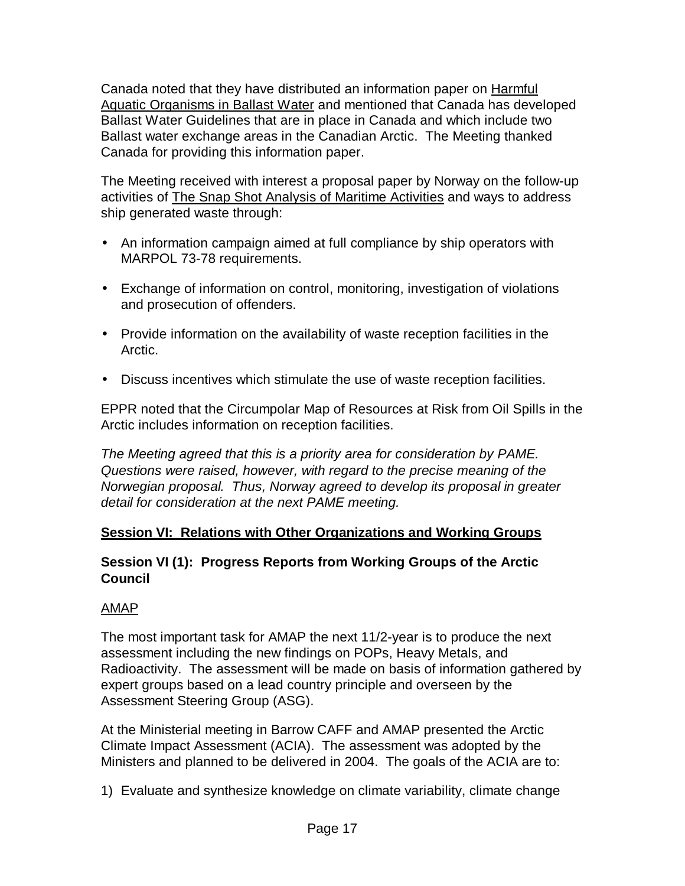Canada noted that they have distributed an information paper on Harmful Aquatic Organisms in Ballast Water and mentioned that Canada has developed Ballast Water Guidelines that are in place in Canada and which include two Ballast water exchange areas in the Canadian Arctic. The Meeting thanked Canada for providing this information paper.

The Meeting received with interest a proposal paper by Norway on the follow-up activities of The Snap Shot Analysis of Maritime Activities and ways to address ship generated waste through:

- An information campaign aimed at full compliance by ship operators with MARPOL 73-78 requirements.
- Exchange of information on control, monitoring, investigation of violations and prosecution of offenders.
- Provide information on the availability of waste reception facilities in the Arctic.
- Discuss incentives which stimulate the use of waste reception facilities.

EPPR noted that the Circumpolar Map of Resources at Risk from Oil Spills in the Arctic includes information on reception facilities.

*The Meeting agreed that this is a priority area for consideration by PAME. Questions were raised, however, with regard to the precise meaning of the Norwegian proposal. Thus, Norway agreed to develop its proposal in greater detail for consideration at the next PAME meeting.*

## Session VI: Relations with Other Organizations and Working Groups

### Session VI (1): Progress Reports from Working Groups of the Arctic Council

AMAP

The most important task for AMAP the next 11/2-year is to produce the next assessment including the new findings on POPs, Heavy Metals, and Radioactivity. The assessment will be made on basis of information gathered by expert groups based on a lead country principle and overseen by the Assessment Steering Group (ASG).

At the Ministerial meeting in Barrow CAFF and AMAP presented the Arctic Climate Impact Assessment (ACIA). The assessment was adopted by the Ministers and planned to be delivered in 2004. The goals of the ACIA are to:

1) Evaluate and synthesize knowledge on climate variability, climate change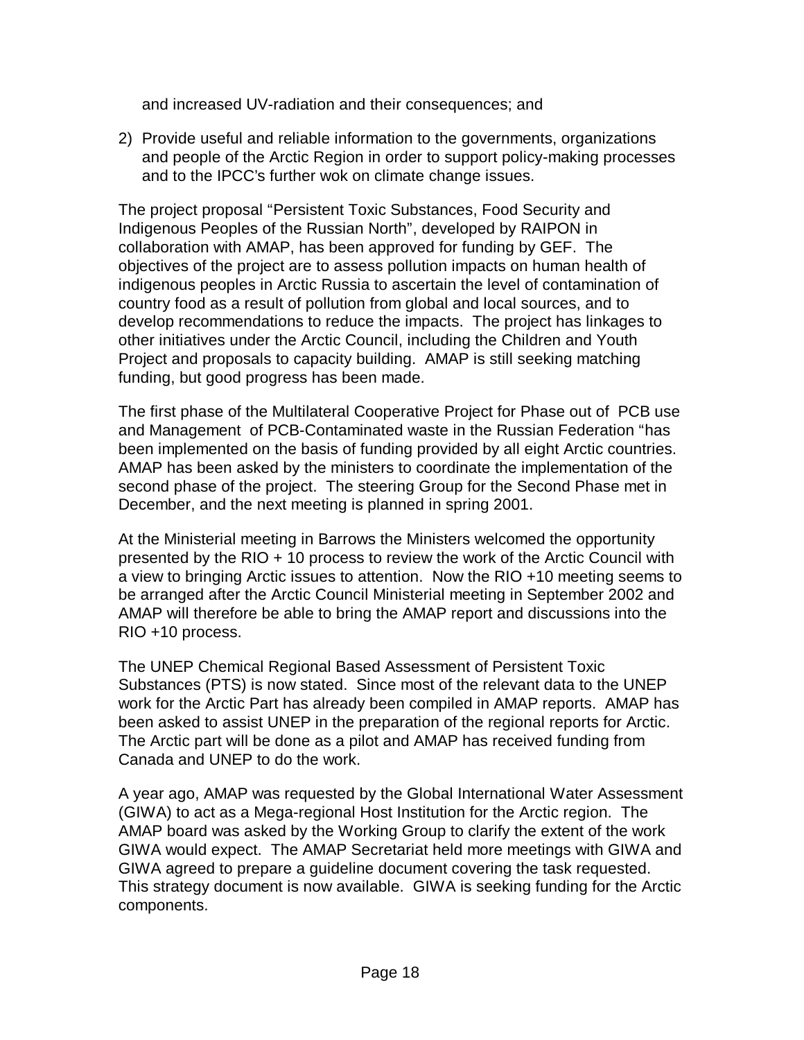and increased UV-radiation and their consequences; and

2) Provide useful and reliable information to the governments, organizations and people of the Arctic Region in order to support policy-making processes and to the IPCC's further wok on climate change issues.

The project proposal "Persistent Toxic Substances, Food Security and Indigenous Peoples of the Russian North", developed by RAIPON in collaboration with AMAP, has been approved for funding by GEF. The objectives of the project are to assess pollution impacts on human health of indigenous peoples in Arctic Russia to ascertain the level of contamination of country food as a result of pollution from global and local sources, and to develop recommendations to reduce the impacts. The project has linkages to other initiatives under the Arctic Council, including the Children and Youth Project and proposals to capacity building. AMAP is still seeking matching funding, but good progress has been made.

The first phase of the Multilateral Cooperative Project for Phase out of PCB use and Management of PCB-Contaminated waste in the Russian Federation "has been implemented on the basis of funding provided by all eight Arctic countries. AMAP has been asked by the ministers to coordinate the implementation of the second phase of the project. The steering Group for the Second Phase met in December, and the next meeting is planned in spring 2001.

At the Ministerial meeting in Barrows the Ministers welcomed the opportunity presented by the RIO + 10 process to review the work of the Arctic Council with a view to bringing Arctic issues to attention. Now the RIO +10 meeting seems to be arranged after the Arctic Council Ministerial meeting in September 2002 and AMAP will therefore be able to bring the AMAP report and discussions into the RIO +10 process.

The UNEP Chemical Regional Based Assessment of Persistent Toxic Substances (PTS) is now stated. Since most of the relevant data to the UNEP work for the Arctic Part has already been compiled in AMAP reports. AMAP has been asked to assist UNEP in the preparation of the regional reports for Arctic. The Arctic part will be done as a pilot and AMAP has received funding from Canada and UNEP to do the work.

A year ago, AMAP was requested by the Global International Water Assessment (GIWA) to act as a Mega-regional Host Institution for the Arctic region. The AMAP board was asked by the Working Group to clarify the extent of the work GIWA would expect. The AMAP Secretariat held more meetings with GIWA and GIWA agreed to prepare a guideline document covering the task requested. This strategy document is now available. GIWA is seeking funding for the Arctic components.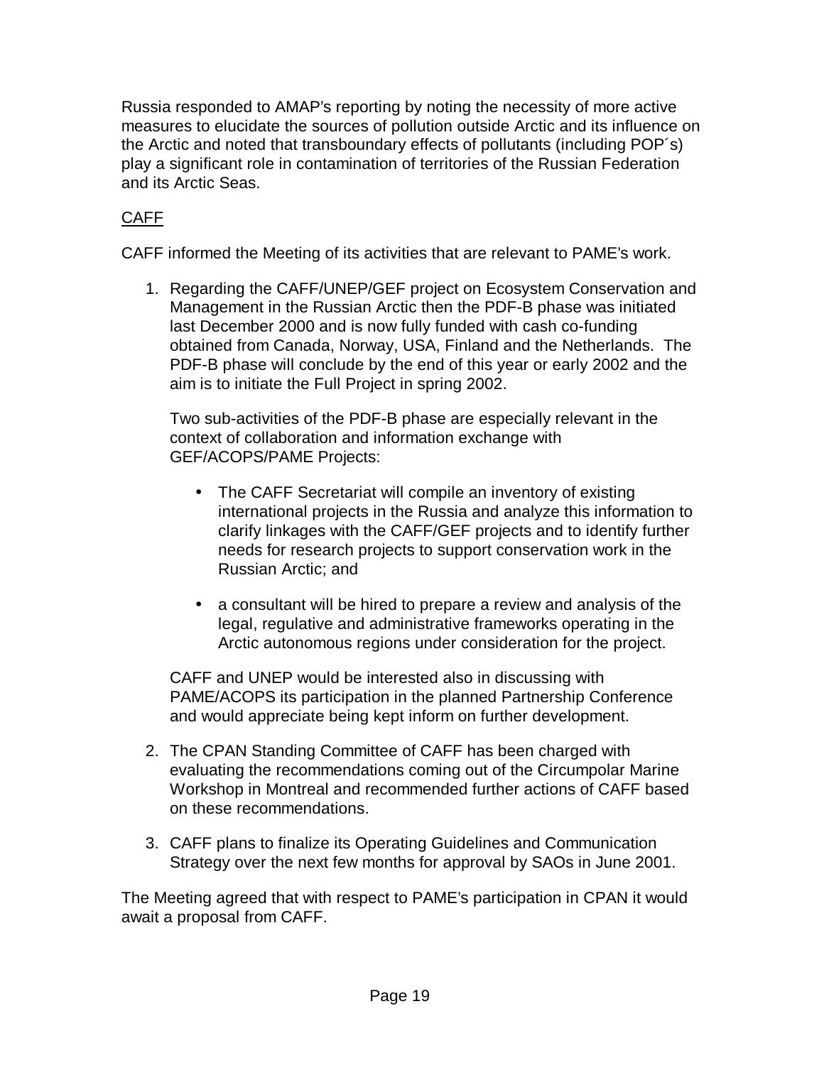Russia responded to AMAP's reporting by noting the necessity of more active measures to elucidate the sources of pollution outside Arctic and its influence on the Arctic and noted that transboundary effects of pollutants (including POP´s) play a significant role in contamination of territories of the Russian Federation and its Arctic Seas.

<u>CAFF</u>

CAFF informed the Meeting of its activities that are relevant to PAME's work.

1. Regarding the CAFF/UNEP/GEF project on Ecosystem Conservation and Management in the Russian Arctic then the PDF-B phase was initiated last December 2000 and is now fully funded with cash co-funding obtained from Canada, Norway, USA, Finland and the Netherlands. The PDF-B phase will conclude by the end of this year or early 2002 and the aim is to initiate the Full Project in spring 2002.

   Two sub-activities of the PDF-B phase are especially relevant in the context of collaboration and information exchange with GEF/ACOPS/PAME Projects:

   - The CAFF Secretariat will compile an inventory of existing international projects in the Russia and analyze this information to clarify linkages with the CAFF/GEF projects and to identify further needs for research projects to support conservation work in the Russian Arctic; and

   - a consultant will be hired to prepare a review and analysis of the legal, regulative and administrative frameworks operating in the Arctic autonomous regions under consideration for the project.

   CAFF and UNEP would be interested also in discussing with PAME/ACOPS its participation in the planned Partnership Conference and would appreciate being kept inform on further development.

2. The CPAN Standing Committee of CAFF has been charged with evaluating the recommendations coming out of the Circumpolar Marine Workshop in Montreal and recommended further actions of CAFF based on these recommendations.

3. CAFF plans to finalize its Operating Guidelines and Communication Strategy over the next few months for approval by SAOs in June 2001.

The Meeting agreed that with respect to PAME's participation in CPAN it would await a proposal from CAFF.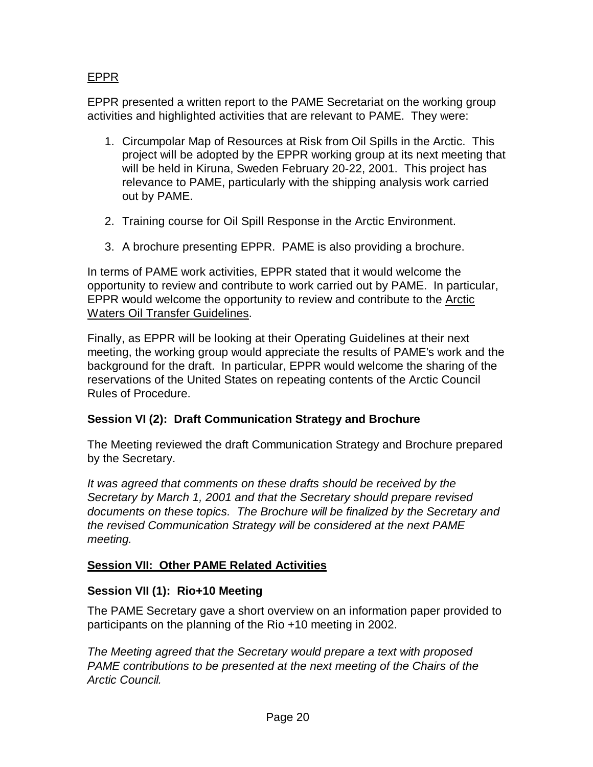EPPR

EPPR presented a written report to the PAME Secretariat on the working group activities and highlighted activities that are relevant to PAME. They were:

1. Circumpolar Map of Resources at Risk from Oil Spills in the Arctic. This project will be adopted by the EPPR working group at its next meeting that will be held in Kiruna, Sweden February 20-22, 2001. This project has relevance to PAME, particularly with the shipping analysis work carried out by PAME.

2. Training course for Oil Spill Response in the Arctic Environment.

3. A brochure presenting EPPR. PAME is also providing a brochure.

In terms of PAME work activities, EPPR stated that it would welcome the opportunity to review and contribute to work carried out by PAME. In particular, EPPR would welcome the opportunity to review and contribute to the Arctic Waters Oil Transfer Guidelines.

Finally, as EPPR will be looking at their Operating Guidelines at their next meeting, the working group would appreciate the results of PAME's work and the background for the draft. In particular, EPPR would welcome the sharing of the reservations of the United States on repeating contents of the Arctic Council Rules of Procedure.

### Session VI (2): Draft Communication Strategy and Brochure

The Meeting reviewed the draft Communication Strategy and Brochure prepared by the Secretary.

*It was agreed that comments on these drafts should be received by the Secretary by March 1, 2001 and that the Secretary should prepare revised documents on these topics. The Brochure will be finalized by the Secretary and the revised Communication Strategy will be considered at the next PAME meeting.*

## Session VII: Other PAME Related Activities

### Session VII (1): Rio+10 Meeting

The PAME Secretary gave a short overview on an information paper provided to participants on the planning of the Rio +10 meeting in 2002.

*The Meeting agreed that the Secretary would prepare a text with proposed PAME contributions to be presented at the next meeting of the Chairs of the Arctic Council.*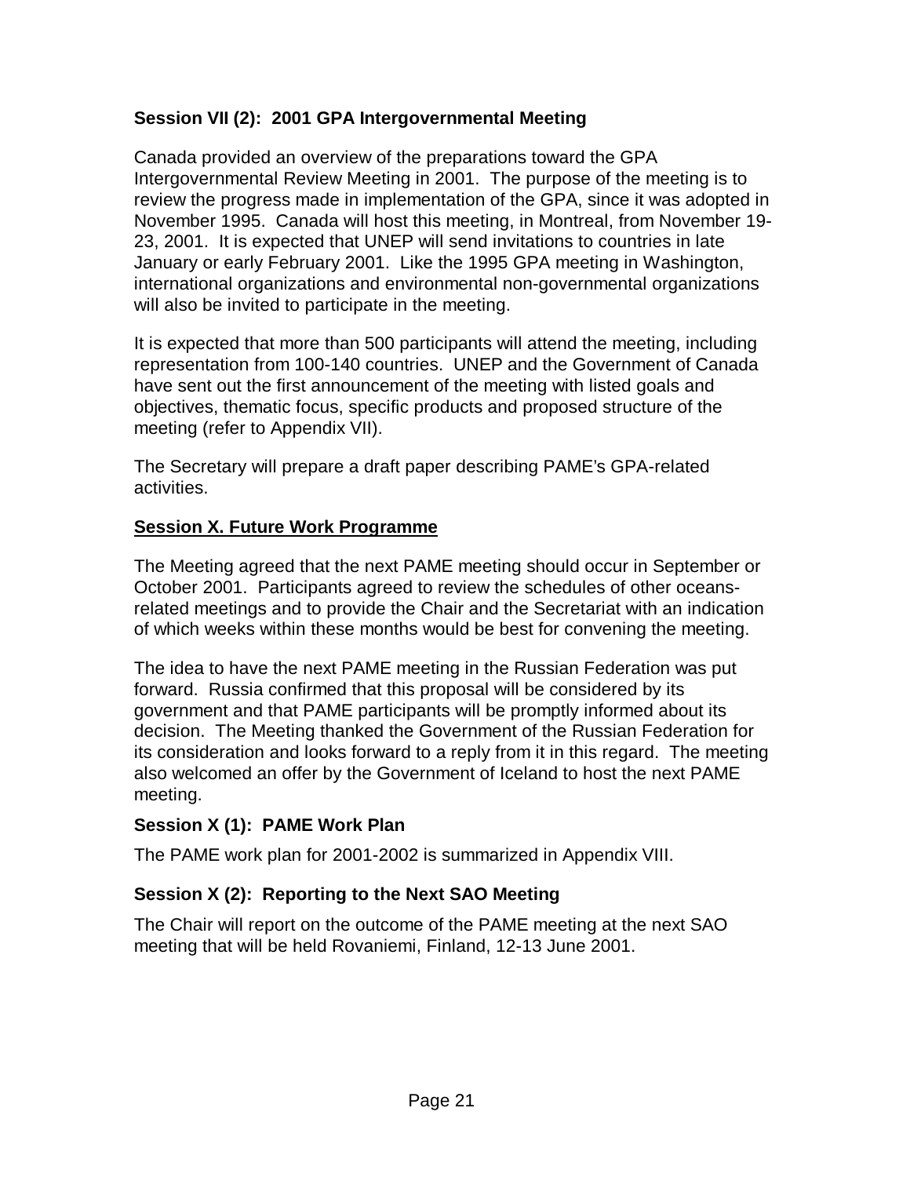### Session VII (2): 2001 GPA Intergovernmental Meeting

Canada provided an overview of the preparations toward the GPA Intergovernmental Review Meeting in 2001. The purpose of the meeting is to review the progress made in implementation of the GPA, since it was adopted in November 1995. Canada will host this meeting, in Montreal, from November 19-23, 2001. It is expected that UNEP will send invitations to countries in late January or early February 2001. Like the 1995 GPA meeting in Washington, international organizations and environmental non-governmental organizations will also be invited to participate in the meeting.

It is expected that more than 500 participants will attend the meeting, including representation from 100-140 countries. UNEP and the Government of Canada have sent out the first announcement of the meeting with listed goals and objectives, thematic focus, specific products and proposed structure of the meeting (refer to Appendix VII).

The Secretary will prepare a draft paper describing PAME's GPA-related activities.

## Session X. Future Work Programme

The Meeting agreed that the next PAME meeting should occur in September or October 2001. Participants agreed to review the schedules of other oceans-related meetings and to provide the Chair and the Secretariat with an indication of which weeks within these months would be best for convening the meeting.

The idea to have the next PAME meeting in the Russian Federation was put forward. Russia confirmed that this proposal will be considered by its government and that PAME participants will be promptly informed about its decision. The Meeting thanked the Government of the Russian Federation for its consideration and looks forward to a reply from it in this regard. The meeting also welcomed an offer by the Government of Iceland to host the next PAME meeting.

### Session X (1): PAME Work Plan

The PAME work plan for 2001-2002 is summarized in Appendix VIII.

### Session X (2): Reporting to the Next SAO Meeting

The Chair will report on the outcome of the PAME meeting at the next SAO meeting that will be held Rovaniemi, Finland, 12-13 June 2001.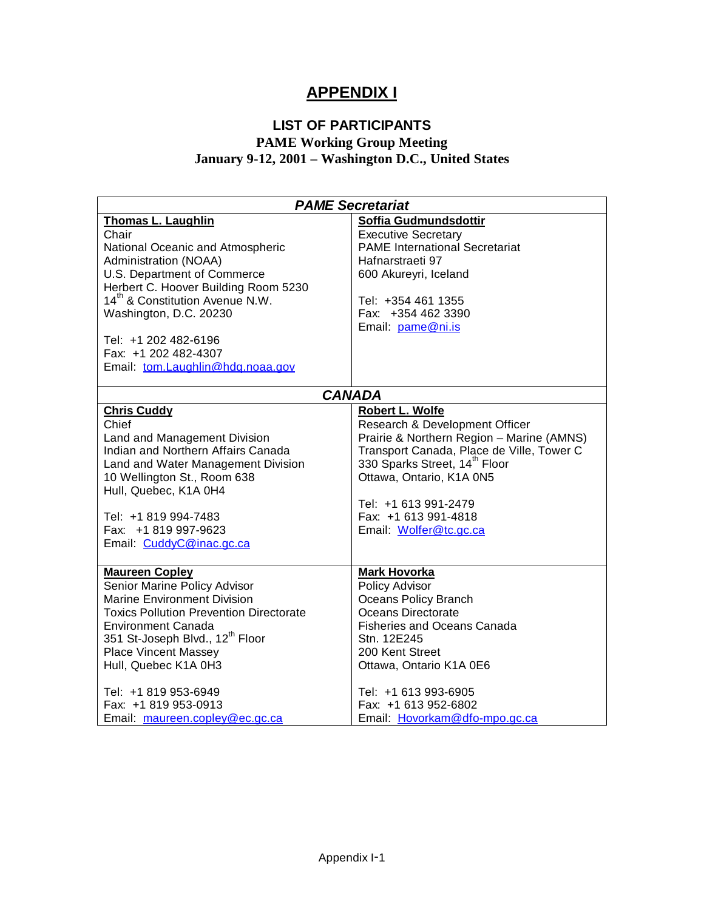# APPENDIX I

## LIST OF PARTICIPANTS

**PAME Working Group Meeting**
**January 9-12, 2001 – Washington D.C., United States**

| *PAME Secretariat* | |
|---|---|
| **Thomas L. Laughlin**<br>Chair<br>National Oceanic and Atmospheric Administration (NOAA)<br>U.S. Department of Commerce<br>Herbert C. Hoover Building Room 5230<br>14th & Constitution Avenue N.W.<br>Washington, D.C. 20230<br><br>Tel: +1 202 482-6196<br>Fax: +1 202 482-4307<br>Email: tom.Laughlin@hdq.noaa.gov | **Soffia Gudmundsdottir**<br>Executive Secretary<br>PAME International Secretariat<br>Hafnarstraeti 97<br>600 Akureyri, Iceland<br><br>Tel: +354 461 1355<br>Fax: +354 462 3390<br>Email: pame@ni.is |
| ***CANADA*** | |
| **Chris Cuddy**<br>Chief<br>Land and Management Division<br>Indian and Northern Affairs Canada<br>Land and Water Management Division<br>10 Wellington St., Room 638<br>Hull, Quebec, K1A 0H4<br><br>Tel: +1 819 994-7483<br>Fax: +1 819 997-9623<br>Email: CuddyC@inac.gc.ca | **Robert L. Wolfe**<br>Research & Development Officer<br>Prairie & Northern Region – Marine (AMNS)<br>Transport Canada, Place de Ville, Tower C<br>330 Sparks Street, 14th Floor<br>Ottawa, Ontario, K1A 0N5<br><br>Tel: +1 613 991-2479<br>Fax: +1 613 991-4818<br>Email: Wolfer@tc.gc.ca |
| **Maureen Copley**<br>Senior Marine Policy Advisor<br>Marine Environment Division<br>Toxics Pollution Prevention Directorate<br>Environment Canada<br>351 St-Joseph Blvd., 12th Floor<br>Place Vincent Massey<br>Hull, Quebec K1A 0H3<br><br>Tel: +1 819 953-6949<br>Fax: +1 819 953-0913<br>Email: maureen.copley@ec.gc.ca | **Mark Hovorka**<br>Policy Advisor<br>Oceans Policy Branch<br>Oceans Directorate<br>Fisheries and Oceans Canada<br>Stn. 12E245<br>200 Kent Street<br>Ottawa, Ontario K1A 0E6<br><br>Tel: +1 613 993-6905<br>Fax: +1 613 952-6802<br>Email: Hovorkam@dfo-mpo.gc.ca |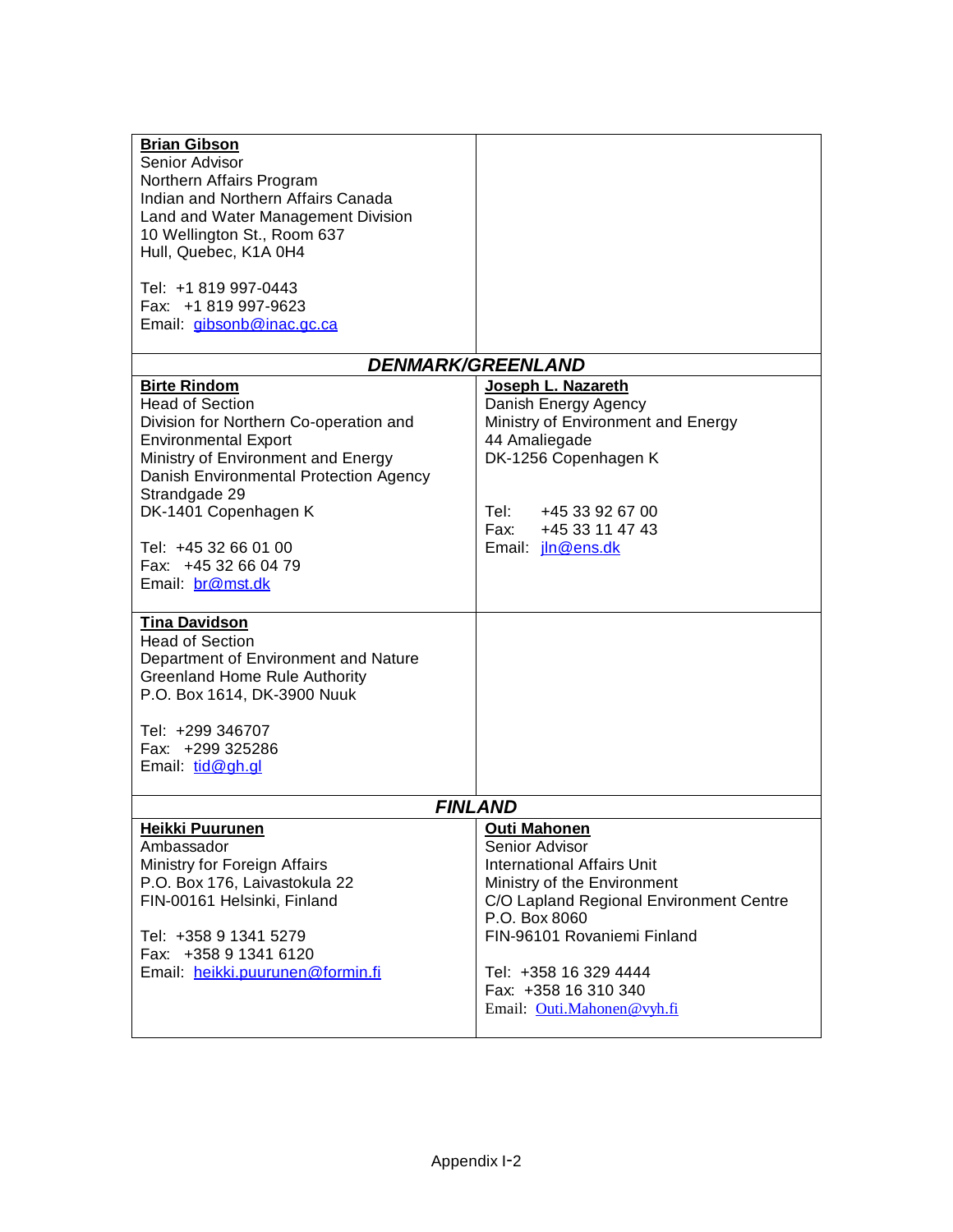| | |
|---|---|
| **Brian Gibson**<br>Senior Advisor<br>Northern Affairs Program<br>Indian and Northern Affairs Canada<br>Land and Water Management Division<br>10 Wellington St., Room 637<br>Hull, Quebec, K1A 0H4<br><br>Tel: +1 819 997-0443<br>Fax: +1 819 997-9623<br>Email: gibsonb@inac.gc.ca | |
| ***DENMARK/GREENLAND*** | |
| **Birte Rindom**<br>Head of Section<br>Division for Northern Co-operation and Environmental Export<br>Ministry of Environment and Energy<br>Danish Environmental Protection Agency<br>Strandgade 29<br>DK-1401 Copenhagen K<br><br>Tel: +45 32 66 01 00<br>Fax: +45 32 66 04 79<br>Email: br@mst.dk | **Joseph L. Nazareth**<br>Danish Energy Agency<br>Ministry of Environment and Energy<br>44 Amaliegade<br>DK-1256 Copenhagen K<br><br>Tel: +45 33 92 67 00<br>Fax: +45 33 11 47 43<br>Email: jln@ens.dk |
| **Tina Davidson**<br>Head of Section<br>Department of Environment and Nature<br>Greenland Home Rule Authority<br>P.O. Box 1614, DK-3900 Nuuk<br><br>Tel: +299 346707<br>Fax: +299 325286<br>Email: tid@gh.gl | |
| ***FINLAND*** | |
| **Heikki Puurunen**<br>Ambassador<br>Ministry for Foreign Affairs<br>P.O. Box 176, Laivastokula 22<br>FIN-00161 Helsinki, Finland<br><br>Tel: +358 9 1341 5279<br>Fax: +358 9 1341 6120<br>Email: heikki.puurunen@formin.fi | **Outi Mahonen**<br>Senior Advisor<br>International Affairs Unit<br>Ministry of the Environment<br>C/O Lapland Regional Environment Centre<br>P.O. Box 8060<br>FIN-96101 Rovaniemi Finland<br><br>Tel: +358 16 329 4444<br>Fax: +358 16 310 340<br>Email: Outi.Mahonen@vyh.fi |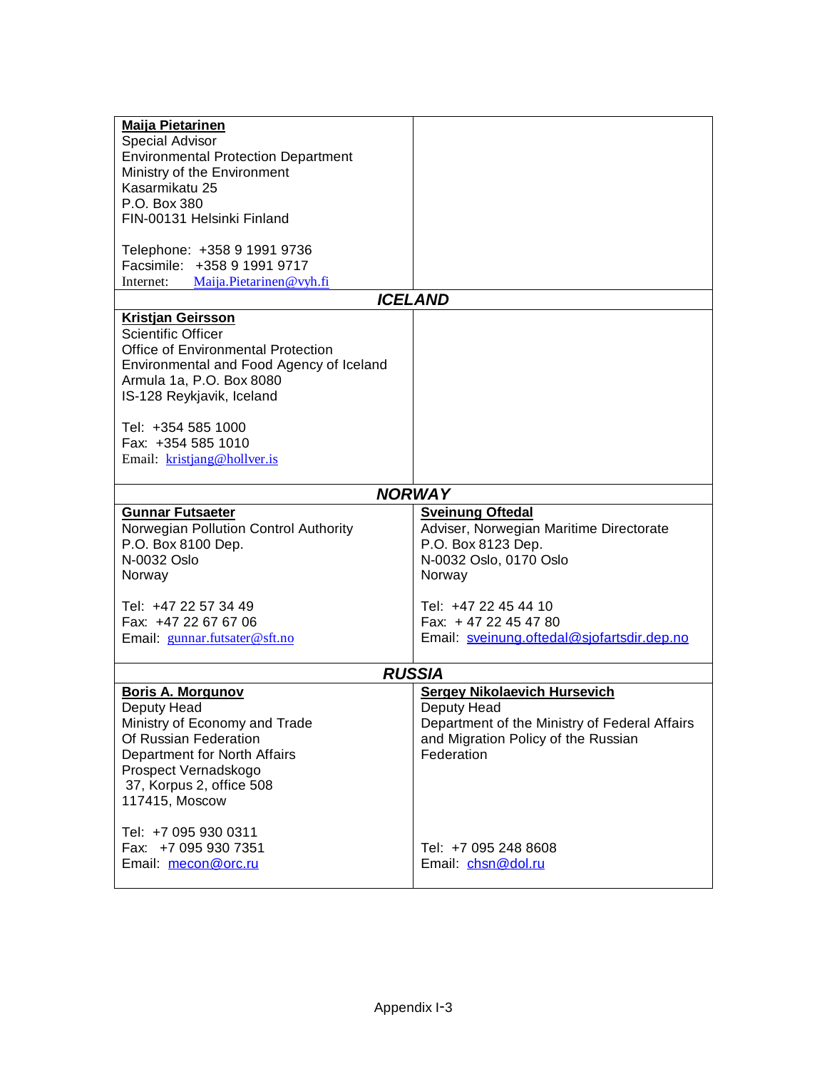| | |
|---|---|
| **Maija Pietarinen**<br>Special Advisor<br>Environmental Protection Department<br>Ministry of the Environment<br>Kasarmikatu 25<br>P.O. Box 380<br>FIN-00131 Helsinki Finland<br><br>Telephone: +358 9 1991 9736<br>Facsimile: +358 9 1991 9717<br>Internet: Maija.Pietarinen@vyh.fi | |
| ***ICELAND*** | |
| **Kristjan Geirsson**<br>Scientific Officer<br>Office of Environmental Protection<br>Environmental and Food Agency of Iceland<br>Armula 1a, P.O. Box 8080<br>IS-128 Reykjavik, Iceland<br><br>Tel: +354 585 1000<br>Fax: +354 585 1010<br>Email: kristjang@hollver.is | |
| ***NORWAY*** | |
| **Gunnar Futsaeter**<br>Norwegian Pollution Control Authority<br>P.O. Box 8100 Dep.<br>N-0032 Oslo<br>Norway<br><br>Tel: +47 22 57 34 49<br>Fax: +47 22 67 67 06<br>Email: gunnar.futsater@sft.no | **Sveinung Oftedal**<br>Adviser, Norwegian Maritime Directorate<br>P.O. Box 8123 Dep.<br>N-0032 Oslo, 0170 Oslo<br>Norway<br><br>Tel: +47 22 45 44 10<br>Fax: + 47 22 45 47 80<br>Email: sveinung.oftedal@sjofartsdir.dep.no |
| ***RUSSIA*** | |
| **Boris A. Morgunov**<br>Deputy Head<br>Ministry of Economy and Trade<br>Of Russian Federation<br>Department for North Affairs<br>Prospect Vernadskogo<br>37, Korpus 2, office 508<br>117415, Moscow<br><br>Tel: +7 095 930 0311<br>Fax: +7 095 930 7351<br>Email: mecon@orc.ru | **Sergey Nikolaevich Hursevich**<br>Deputy Head<br>Department of the Ministry of Federal Affairs and Migration Policy of the Russian Federation<br><br>Tel: +7 095 248 8608<br>Email: chsn@dol.ru |

Appendix I-3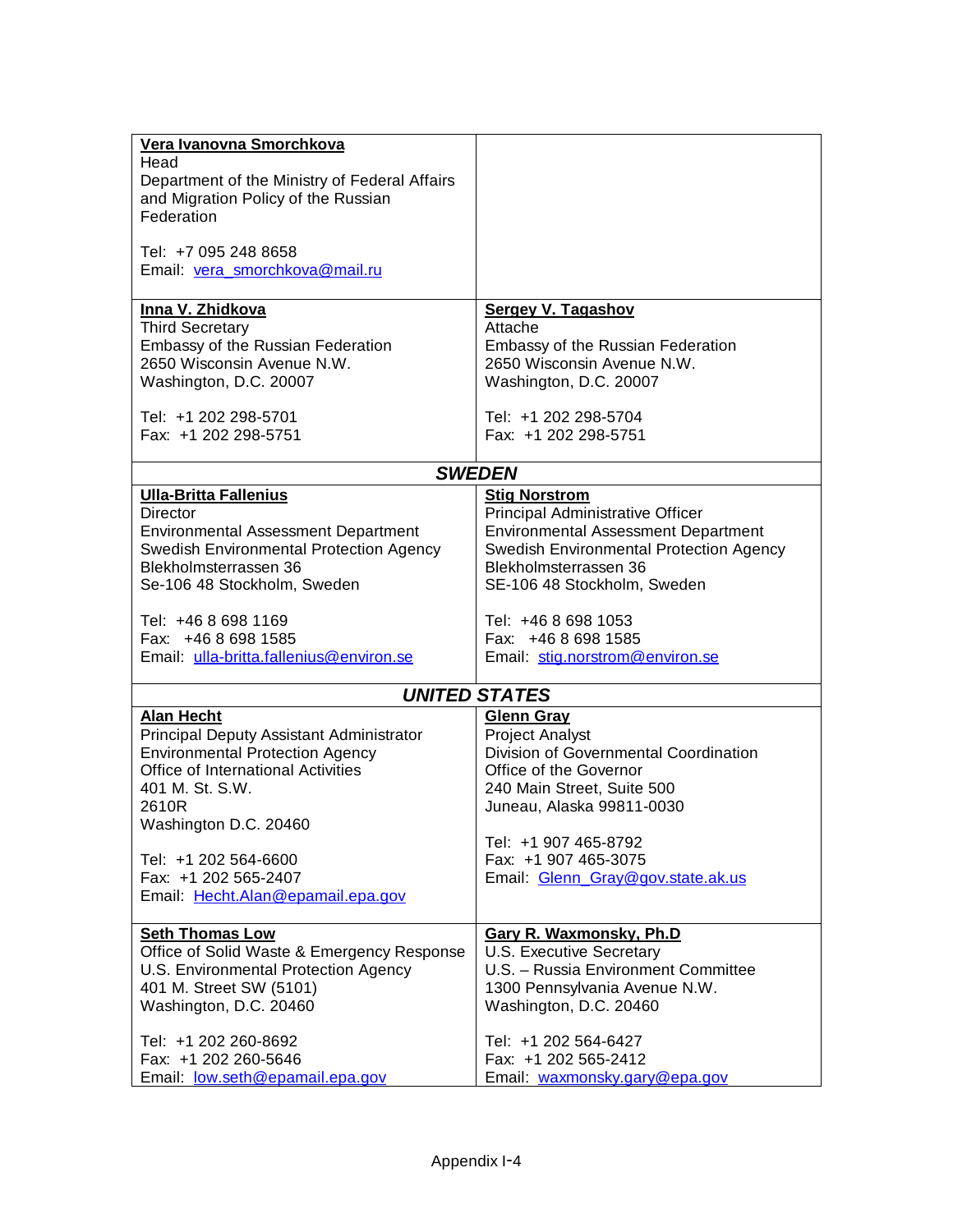| | |
|---|---|
| **Vera Ivanovna Smorchkova**<br>Head<br>Department of the Ministry of Federal Affairs and Migration Policy of the Russian Federation<br><br>Tel: +7 095 248 8658<br>Email: vera_smorchkova@mail.ru | |
| **Inna V. Zhidkova**<br>Third Secretary<br>Embassy of the Russian Federation<br>2650 Wisconsin Avenue N.W.<br>Washington, D.C. 20007<br><br>Tel: +1 202 298-5701<br>Fax: +1 202 298-5751 | **Sergey V. Tagashov**<br>Attache<br>Embassy of the Russian Federation<br>2650 Wisconsin Avenue N.W.<br>Washington, D.C. 20007<br><br>Tel: +1 202 298-5704<br>Fax: +1 202 298-5751 |
| ***SWEDEN*** | |
| **Ulla-Britta Fallenius**<br>Director<br>Environmental Assessment Department<br>Swedish Environmental Protection Agency<br>Blekholmsterrassen 36<br>Se-106 48 Stockholm, Sweden<br><br>Tel: +46 8 698 1169<br>Fax: +46 8 698 1585<br>Email: ulla-britta.fallenius@environ.se | **Stig Norstrom**<br>Principal Administrative Officer<br>Environmental Assessment Department<br>Swedish Environmental Protection Agency<br>Blekholmsterrassen 36<br>SE-106 48 Stockholm, Sweden<br><br>Tel: +46 8 698 1053<br>Fax: +46 8 698 1585<br>Email: stig.norstrom@environ.se |
| ***UNITED STATES*** | |
| **Alan Hecht**<br>Principal Deputy Assistant Administrator<br>Environmental Protection Agency<br>Office of International Activities<br>401 M. St. S.W.<br>2610R<br>Washington D.C. 20460<br><br>Tel: +1 202 564-6600<br>Fax: +1 202 565-2407<br>Email: Hecht.Alan@epamail.epa.gov | **Glenn Gray**<br>Project Analyst<br>Division of Governmental Coordination<br>Office of the Governor<br>240 Main Street, Suite 500<br>Juneau, Alaska 99811-0030<br><br>Tel: +1 907 465-8792<br>Fax: +1 907 465-3075<br>Email: Glenn_Gray@gov.state.ak.us |
| **Seth Thomas Low**<br>Office of Solid Waste & Emergency Response<br>U.S. Environmental Protection Agency<br>401 M. Street SW (5101)<br>Washington, D.C. 20460<br><br>Tel: +1 202 260-8692<br>Fax: +1 202 260-5646<br>Email: low.seth@epamail.epa.gov | **Gary R. Waxmonsky, Ph.D**<br>U.S. Executive Secretary<br>U.S. – Russia Environment Committee<br>1300 Pennsylvania Avenue N.W.<br>Washington, D.C. 20460<br><br>Tel: +1 202 564-6427<br>Fax: +1 202 565-2412<br>Email: waxmonsky.gary@epa.gov |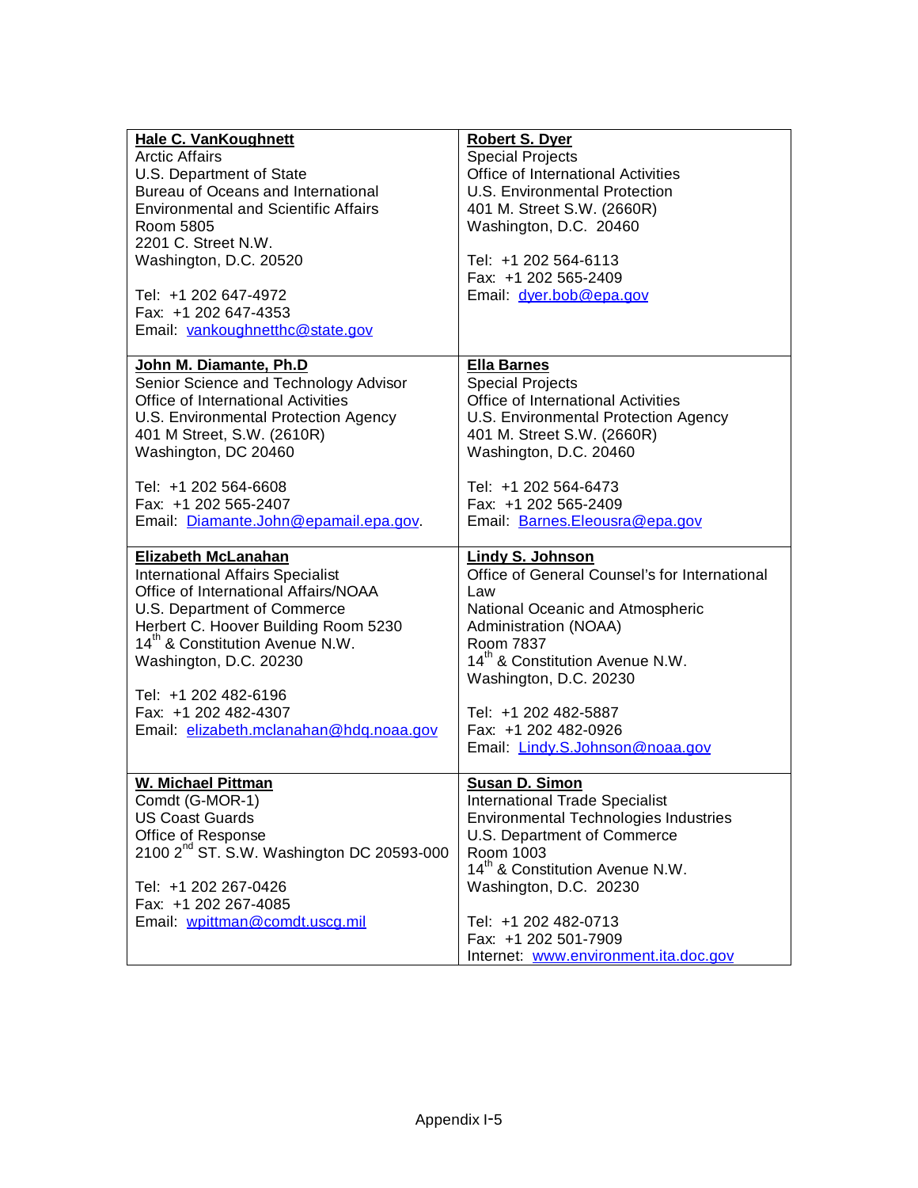| | |
|---|---|
| **Hale C. VanKoughnett**<br>Arctic Affairs<br>U.S. Department of State<br>Bureau of Oceans and International Environmental and Scientific Affairs<br>Room 5805<br>2201 C. Street N.W.<br>Washington, D.C. 20520<br><br>Tel: +1 202 647-4972<br>Fax: +1 202 647-4353<br>Email: vankoughnetthc@state.gov | **Robert S. Dyer**<br>Special Projects<br>Office of International Activities<br>U.S. Environmental Protection<br>401 M. Street S.W. (2660R)<br>Washington, D.C. 20460<br><br>Tel: +1 202 564-6113<br>Fax: +1 202 565-2409<br>Email: dyer.bob@epa.gov |
| **John M. Diamante, Ph.D**<br>Senior Science and Technology Advisor<br>Office of International Activities<br>U.S. Environmental Protection Agency<br>401 M Street, S.W. (2610R)<br>Washington, DC 20460<br><br>Tel: +1 202 564-6608<br>Fax: +1 202 565-2407<br>Email: Diamante.John@epamail.epa.gov. | **Ella Barnes**<br>Special Projects<br>Office of International Activities<br>U.S. Environmental Protection Agency<br>401 M. Street S.W. (2660R)<br>Washington, D.C. 20460<br><br>Tel: +1 202 564-6473<br>Fax: +1 202 565-2409<br>Email: Barnes.Eleousra@epa.gov |
| **Elizabeth McLanahan**<br>International Affairs Specialist<br>Office of International Affairs/NOAA<br>U.S. Department of Commerce<br>Herbert C. Hoover Building Room 5230<br>14th & Constitution Avenue N.W.<br>Washington, D.C. 20230<br><br>Tel: +1 202 482-6196<br>Fax: +1 202 482-4307<br>Email: elizabeth.mclanahan@hdq.noaa.gov | **Lindy S. Johnson**<br>Office of General Counsel's for International Law<br>National Oceanic and Atmospheric Administration (NOAA)<br>Room 7837<br>14th & Constitution Avenue N.W.<br>Washington, D.C. 20230<br><br>Tel: +1 202 482-5887<br>Fax: +1 202 482-0926<br>Email: Lindy.S.Johnson@noaa.gov |
| **W. Michael Pittman**<br>Comdt (G-MOR-1)<br>US Coast Guards<br>Office of Response<br>2100 2nd ST. S.W. Washington DC 20593-000<br><br>Tel: +1 202 267-0426<br>Fax: +1 202 267-4085<br>Email: wpittman@comdt.uscg.mil | **Susan D. Simon**<br>International Trade Specialist<br>Environmental Technologies Industries<br>U.S. Department of Commerce<br>Room 1003<br>14th & Constitution Avenue N.W.<br>Washington, D.C. 20230<br><br>Tel: +1 202 482-0713<br>Fax: +1 202 501-7909<br>Internet: www.environment.ita.doc.gov |

Appendix I-5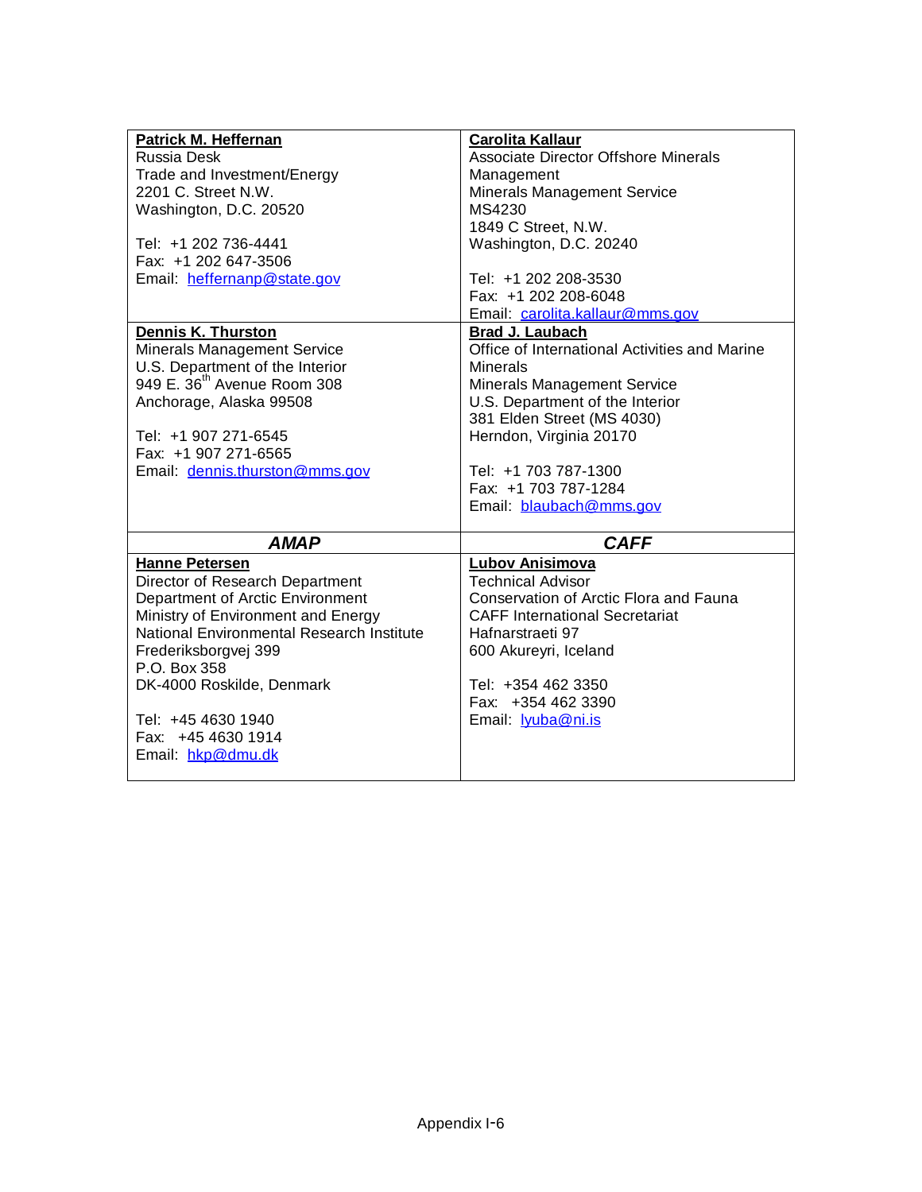| **Patrick M. Heffernan**<br>Russia Desk<br>Trade and Investment/Energy<br>2201 C. Street N.W.<br>Washington, D.C. 20520<br><br>Tel: +1 202 736-4441<br>Fax: +1 202 647-3506<br>Email: heffernanp@state.gov | **Carolita Kallaur**<br>Associate Director Offshore Minerals Management<br>Minerals Management Service<br>MS4230<br>1849 C Street, N.W.<br>Washington, D.C. 20240<br><br>Tel: +1 202 208-3530<br>Fax: +1 202 208-6048<br>Email: carolita.kallaur@mms.gov |
|---|---|
| **Dennis K. Thurston**<br>Minerals Management Service<br>U.S. Department of the Interior<br>949 E. 36th Avenue Room 308<br>Anchorage, Alaska 99508<br><br>Tel: +1 907 271-6545<br>Fax: +1 907 271-6565<br>Email: dennis.thurston@mms.gov | **Brad J. Laubach**<br>Office of International Activities and Marine Minerals<br>Minerals Management Service<br>U.S. Department of the Interior<br>381 Elden Street (MS 4030)<br>Herndon, Virginia 20170<br><br>Tel: +1 703 787-1300<br>Fax: +1 703 787-1284<br>Email: blaubach@mms.gov |
| ***AMAP*** | ***CAFF*** |
| **Hanne Petersen**<br>Director of Research Department<br>Department of Arctic Environment<br>Ministry of Environment and Energy<br>National Environmental Research Institute<br>Frederiksborgvej 399<br>P.O. Box 358<br>DK-4000 Roskilde, Denmark<br><br>Tel: +45 4630 1940<br>Fax: +45 4630 1914<br>Email: hkp@dmu.dk | **Lubov Anisimova**<br>Technical Advisor<br>Conservation of Arctic Flora and Fauna<br>CAFF International Secretariat<br>Hafnarstraeti 97<br>600 Akureyri, Iceland<br><br>Tel: +354 462 3350<br>Fax: +354 462 3390<br>Email: lyuba@ni.is |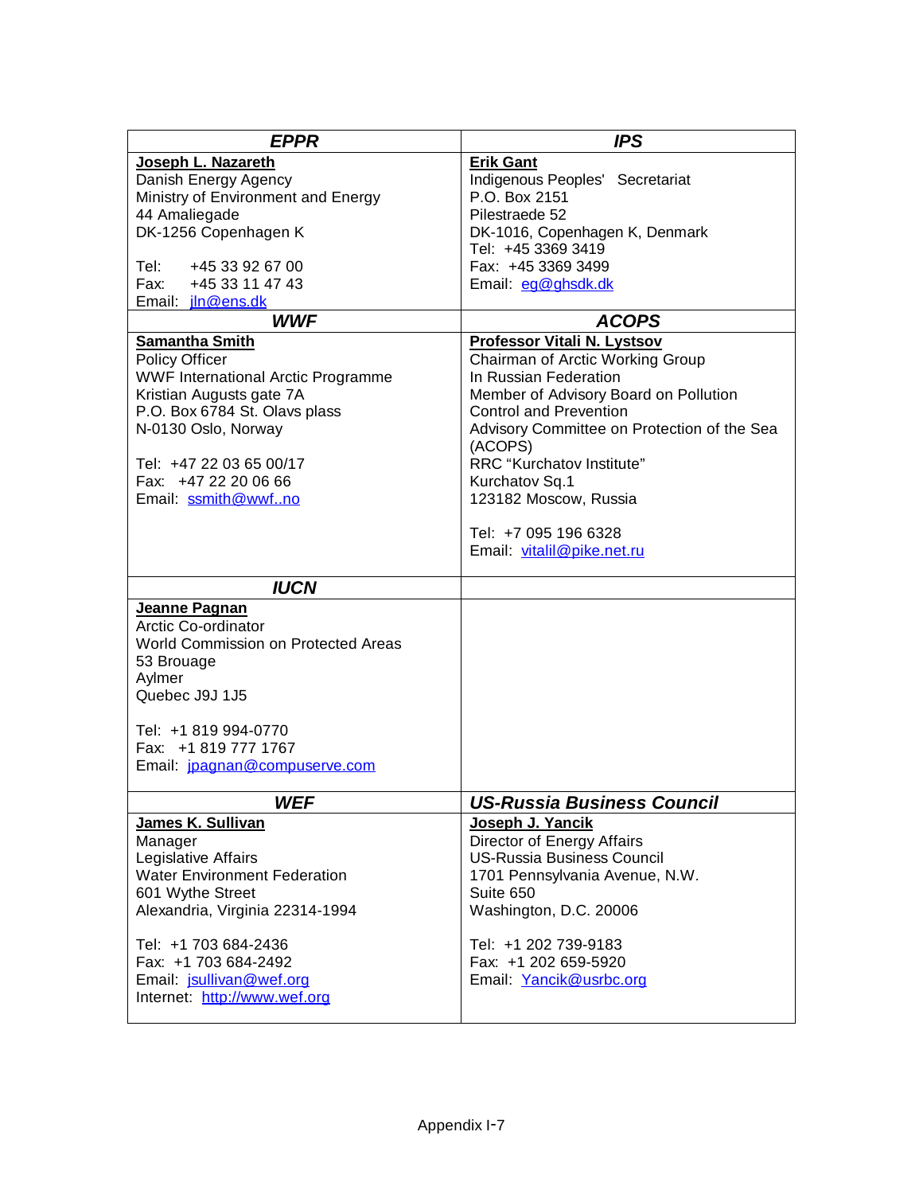| *EPPR* | *IPS* |
|---|---|
| **Joseph L. Nazareth**<br>Danish Energy Agency<br>Ministry of Environment and Energy<br>44 Amaliegade<br>DK-1256 Copenhagen K<br><br>Tel: +45 33 92 67 00<br>Fax: +45 33 11 47 43<br>Email: jln@ens.dk | **Erik Gant**<br>Indigenous Peoples' Secretariat<br>P.O. Box 2151<br>Pilestraede 52<br>DK-1016, Copenhagen K, Denmark<br>Tel: +45 3369 3419<br>Fax: +45 3369 3499<br>Email: eg@ghsdk.dk |
| ***WWF*** | ***ACOPS*** |
| **Samantha Smith**<br>Policy Officer<br>WWF International Arctic Programme<br>Kristian Augusts gate 7A<br>P.O. Box 6784 St. Olavs plass<br>N-0130 Oslo, Norway<br><br>Tel: +47 22 03 65 00/17<br>Fax: +47 22 20 06 66<br>Email: ssmith@wwf..no | **Professor Vitali N. Lystsov**<br>Chairman of Arctic Working Group<br>In Russian Federation<br>Member of Advisory Board on Pollution Control and Prevention<br>Advisory Committee on Protection of the Sea (ACOPS)<br>RRC "Kurchatov Institute"<br>Kurchatov Sq.1<br>123182 Moscow, Russia<br><br>Tel: +7 095 196 6328<br>Email: vitalil@pike.net.ru |
| ***IUCN*** | |
| **Jeanne Pagnan**<br>Arctic Co-ordinator<br>World Commission on Protected Areas<br>53 Brouage<br>Aylmer<br>Quebec J9J 1J5<br><br>Tel: +1 819 994-0770<br>Fax: +1 819 777 1767<br>Email: jpagnan@compuserve.com | |
| ***WEF*** | ***US-Russia Business Council*** |
| **James K. Sullivan**<br>Manager<br>Legislative Affairs<br>Water Environment Federation<br>601 Wythe Street<br>Alexandria, Virginia 22314-1994<br><br>Tel: +1 703 684-2436<br>Fax: +1 703 684-2492<br>Email: jsullivan@wef.org<br>Internet: http://www.wef.org | **Joseph J. Yancik**<br>Director of Energy Affairs<br>US-Russia Business Council<br>1701 Pennsylvania Avenue, N.W.<br>Suite 650<br>Washington, D.C. 20006<br><br>Tel: +1 202 739-9183<br>Fax: +1 202 659-5920<br>Email: Yancik@usrbc.org |

Appendix I-7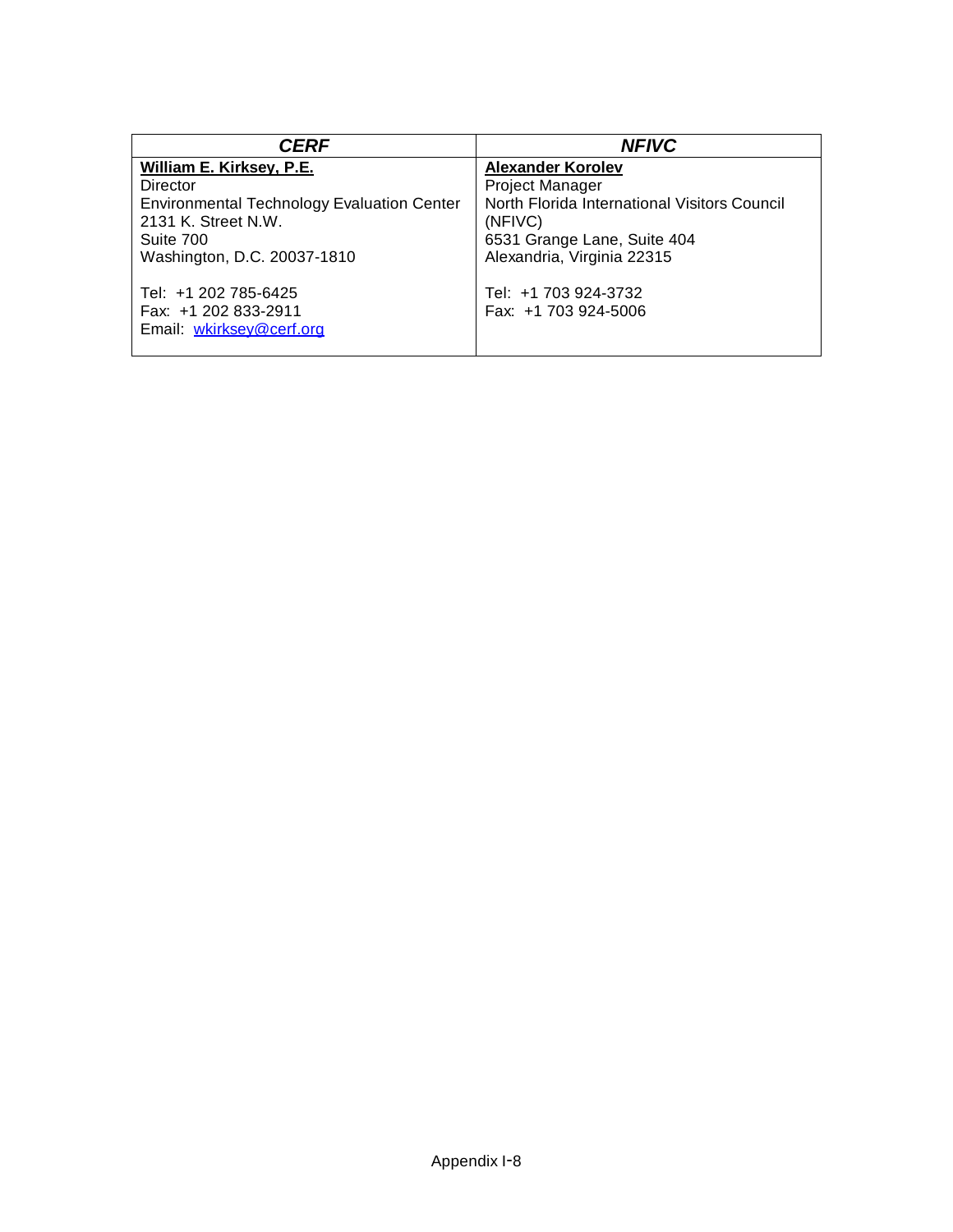| ***CERF*** | ***NFIVC*** |
|---|---|
| **William E. Kirksey, P.E.**<br>Director<br>Environmental Technology Evaluation Center<br>2131 K. Street N.W.<br>Suite 700<br>Washington, D.C. 20037-1810<br><br>Tel: +1 202 785-6425<br>Fax: +1 202 833-2911<br>Email: wkirksey@cerf.org | **Alexander Korolev**<br>Project Manager<br>North Florida International Visitors Council (NFIVC)<br>6531 Grange Lane, Suite 404<br>Alexandria, Virginia 22315<br><br>Tel: +1 703 924-3732<br>Fax: +1 703 924-5006 |

Appendix I-8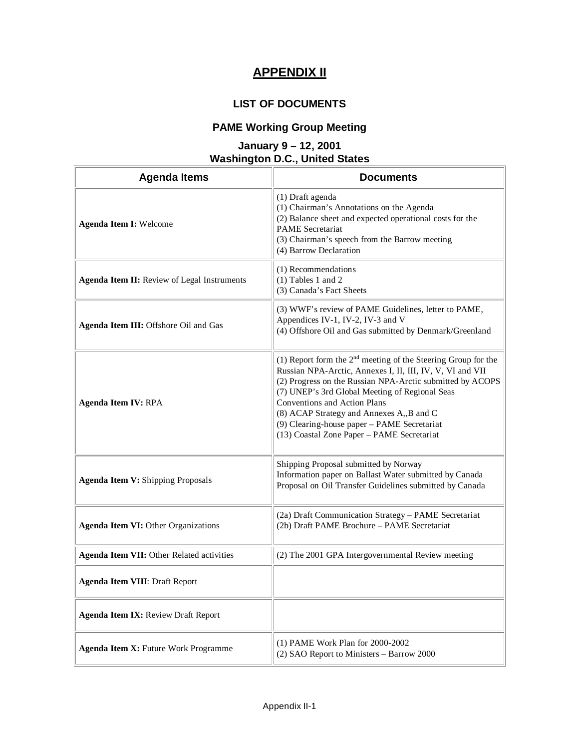# APPENDIX II

## LIST OF DOCUMENTS

## PAME Working Group Meeting

### January 9 – 12, 2001
### Washington D.C., United States

| Agenda Items | Documents |
|---|---|
| **Agenda Item I:** Welcome | (1) Draft agenda<br>(1) Chairman's Annotations on the Agenda<br>(2) Balance sheet and expected operational costs for the PAME Secretariat<br>(3) Chairman's speech from the Barrow meeting<br>(4) Barrow Declaration |
| **Agenda Item II:** Review of Legal Instruments | (1) Recommendations<br>(1) Tables 1 and 2<br>(3) Canada's Fact Sheets |
| **Agenda Item III:** Offshore Oil and Gas | (3) WWF's review of PAME Guidelines, letter to PAME, Appendices IV-1, IV-2, IV-3 and V<br>(4) Offshore Oil and Gas submitted by Denmark/Greenland |
| **Agenda Item IV:** RPA | (1) Report form the 2nd meeting of the Steering Group for the Russian NPA-Arctic, Annexes I, II, III, IV, V, VI and VII<br>(2) Progress on the Russian NPA-Arctic submitted by ACOPS<br>(7) UNEP's 3rd Global Meeting of Regional Seas Conventions and Action Plans<br>(8) ACAP Strategy and Annexes A,,B and C<br>(9) Clearing-house paper – PAME Secretariat<br>(13) Coastal Zone Paper – PAME Secretariat |
| **Agenda Item V:** Shipping Proposals | Shipping Proposal submitted by Norway<br>Information paper on Ballast Water submitted by Canada<br>Proposal on Oil Transfer Guidelines submitted by Canada |
| **Agenda Item VI:** Other Organizations | (2a) Draft Communication Strategy – PAME Secretariat<br>(2b) Draft PAME Brochure – PAME Secretariat |
| **Agenda Item VII:** Other Related activities | (2) The 2001 GPA Intergovernmental Review meeting |
| **Agenda Item VIII**: Draft Report | |
| **Agenda Item IX:** Review Draft Report | |
| **Agenda Item X:** Future Work Programme | (1) PAME Work Plan for 2000-2002<br>(2) SAO Report to Ministers – Barrow 2000 |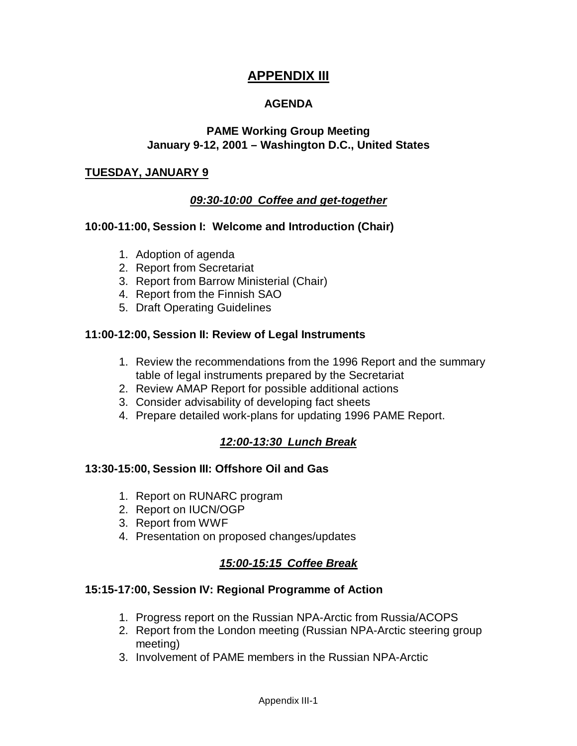# APPENDIX III

## AGENDA

### PAME Working Group Meeting
### January 9-12, 2001 – Washington D.C., United States

**TUESDAY, JANUARY 9**

***09:30-10:00 Coffee and get-together***

**10:00-11:00, Session I: Welcome and Introduction (Chair)**

1. Adoption of agenda
2. Report from Secretariat
3. Report from Barrow Ministerial (Chair)
4. Report from the Finnish SAO
5. Draft Operating Guidelines

**11:00-12:00, Session II: Review of Legal Instruments**

1. Review the recommendations from the 1996 Report and the summary table of legal instruments prepared by the Secretariat
2. Review AMAP Report for possible additional actions
3. Consider advisability of developing fact sheets
4. Prepare detailed work-plans for updating 1996 PAME Report.

***12:00-13:30 Lunch Break***

**13:30-15:00, Session III: Offshore Oil and Gas**

1. Report on RUNARC program
2. Report on IUCN/OGP
3. Report from WWF
4. Presentation on proposed changes/updates

***15:00-15:15 Coffee Break***

**15:15-17:00, Session IV: Regional Programme of Action**

1. Progress report on the Russian NPA-Arctic from Russia/ACOPS
2. Report from the London meeting (Russian NPA-Arctic steering group meeting)
3. Involvement of PAME members in the Russian NPA-Arctic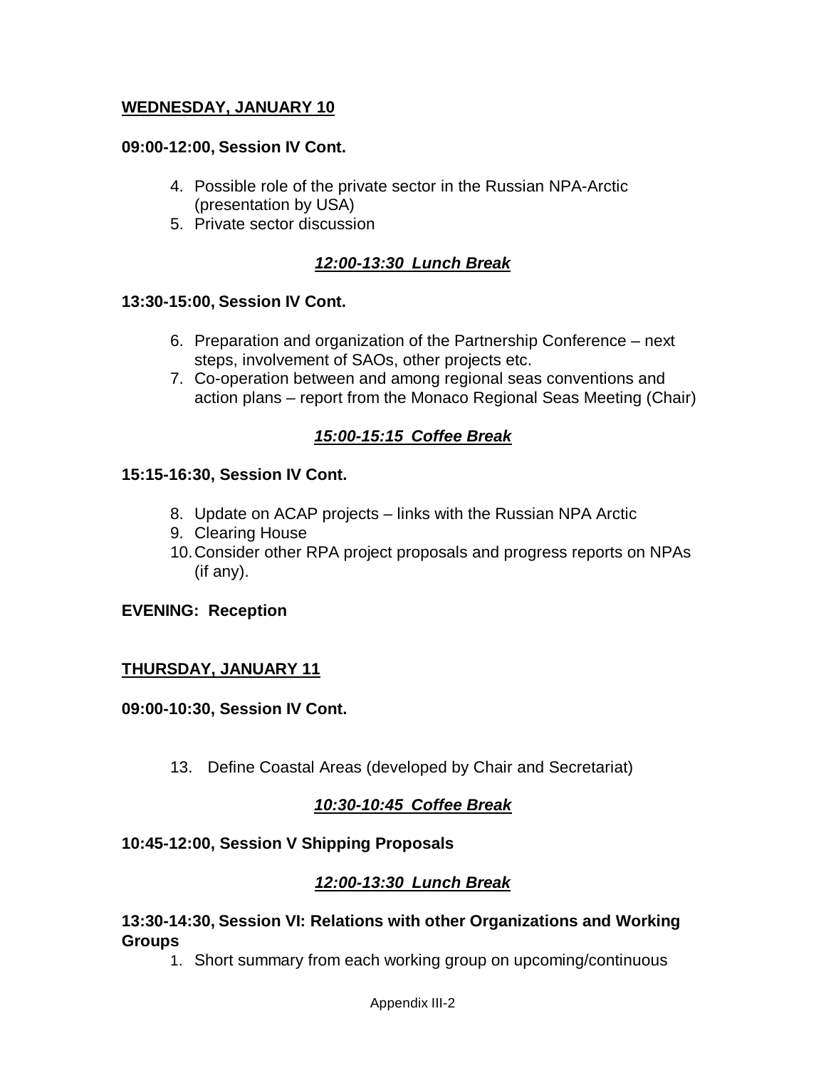**<u>WEDNESDAY, JANUARY 10</u>**

**09:00-12:00, Session IV Cont.**

4. Possible role of the private sector in the Russian NPA-Arctic (presentation by USA)
5. Private sector discussion

***<u>12:00-13:30 Lunch Break</u>***

**13:30-15:00, Session IV Cont.**

6. Preparation and organization of the Partnership Conference – next steps, involvement of SAOs, other projects etc.
7. Co-operation between and among regional seas conventions and action plans – report from the Monaco Regional Seas Meeting (Chair)

***<u>15:00-15:15 Coffee Break</u>***

**15:15-16:30, Session IV Cont.**

8. Update on ACAP projects – links with the Russian NPA Arctic
9. Clearing House
10. Consider other RPA project proposals and progress reports on NPAs (if any).

**EVENING: Reception**

**<u>THURSDAY, JANUARY 11</u>**

**09:00-10:30, Session IV Cont.**

13. Define Coastal Areas (developed by Chair and Secretariat)

***<u>10:30-10:45 Coffee Break</u>***

**10:45-12:00, Session V Shipping Proposals**

***<u>12:00-13:30 Lunch Break</u>***

**13:30-14:30, Session VI: Relations with other Organizations and Working Groups**

1. Short summary from each working group on upcoming/continuous

Appendix III-2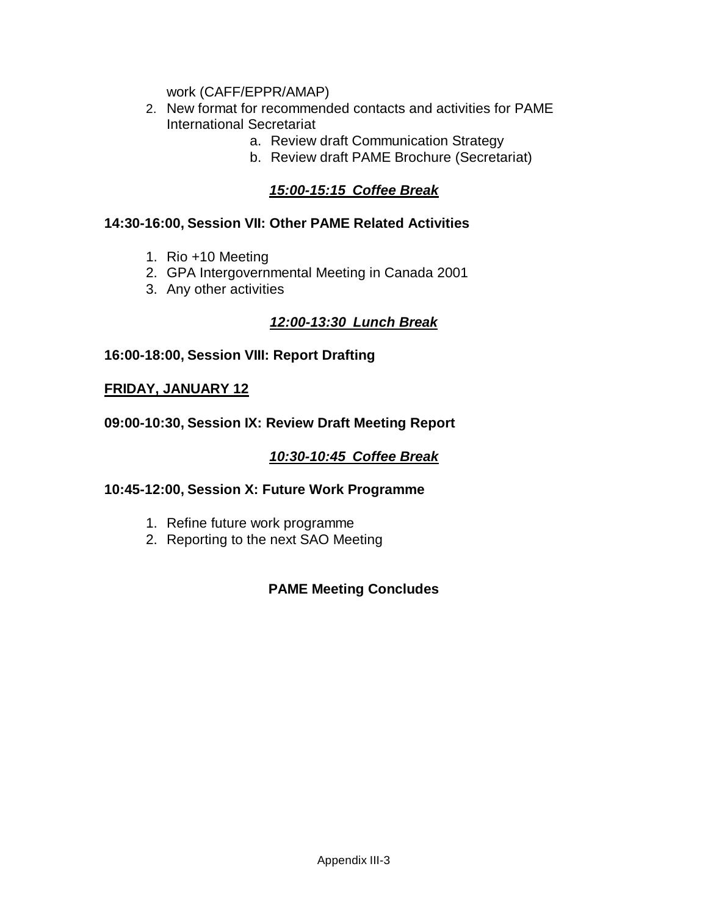work (CAFF/EPPR/AMAP)

2. New format for recommended contacts and activities for PAME International Secretariat
   a. Review draft Communication Strategy
   b. Review draft PAME Brochure (Secretariat)

***15:00-15:15 Coffee Break***

**14:30-16:00, Session VII: Other PAME Related Activities**

1. Rio +10 Meeting
2. GPA Intergovernmental Meeting in Canada 2001
3. Any other activities

***12:00-13:30 Lunch Break***

**16:00-18:00, Session VIII: Report Drafting**

**FRIDAY, JANUARY 12**

**09:00-10:30, Session IX: Review Draft Meeting Report**

***10:30-10:45 Coffee Break***

**10:45-12:00, Session X: Future Work Programme**

1. Refine future work programme
2. Reporting to the next SAO Meeting

**PAME Meeting Concludes**

Appendix III-3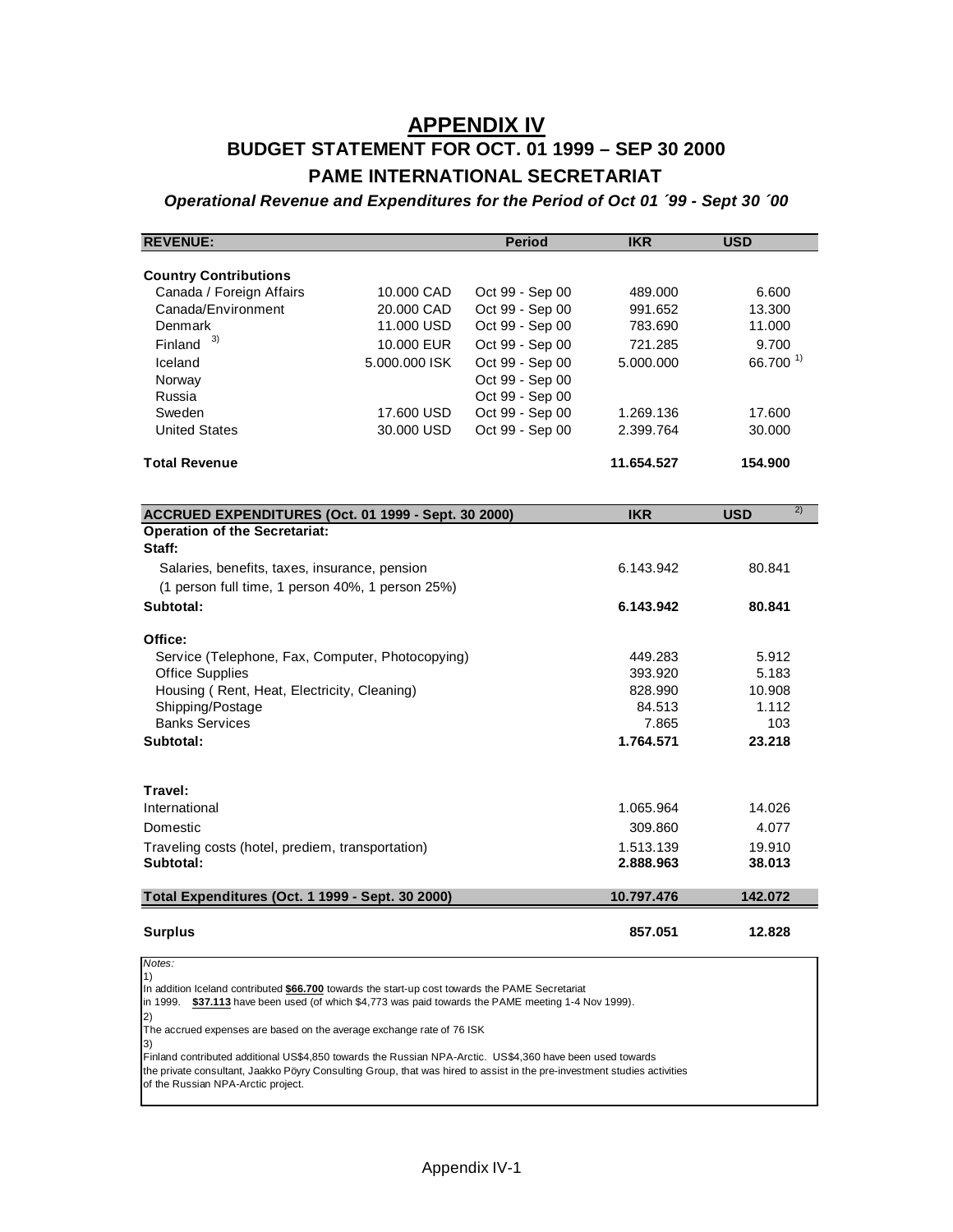# APPENDIX IV

## BUDGET STATEMENT FOR OCT. 01 1999 – SEP 30 2000

## PAME INTERNATIONAL SECRETARIAT

***Operational Revenue and Expenditures for the Period of Oct 01 ´99 - Sept 30 ´00***

| REVENUE: | | Period | IKR | USD |
|---|---|---|---|---|
| **Country Contributions** | | | | |
| Canada / Foreign Affairs | 10.000 CAD | Oct 99 - Sep 00 | 489.000 | 6.600 |
| Canada/Environment | 20.000 CAD | Oct 99 - Sep 00 | 991.652 | 13.300 |
| Denmark | 11.000 USD | Oct 99 - Sep 00 | 783.690 | 11.000 |
| Finland [3] | 10.000 EUR | Oct 99 - Sep 00 | 721.285 | 9.700 |
| Iceland | 5.000.000 ISK | Oct 99 - Sep 00 | 5.000.000 | 66.700 [1] |
| Norway | | Oct 99 - Sep 00 | | |
| Russia | | Oct 99 - Sep 00 | | |
| Sweden | 17.600 USD | Oct 99 - Sep 00 | 1.269.136 | 17.600 |
| United States | 30.000 USD | Oct 99 - Sep 00 | 2.399.764 | 30.000 |
| **Total Revenue** | | | **11.654.527** | **154.900** |

| ACCRUED EXPENDITURES (Oct. 01 1999 - Sept. 30 2000) | IKR | USD [2] |
|---|---|---|
| **Operation of the Secretariat:** | | |
| **Staff:** | | |
| Salaries, benefits, taxes, insurance, pension | 6.143.942 | 80.841 |
| (1 person full time, 1 person 40%, 1 person 25%) | | |
| **Subtotal:** | **6.143.942** | **80.841** |
| **Office:** | | |
| Service (Telephone, Fax, Computer, Photocopying) | 449.283 | 5.912 |
| Office Supplies | 393.920 | 5.183 |
| Housing ( Rent, Heat, Electricity, Cleaning) | 828.990 | 10.908 |
| Shipping/Postage | 84.513 | 1.112 |
| Banks Services | 7.865 | 103 |
| **Subtotal:** | **1.764.571** | **23.218** |
| **Travel:** | | |
| International | 1.065.964 | 14.026 |
| Domestic | 309.860 | 4.077 |
| Traveling costs (hotel, prediem, transportation) | 1.513.139 | 19.910 |
| **Subtotal:** | **2.888.963** | **38.013** |
| **Total Expenditures (Oct. 1 1999 - Sept. 30 2000)** | **10.797.476** | **142.072** |
| **Surplus** | **857.051** | **12.828** |

*Notes:*

1) In addition Iceland contributed **$66.700** towards the start-up cost towards the PAME Secretariat in 1999. **$37.113** have been used (of which $4,773 was paid towards the PAME meeting 1-4 Nov 1999).

2) The accrued expenses are based on the average exchange rate of 76 ISK

3) Finland contributed additional US$4,850 towards the Russian NPA-Arctic. US$4,360 have been used towards the private consultant, Jaakko Pöyry Consulting Group, that was hired to assist in the pre-investment studies activities of the Russian NPA-Arctic project.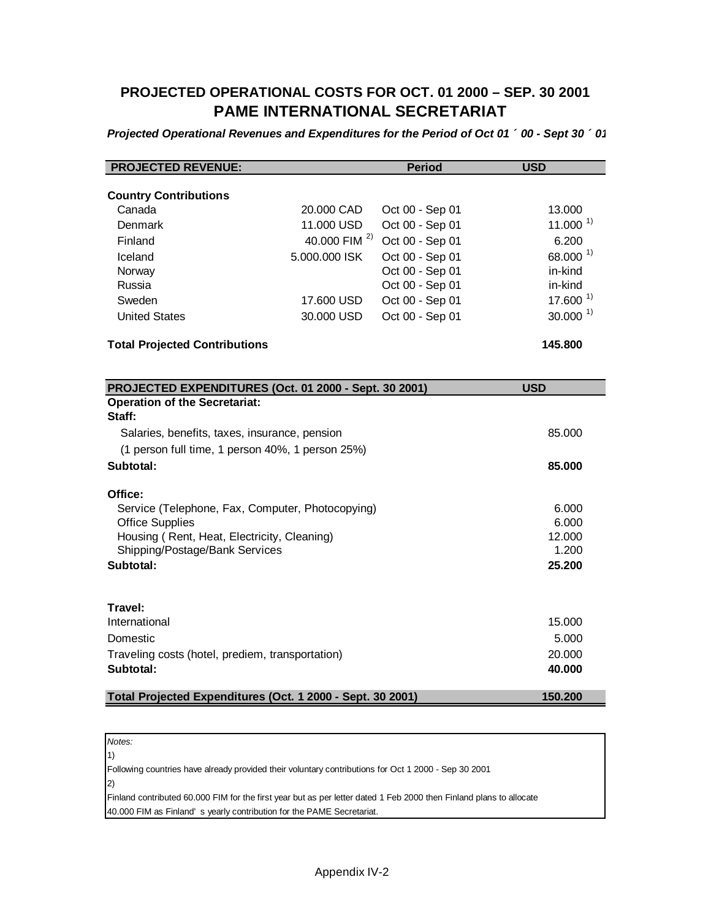# PROJECTED OPERATIONAL COSTS FOR OCT. 01 2000 – SEP. 30 2001

## PAME INTERNATIONAL SECRETARIAT

***Projected Operational Revenues and Expenditures for the Period of Oct 01 ´ 00 - Sept 30 ´ 01***

| **PROJECTED REVENUE:** | | **Period** | **USD** |
|---|---|---|---|
| **Country Contributions** | | | |
| Canada | 20.000 CAD | Oct 00 - Sep 01 | 13.000 |
| Denmark | 11.000 USD | Oct 00 - Sep 01 | 11.000 [1)] |
| Finland | 40.000 FIM [2)] | Oct 00 - Sep 01 | 6.200 |
| Iceland | 5.000.000 ISK | Oct 00 - Sep 01 | 68.000 [1)] |
| Norway | | Oct 00 - Sep 01 | in-kind |
| Russia | | Oct 00 - Sep 01 | in-kind |
| Sweden | 17.600 USD | Oct 00 - Sep 01 | 17.600 [1)] |
| United States | 30.000 USD | Oct 00 - Sep 01 | 30.000 [1)] |
| **Total Projected Contributions** | | | **145.800** |

| **PROJECTED EXPENDITURES (Oct. 01 2000 - Sept. 30 2001)** | **USD** |
|---|---|
| **Operation of the Secretariat:** | |
| **Staff:** | |
| Salaries, benefits, taxes, insurance, pension | 85.000 |
| (1 person full time, 1 person 40%, 1 person 25%) | |
| **Subtotal:** | **85.000** |
| **Office:** | |
| Service (Telephone, Fax, Computer, Photocopying) | 6.000 |
| Office Supplies | 6.000 |
| Housing ( Rent, Heat, Electricity, Cleaning) | 12.000 |
| Shipping/Postage/Bank Services | 1.200 |
| **Subtotal:** | **25.200** |
| **Travel:** | |
| International | 15.000 |
| Domestic | 5.000 |
| Traveling costs (hotel, prediem, transportation) | 20.000 |
| **Subtotal:** | **40.000** |
| **Total Projected Expenditures (Oct. 1 2000 - Sept. 30 2001)** | **150.200** |

*Notes:*

1)

Following countries have already provided their voluntary contributions for Oct 1 2000 - Sep 30 2001

2)

Finland contributed 60.000 FIM for the first year but as per letter dated 1 Feb 2000 then Finland plans to allocate 40.000 FIM as Finland' s yearly contribution for the PAME Secretariat.

Appendix IV-2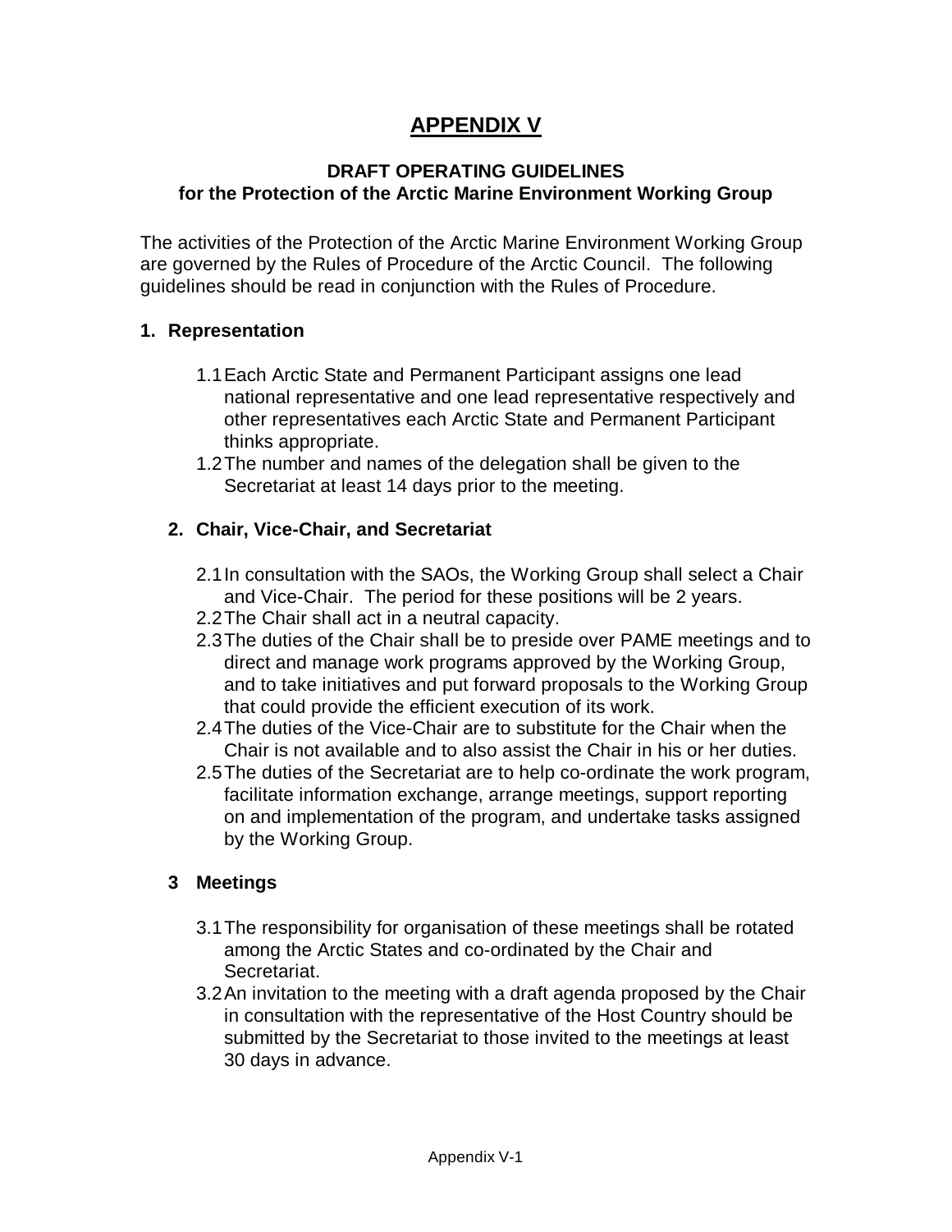# APPENDIX V

**DRAFT OPERATING GUIDELINES**
**for the Protection of the Arctic Marine Environment Working Group**

The activities of the Protection of the Arctic Marine Environment Working Group are governed by the Rules of Procedure of the Arctic Council. The following guidelines should be read in conjunction with the Rules of Procedure.

## 1. Representation

1.1 Each Arctic State and Permanent Participant assigns one lead national representative and one lead representative respectively and other representatives each Arctic State and Permanent Participant thinks appropriate.

1.2 The number and names of the delegation shall be given to the Secretariat at least 14 days prior to the meeting.

## 2. Chair, Vice-Chair, and Secretariat

2.1 In consultation with the SAOs, the Working Group shall select a Chair and Vice-Chair. The period for these positions will be 2 years.

2.2 The Chair shall act in a neutral capacity.

2.3 The duties of the Chair shall be to preside over PAME meetings and to direct and manage work programs approved by the Working Group, and to take initiatives and put forward proposals to the Working Group that could provide the efficient execution of its work.

2.4 The duties of the Vice-Chair are to substitute for the Chair when the Chair is not available and to also assist the Chair in his or her duties.

2.5 The duties of the Secretariat are to help co-ordinate the work program, facilitate information exchange, arrange meetings, support reporting on and implementation of the program, and undertake tasks assigned by the Working Group.

## 3 Meetings

3.1 The responsibility for organisation of these meetings shall be rotated among the Arctic States and co-ordinated by the Chair and Secretariat.

3.2 An invitation to the meeting with a draft agenda proposed by the Chair in consultation with the representative of the Host Country should be submitted by the Secretariat to those invited to the meetings at least 30 days in advance.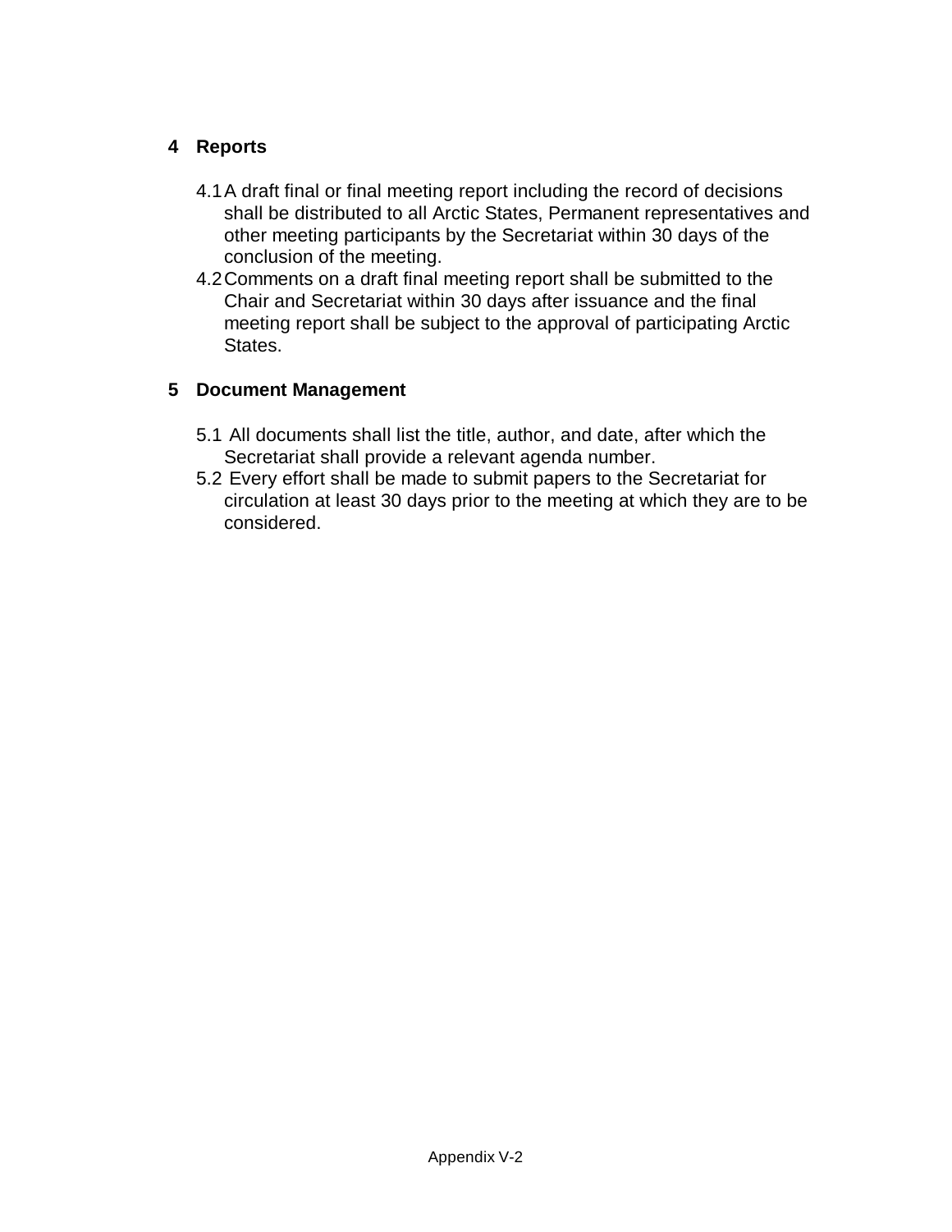## 4 Reports

4.1 A draft final or final meeting report including the record of decisions shall be distributed to all Arctic States, Permanent representatives and other meeting participants by the Secretariat within 30 days of the conclusion of the meeting.

4.2 Comments on a draft final meeting report shall be submitted to the Chair and Secretariat within 30 days after issuance and the final meeting report shall be subject to the approval of participating Arctic States.

## 5 Document Management

5.1 All documents shall list the title, author, and date, after which the Secretariat shall provide a relevant agenda number.

5.2 Every effort shall be made to submit papers to the Secretariat for circulation at least 30 days prior to the meeting at which they are to be considered.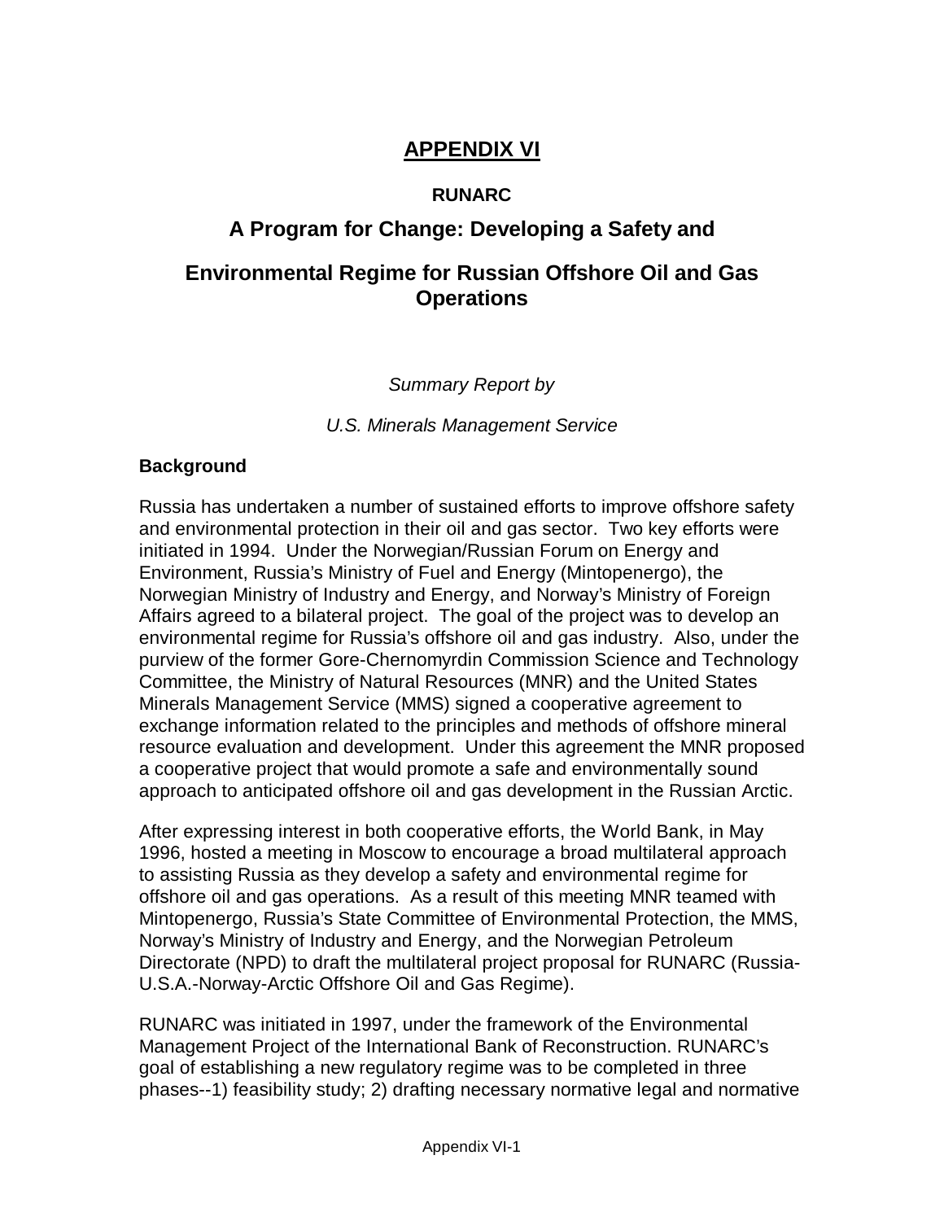# APPENDIX VI

**RUNARC**

## A Program for Change: Developing a Safety and Environmental Regime for Russian Offshore Oil and Gas Operations

*Summary Report by*

*U.S. Minerals Management Service*

### Background

Russia has undertaken a number of sustained efforts to improve offshore safety and environmental protection in their oil and gas sector. Two key efforts were initiated in 1994. Under the Norwegian/Russian Forum on Energy and Environment, Russia's Ministry of Fuel and Energy (Mintopenergo), the Norwegian Ministry of Industry and Energy, and Norway's Ministry of Foreign Affairs agreed to a bilateral project. The goal of the project was to develop an environmental regime for Russia's offshore oil and gas industry. Also, under the purview of the former Gore-Chernomyrdin Commission Science and Technology Committee, the Ministry of Natural Resources (MNR) and the United States Minerals Management Service (MMS) signed a cooperative agreement to exchange information related to the principles and methods of offshore mineral resource evaluation and development. Under this agreement the MNR proposed a cooperative project that would promote a safe and environmentally sound approach to anticipated offshore oil and gas development in the Russian Arctic.

After expressing interest in both cooperative efforts, the World Bank, in May 1996, hosted a meeting in Moscow to encourage a broad multilateral approach to assisting Russia as they develop a safety and environmental regime for offshore oil and gas operations. As a result of this meeting MNR teamed with Mintopenergo, Russia's State Committee of Environmental Protection, the MMS, Norway's Ministry of Industry and Energy, and the Norwegian Petroleum Directorate (NPD) to draft the multilateral project proposal for RUNARC (Russia-U.S.A.-Norway-Arctic Offshore Oil and Gas Regime).

RUNARC was initiated in 1997, under the framework of the Environmental Management Project of the International Bank of Reconstruction. RUNARC's goal of establishing a new regulatory regime was to be completed in three phases--1) feasibility study; 2) drafting necessary normative legal and normative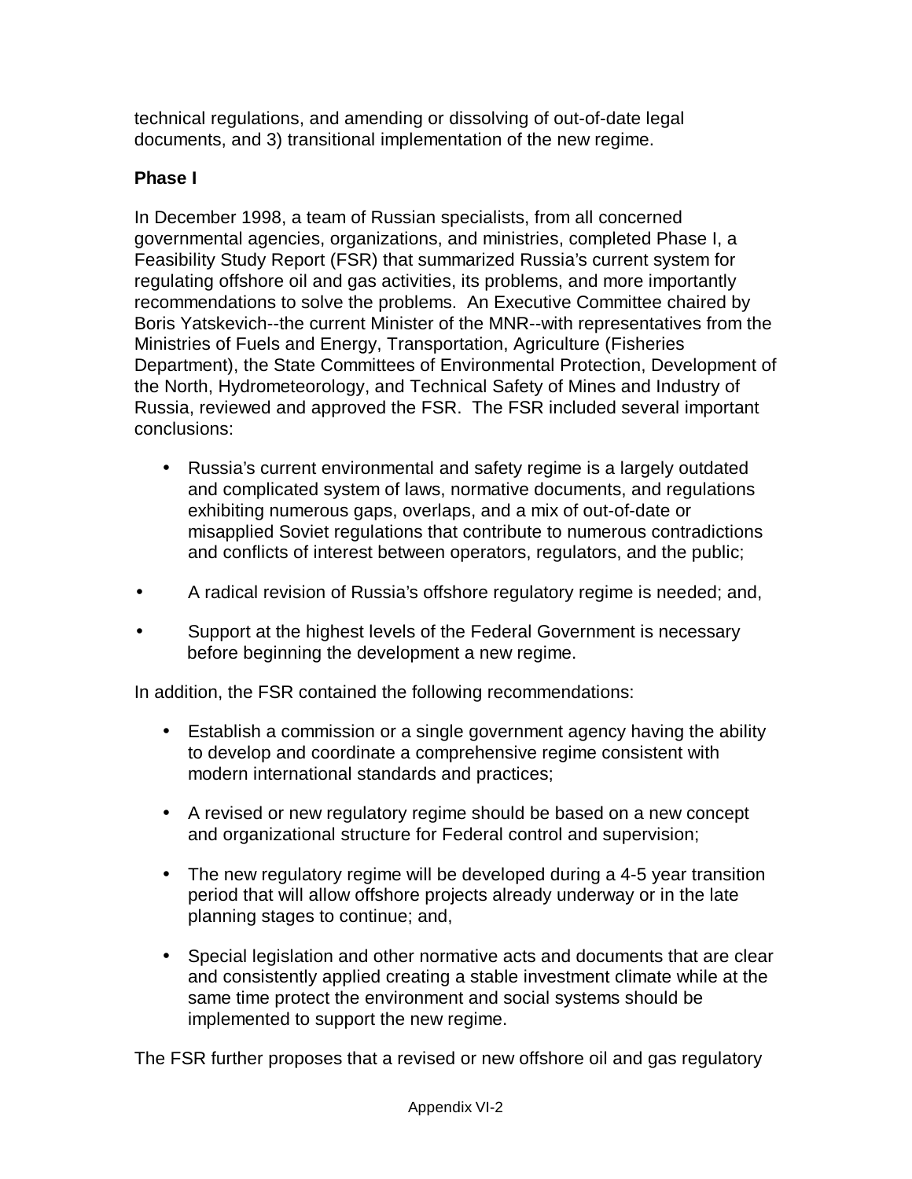technical regulations, and amending or dissolving of out-of-date legal documents, and 3) transitional implementation of the new regime.

**Phase I**

In December 1998, a team of Russian specialists, from all concerned governmental agencies, organizations, and ministries, completed Phase I, a Feasibility Study Report (FSR) that summarized Russia's current system for regulating offshore oil and gas activities, its problems, and more importantly recommendations to solve the problems. An Executive Committee chaired by Boris Yatskevich--the current Minister of the MNR--with representatives from the Ministries of Fuels and Energy, Transportation, Agriculture (Fisheries Department), the State Committees of Environmental Protection, Development of the North, Hydrometeorology, and Technical Safety of Mines and Industry of Russia, reviewed and approved the FSR. The FSR included several important conclusions:

- Russia's current environmental and safety regime is a largely outdated and complicated system of laws, normative documents, and regulations exhibiting numerous gaps, overlaps, and a mix of out-of-date or misapplied Soviet regulations that contribute to numerous contradictions and conflicts of interest between operators, regulators, and the public;
- A radical revision of Russia's offshore regulatory regime is needed; and,
- Support at the highest levels of the Federal Government is necessary before beginning the development a new regime.

In addition, the FSR contained the following recommendations:

- Establish a commission or a single government agency having the ability to develop and coordinate a comprehensive regime consistent with modern international standards and practices;
- A revised or new regulatory regime should be based on a new concept and organizational structure for Federal control and supervision;
- The new regulatory regime will be developed during a 4-5 year transition period that will allow offshore projects already underway or in the late planning stages to continue; and,
- Special legislation and other normative acts and documents that are clear and consistently applied creating a stable investment climate while at the same time protect the environment and social systems should be implemented to support the new regime.

The FSR further proposes that a revised or new offshore oil and gas regulatory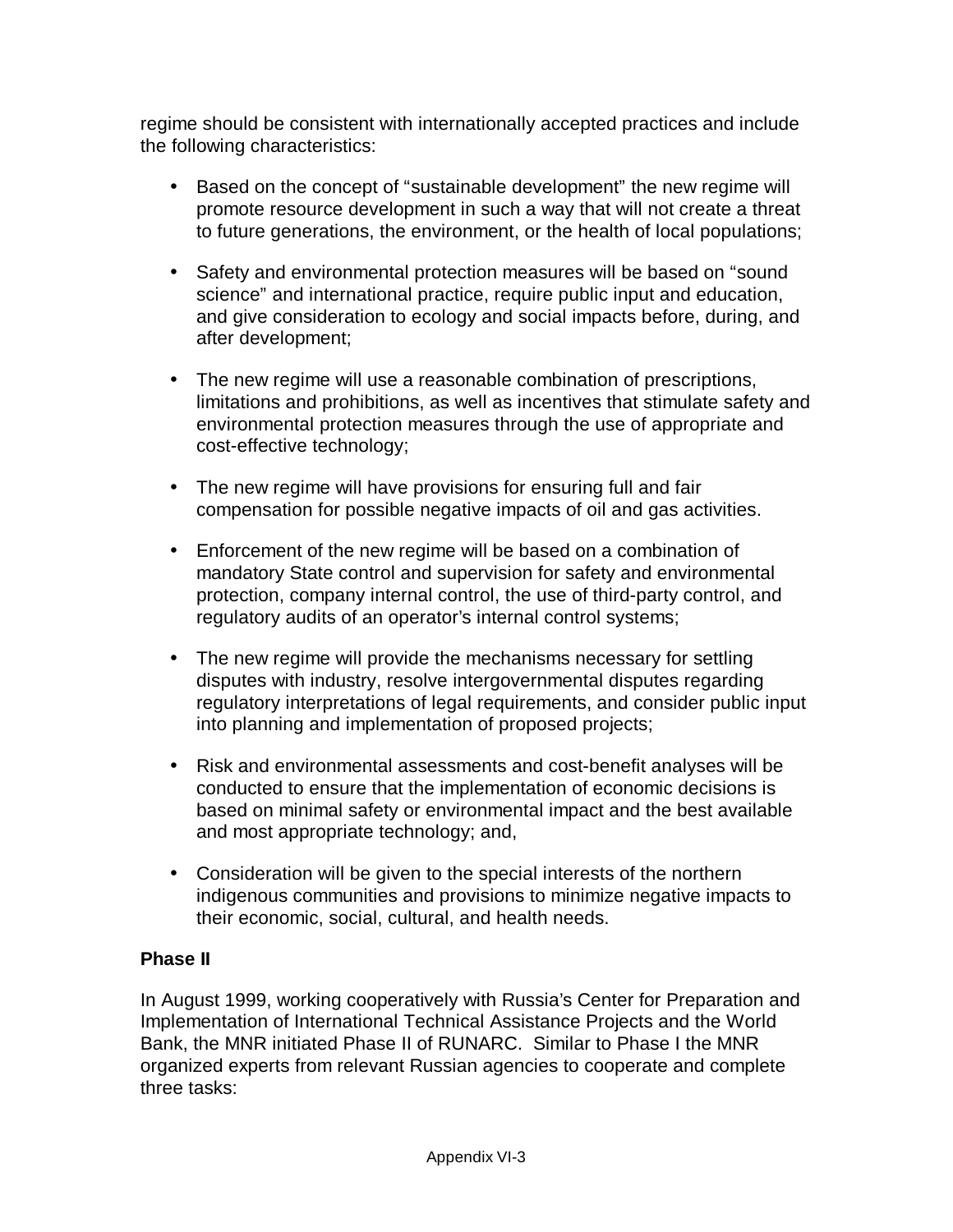regime should be consistent with internationally accepted practices and include the following characteristics:

- Based on the concept of "sustainable development" the new regime will promote resource development in such a way that will not create a threat to future generations, the environment, or the health of local populations;
- Safety and environmental protection measures will be based on "sound science" and international practice, require public input and education, and give consideration to ecology and social impacts before, during, and after development;
- The new regime will use a reasonable combination of prescriptions, limitations and prohibitions, as well as incentives that stimulate safety and environmental protection measures through the use of appropriate and cost-effective technology;
- The new regime will have provisions for ensuring full and fair compensation for possible negative impacts of oil and gas activities.
- Enforcement of the new regime will be based on a combination of mandatory State control and supervision for safety and environmental protection, company internal control, the use of third-party control, and regulatory audits of an operator's internal control systems;
- The new regime will provide the mechanisms necessary for settling disputes with industry, resolve intergovernmental disputes regarding regulatory interpretations of legal requirements, and consider public input into planning and implementation of proposed projects;
- Risk and environmental assessments and cost-benefit analyses will be conducted to ensure that the implementation of economic decisions is based on minimal safety or environmental impact and the best available and most appropriate technology; and,
- Consideration will be given to the special interests of the northern indigenous communities and provisions to minimize negative impacts to their economic, social, cultural, and health needs.

**Phase II**

In August 1999, working cooperatively with Russia's Center for Preparation and Implementation of International Technical Assistance Projects and the World Bank, the MNR initiated Phase II of RUNARC. Similar to Phase I the MNR organized experts from relevant Russian agencies to cooperate and complete three tasks: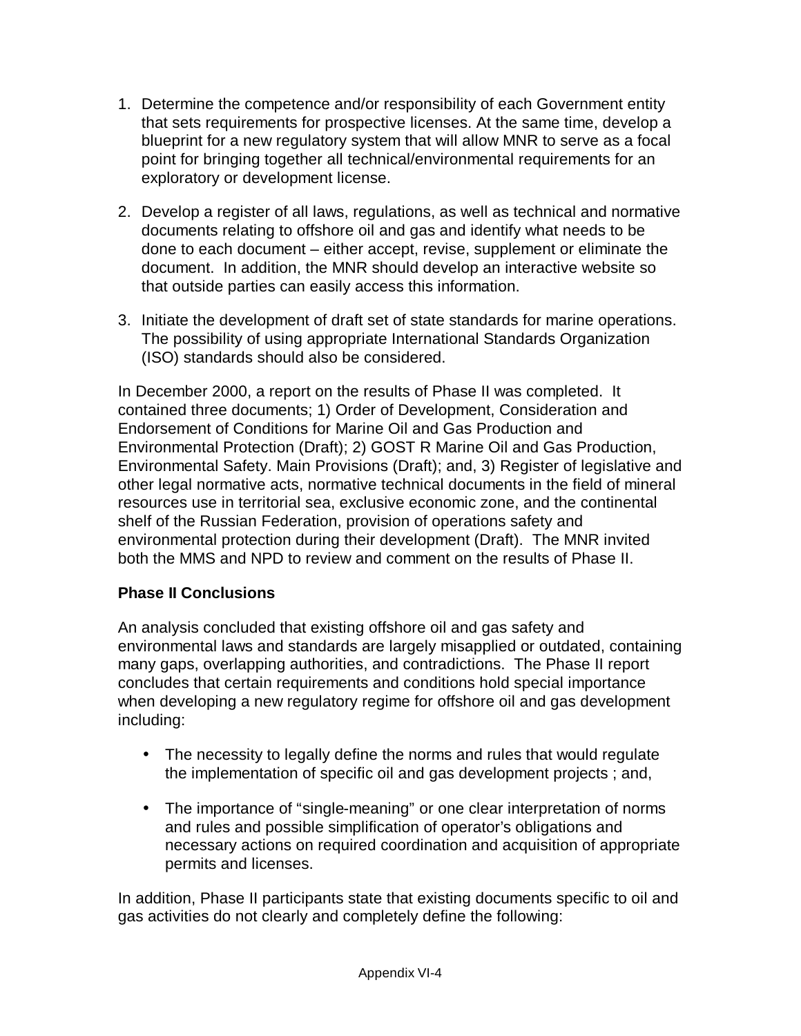1. Determine the competence and/or responsibility of each Government entity that sets requirements for prospective licenses. At the same time, develop a blueprint for a new regulatory system that will allow MNR to serve as a focal point for bringing together all technical/environmental requirements for an exploratory or development license.

2. Develop a register of all laws, regulations, as well as technical and normative documents relating to offshore oil and gas and identify what needs to be done to each document – either accept, revise, supplement or eliminate the document. In addition, the MNR should develop an interactive website so that outside parties can easily access this information.

3. Initiate the development of draft set of state standards for marine operations. The possibility of using appropriate International Standards Organization (ISO) standards should also be considered.

In December 2000, a report on the results of Phase II was completed. It contained three documents; 1) Order of Development, Consideration and Endorsement of Conditions for Marine Oil and Gas Production and Environmental Protection (Draft); 2) GOST R Marine Oil and Gas Production, Environmental Safety. Main Provisions (Draft); and, 3) Register of legislative and other legal normative acts, normative technical documents in the field of mineral resources use in territorial sea, exclusive economic zone, and the continental shelf of the Russian Federation, provision of operations safety and environmental protection during their development (Draft). The MNR invited both the MMS and NPD to review and comment on the results of Phase II.

**Phase II Conclusions**

An analysis concluded that existing offshore oil and gas safety and environmental laws and standards are largely misapplied or outdated, containing many gaps, overlapping authorities, and contradictions. The Phase II report concludes that certain requirements and conditions hold special importance when developing a new regulatory regime for offshore oil and gas development including:

- The necessity to legally define the norms and rules that would regulate the implementation of specific oil and gas development projects ; and,

- The importance of "single-meaning" or one clear interpretation of norms and rules and possible simplification of operator's obligations and necessary actions on required coordination and acquisition of appropriate permits and licenses.

In addition, Phase II participants state that existing documents specific to oil and gas activities do not clearly and completely define the following: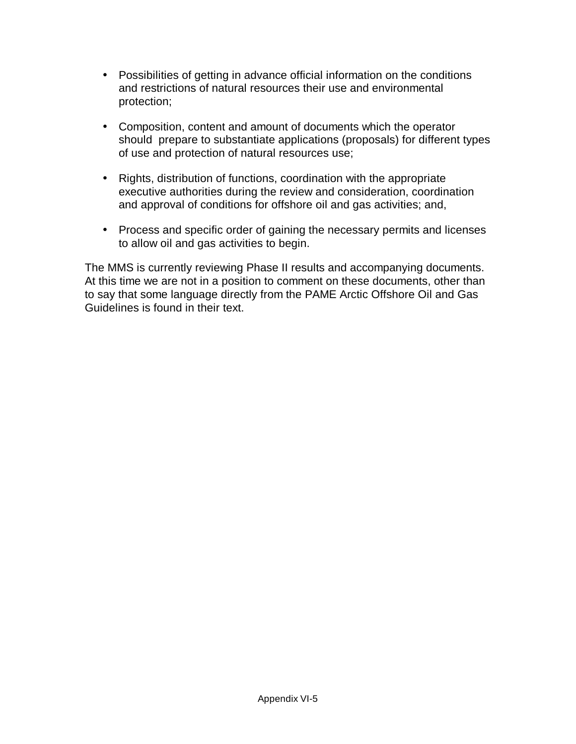- Possibilities of getting in advance official information on the conditions and restrictions of natural resources their use and environmental protection;

- Composition, content and amount of documents which the operator should prepare to substantiate applications (proposals) for different types of use and protection of natural resources use;

- Rights, distribution of functions, coordination with the appropriate executive authorities during the review and consideration, coordination and approval of conditions for offshore oil and gas activities; and,

- Process and specific order of gaining the necessary permits and licenses to allow oil and gas activities to begin.

The MMS is currently reviewing Phase II results and accompanying documents. At this time we are not in a position to comment on these documents, other than to say that some language directly from the PAME Arctic Offshore Oil and Gas Guidelines is found in their text.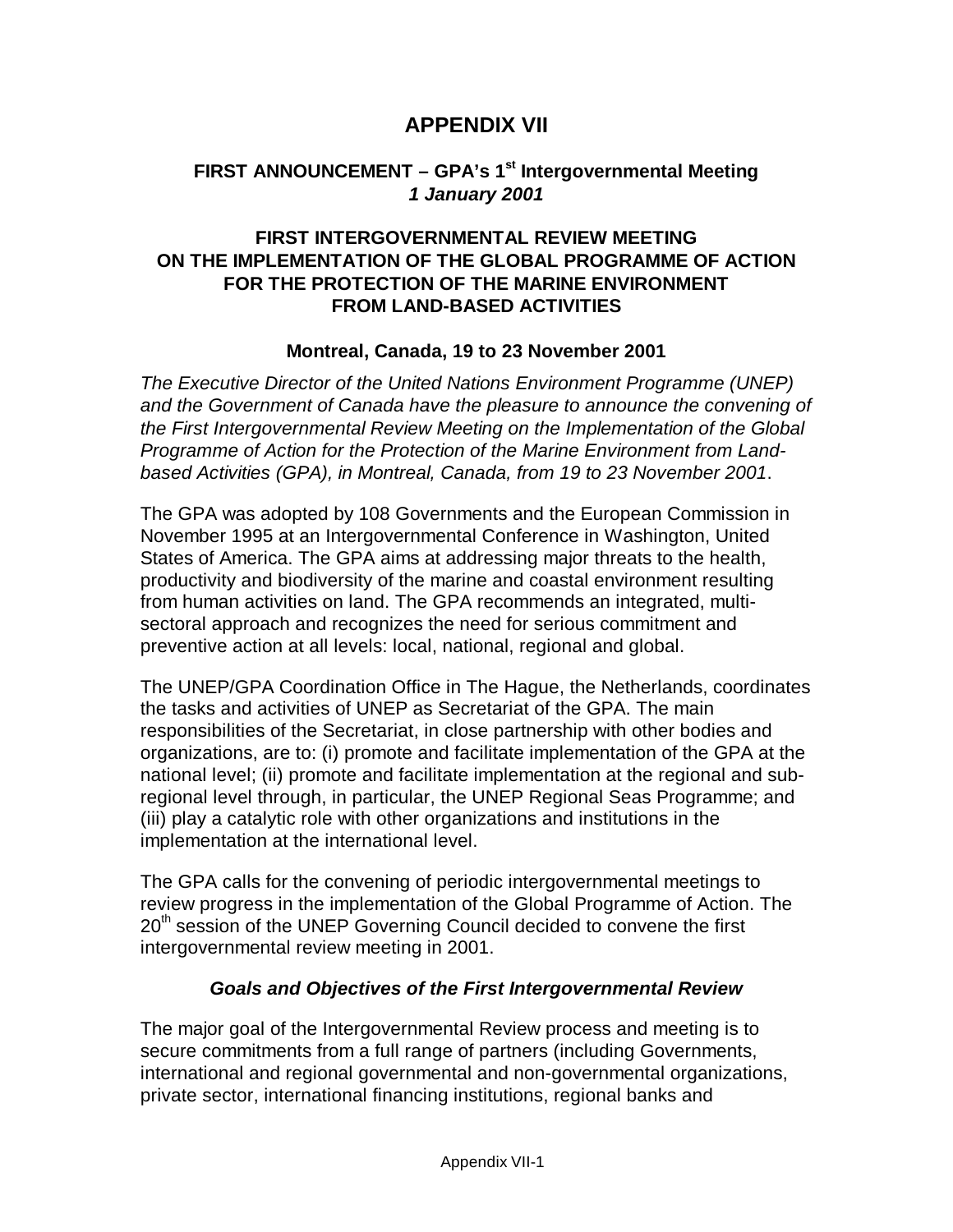# APPENDIX VII

## FIRST ANNOUNCEMENT – GPA's 1st Intergovernmental Meeting
### *1 January 2001*

## FIRST INTERGOVERNMENTAL REVIEW MEETING ON THE IMPLEMENTATION OF THE GLOBAL PROGRAMME OF ACTION FOR THE PROTECTION OF THE MARINE ENVIRONMENT FROM LAND-BASED ACTIVITIES

### Montreal, Canada, 19 to 23 November 2001

*The Executive Director of the United Nations Environment Programme (UNEP) and the Government of Canada have the pleasure to announce the convening of the First Intergovernmental Review Meeting on the Implementation of the Global Programme of Action for the Protection of the Marine Environment from Land-based Activities (GPA), in Montreal, Canada, from 19 to 23 November 2001*.

The GPA was adopted by 108 Governments and the European Commission in November 1995 at an Intergovernmental Conference in Washington, United States of America. The GPA aims at addressing major threats to the health, productivity and biodiversity of the marine and coastal environment resulting from human activities on land. The GPA recommends an integrated, multi-sectoral approach and recognizes the need for serious commitment and preventive action at all levels: local, national, regional and global.

The UNEP/GPA Coordination Office in The Hague, the Netherlands, coordinates the tasks and activities of UNEP as Secretariat of the GPA. The main responsibilities of the Secretariat, in close partnership with other bodies and organizations, are to: (i) promote and facilitate implementation of the GPA at the national level; (ii) promote and facilitate implementation at the regional and sub-regional level through, in particular, the UNEP Regional Seas Programme; and (iii) play a catalytic role with other organizations and institutions in the implementation at the international level.

The GPA calls for the convening of periodic intergovernmental meetings to review progress in the implementation of the Global Programme of Action. The 20th session of the UNEP Governing Council decided to convene the first intergovernmental review meeting in 2001.

### *Goals and Objectives of the First Intergovernmental Review*

The major goal of the Intergovernmental Review process and meeting is to secure commitments from a full range of partners (including Governments, international and regional governmental and non-governmental organizations, private sector, international financing institutions, regional banks and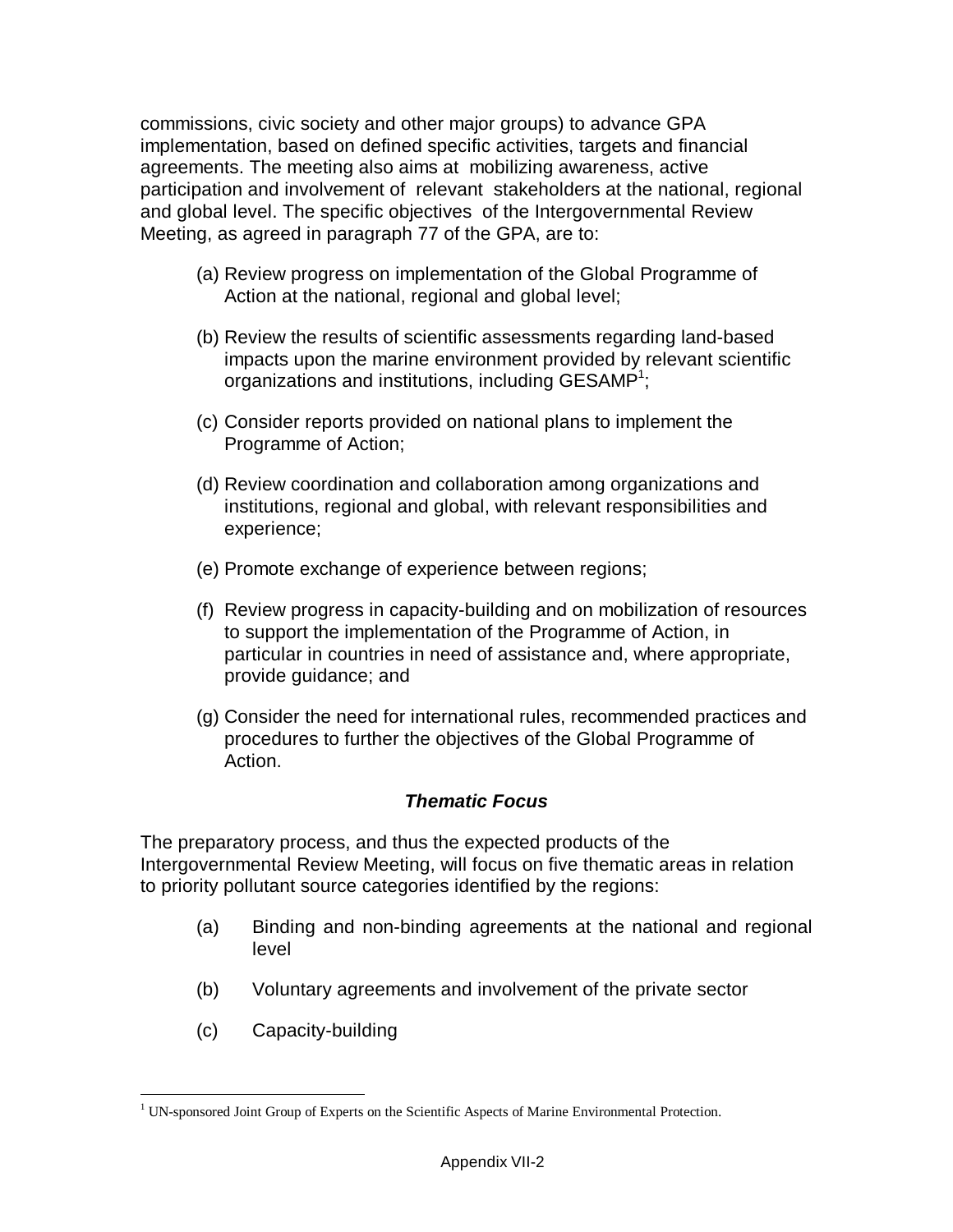commissions, civic society and other major groups) to advance GPA implementation, based on defined specific activities, targets and financial agreements. The meeting also aims at mobilizing awareness, active participation and involvement of relevant stakeholders at the national, regional and global level. The specific objectives of the Intergovernmental Review Meeting, as agreed in paragraph 77 of the GPA, are to:

(a) Review progress on implementation of the Global Programme of Action at the national, regional and global level;

(b) Review the results of scientific assessments regarding land-based impacts upon the marine environment provided by relevant scientific organizations and institutions, including GESAMP[1];

(c) Consider reports provided on national plans to implement the Programme of Action;

(d) Review coordination and collaboration among organizations and institutions, regional and global, with relevant responsibilities and experience;

(e) Promote exchange of experience between regions;

(f) Review progress in capacity-building and on mobilization of resources to support the implementation of the Programme of Action, in particular in countries in need of assistance and, where appropriate, provide guidance; and

(g) Consider the need for international rules, recommended practices and procedures to further the objectives of the Global Programme of Action.

### ***Thematic Focus***

The preparatory process, and thus the expected products of the Intergovernmental Review Meeting, will focus on five thematic areas in relation to priority pollutant source categories identified by the regions:

(a) Binding and non-binding agreements at the national and regional level

(b) Voluntary agreements and involvement of the private sector

(c) Capacity-building

[1] UN-sponsored Joint Group of Experts on the Scientific Aspects of Marine Environmental Protection.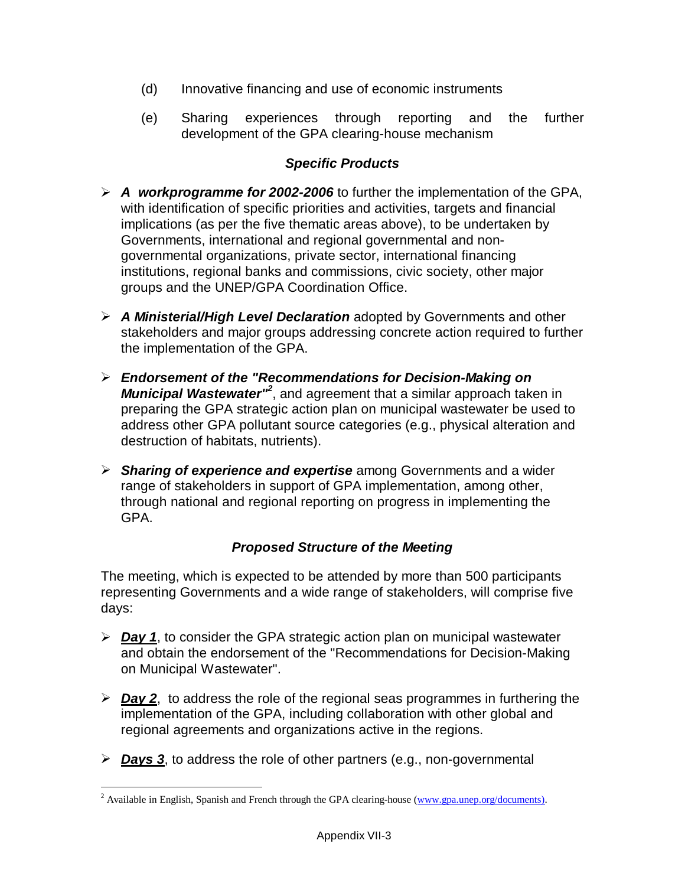(d) Innovative financing and use of economic instruments

(e) Sharing experiences through reporting and the further development of the GPA clearing-house mechanism

### *Specific Products*

- ***A workprogramme for 2002-2006*** to further the implementation of the GPA, with identification of specific priorities and activities, targets and financial implications (as per the five thematic areas above), to be undertaken by Governments, international and regional governmental and non-governmental organizations, private sector, international financing institutions, regional banks and commissions, civic society, other major groups and the UNEP/GPA Coordination Office.

- ***A Ministerial/High Level Declaration*** adopted by Governments and other stakeholders and major groups addressing concrete action required to further the implementation of the GPA.

- ***Endorsement of the "Recommendations for Decision-Making on Municipal Wastewater"***[2], and agreement that a similar approach taken in preparing the GPA strategic action plan on municipal wastewater be used to address other GPA pollutant source categories (e.g., physical alteration and destruction of habitats, nutrients).

- ***Sharing of experience and expertise*** among Governments and a wider range of stakeholders in support of GPA implementation, among other, through national and regional reporting on progress in implementing the GPA.

### *Proposed Structure of the Meeting*

The meeting, which is expected to be attended by more than 500 participants representing Governments and a wide range of stakeholders, will comprise five days:

- ***<u>Day 1</u>***, to consider the GPA strategic action plan on municipal wastewater and obtain the endorsement of the "Recommendations for Decision-Making on Municipal Wastewater".

- ***<u>Day 2</u>***, to address the role of the regional seas programmes in furthering the implementation of the GPA, including collaboration with other global and regional agreements and organizations active in the regions.

- ***<u>Days 3</u>***, to address the role of other partners (e.g., non-governmental

---

[2] Available in English, Spanish and French through the GPA clearing-house (www.gpa.unep.org/documents).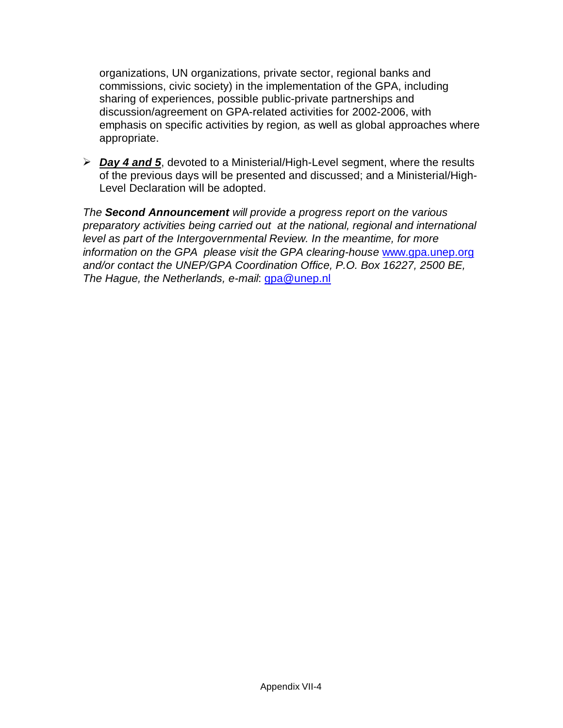organizations, UN organizations, private sector, regional banks and commissions, civic society) in the implementation of the GPA, including sharing of experiences, possible public-private partnerships and discussion/agreement on GPA-related activities for 2002-2006, with emphasis on specific activities by region, as well as global approaches where appropriate.

- ***Day 4 and 5***, devoted to a Ministerial/High-Level segment, where the results of the previous days will be presented and discussed; and a Ministerial/High-Level Declaration will be adopted.

*The **Second Announcement** will provide a progress report on the various preparatory activities being carried out at the national, regional and international level as part of the Intergovernmental Review. In the meantime, for more information on the GPA please visit the GPA clearing-house* www.gpa.unep.org *and/or contact the UNEP/GPA Coordination Office, P.O. Box 16227, 2500 BE, The Hague, the Netherlands, e-mail*: gpa@unep.nl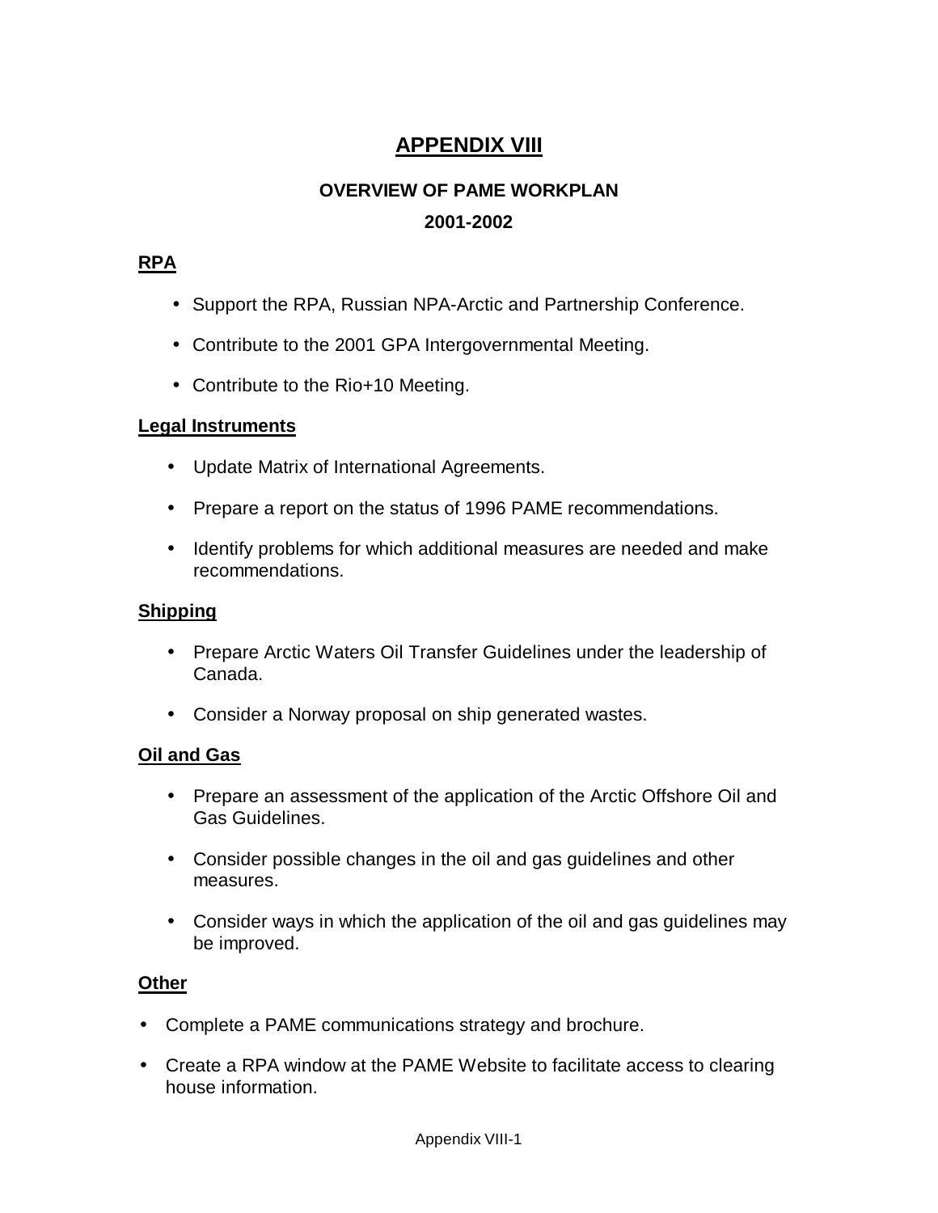# APPENDIX VIII

## OVERVIEW OF PAME WORKPLAN

## 2001-2002

### RPA

- Support the RPA, Russian NPA-Arctic and Partnership Conference.
- Contribute to the 2001 GPA Intergovernmental Meeting.
- Contribute to the Rio+10 Meeting.

### Legal Instruments

- Update Matrix of International Agreements.
- Prepare a report on the status of 1996 PAME recommendations.
- Identify problems for which additional measures are needed and make recommendations.

### Shipping

- Prepare Arctic Waters Oil Transfer Guidelines under the leadership of Canada.
- Consider a Norway proposal on ship generated wastes.

### Oil and Gas

- Prepare an assessment of the application of the Arctic Offshore Oil and Gas Guidelines.
- Consider possible changes in the oil and gas guidelines and other measures.
- Consider ways in which the application of the oil and gas guidelines may be improved.

### Other

- Complete a PAME communications strategy and brochure.
- Create a RPA window at the PAME Website to facilitate access to clearing house information.